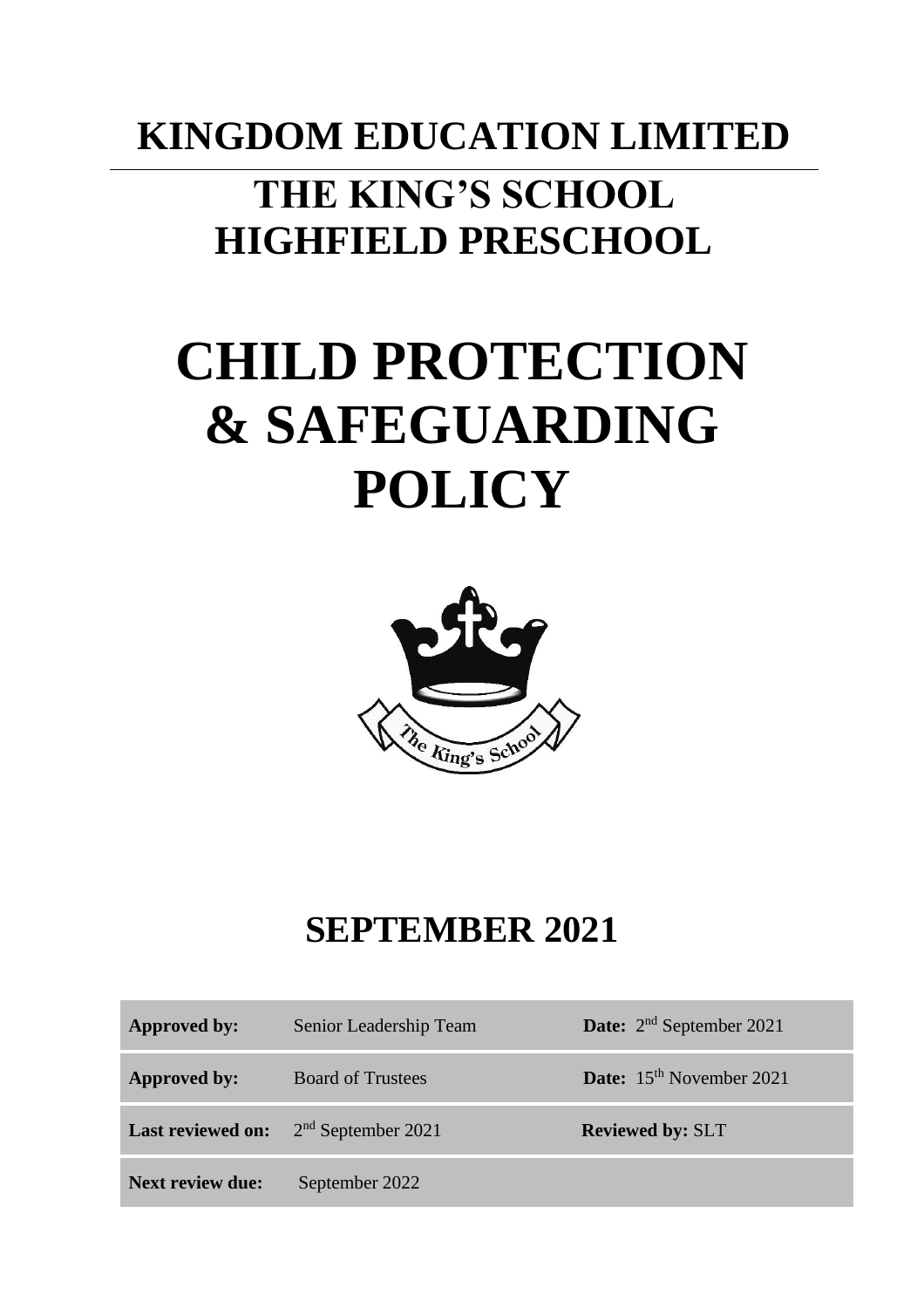# KINGDOM EDUCATION LIMITED

## THE KING'S SCHOOL
## HIGHFIELD PRESCHOOL

# CHILD PROTECTION & SAFEGUARDING POLICY

## SEPTEMBER 2021

| | | |
|---|---|---|
| **Approved by:** | Senior Leadership Team | **Date:** 2nd September 2021 |
| **Approved by:** | Board of Trustees | **Date:** 15th November 2021 |
| **Last reviewed on:** | 2nd September 2021 | **Reviewed by:** SLT |
| **Next review due:** | September 2022 | |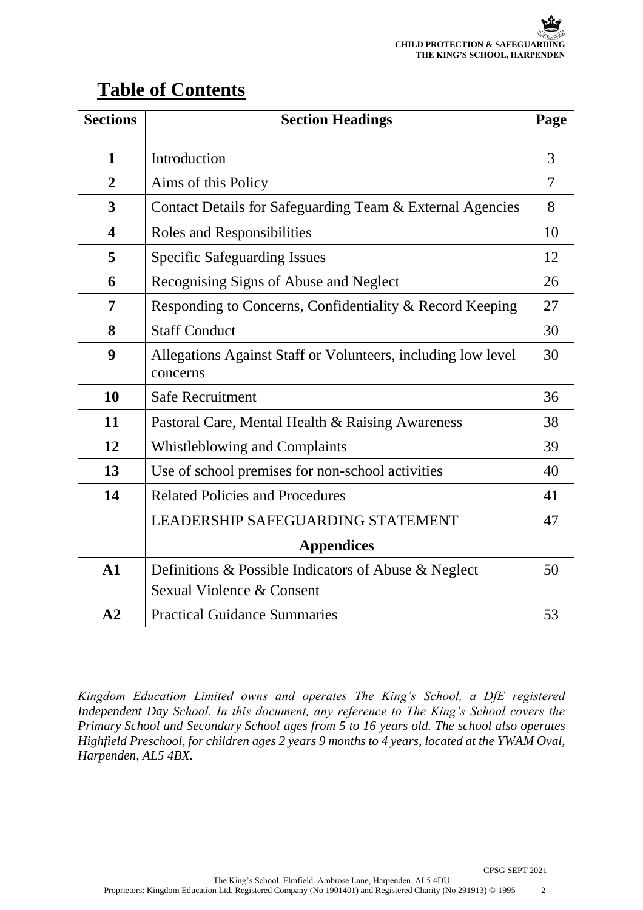# Table of Contents

| Sections | Section Headings | Page |
|---|---|---|
| **1** | Introduction | 3 |
| **2** | Aims of this Policy | 7 |
| **3** | Contact Details for Safeguarding Team & External Agencies | 8 |
| **4** | Roles and Responsibilities | 10 |
| **5** | Specific Safeguarding Issues | 12 |
| **6** | Recognising Signs of Abuse and Neglect | 26 |
| **7** | Responding to Concerns, Confidentiality & Record Keeping | 27 |
| **8** | Staff Conduct | 30 |
| **9** | Allegations Against Staff or Volunteers, including low level concerns | 30 |
| **10** | Safe Recruitment | 36 |
| **11** | Pastoral Care, Mental Health & Raising Awareness | 38 |
| **12** | Whistleblowing and Complaints | 39 |
| **13** | Use of school premises for non-school activities | 40 |
| **14** | Related Policies and Procedures | 41 |
| | LEADERSHIP SAFEGUARDING STATEMENT | 47 |
| | **Appendices** | |
| **A1** | Definitions & Possible Indicators of Abuse & Neglect<br>Sexual Violence & Consent | 50 |
| **A2** | Practical Guidance Summaries | 53 |

*Kingdom Education Limited owns and operates The King's School, a DfE registered Independent Day School. In this document, any reference to The King's School covers the Primary School and Secondary School ages from 5 to 16 years old. The school also operates Highfield Preschool, for children ages 2 years 9 months to 4 years, located at the YWAM Oval, Harpenden, AL5 4BX.*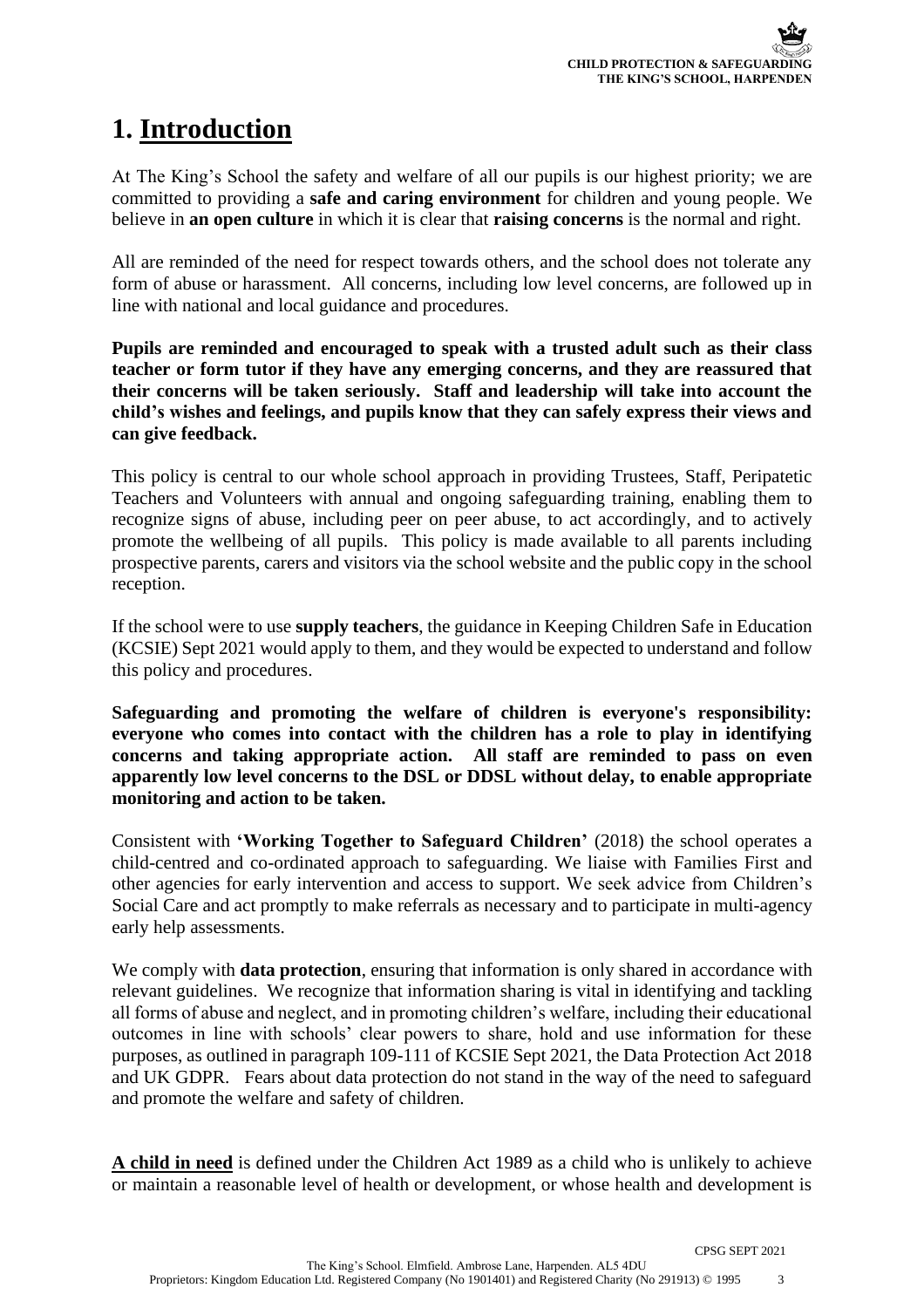# 1. Introduction

At The King's School the safety and welfare of all our pupils is our highest priority; we are committed to providing a **safe and caring environment** for children and young people. We believe in **an open culture** in which it is clear that **raising concerns** is the normal and right.

All are reminded of the need for respect towards others, and the school does not tolerate any form of abuse or harassment. All concerns, including low level concerns, are followed up in line with national and local guidance and procedures.

**Pupils are reminded and encouraged to speak with a trusted adult such as their class teacher or form tutor if they have any emerging concerns, and they are reassured that their concerns will be taken seriously. Staff and leadership will take into account the child's wishes and feelings, and pupils know that they can safely express their views and can give feedback.**

This policy is central to our whole school approach in providing Trustees, Staff, Peripatetic Teachers and Volunteers with annual and ongoing safeguarding training, enabling them to recognize signs of abuse, including peer on peer abuse, to act accordingly, and to actively promote the wellbeing of all pupils. This policy is made available to all parents including prospective parents, carers and visitors via the school website and the public copy in the school reception.

If the school were to use **supply teachers**, the guidance in Keeping Children Safe in Education (KCSIE) Sept 2021 would apply to them, and they would be expected to understand and follow this policy and procedures.

**Safeguarding and promoting the welfare of children is everyone's responsibility: everyone who comes into contact with the children has a role to play in identifying concerns and taking appropriate action. All staff are reminded to pass on even apparently low level concerns to the DSL or DDSL without delay, to enable appropriate monitoring and action to be taken.**

Consistent with **'Working Together to Safeguard Children'** (2018) the school operates a child-centred and co-ordinated approach to safeguarding. We liaise with Families First and other agencies for early intervention and access to support. We seek advice from Children's Social Care and act promptly to make referrals as necessary and to participate in multi-agency early help assessments.

We comply with **data protection**, ensuring that information is only shared in accordance with relevant guidelines. We recognize that information sharing is vital in identifying and tackling all forms of abuse and neglect, and in promoting children's welfare, including their educational outcomes in line with schools' clear powers to share, hold and use information for these purposes, as outlined in paragraph 109-111 of KCSIE Sept 2021, the Data Protection Act 2018 and UK GDPR. Fears about data protection do not stand in the way of the need to safeguard and promote the welfare and safety of children.

**A child in need** is defined under the Children Act 1989 as a child who is unlikely to achieve or maintain a reasonable level of health or development, or whose health and development is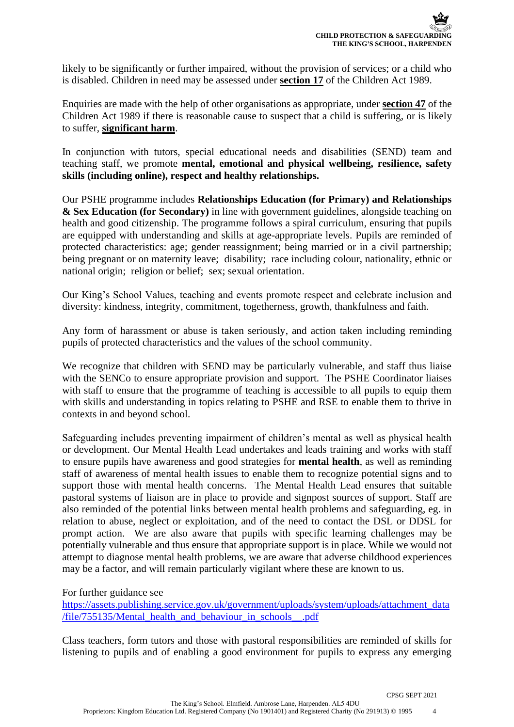likely to be significantly or further impaired, without the provision of services; or a child who is disabled. Children in need may be assessed under **section 17** of the Children Act 1989.

Enquiries are made with the help of other organisations as appropriate, under **section 47** of the Children Act 1989 if there is reasonable cause to suspect that a child is suffering, or is likely to suffer, **significant harm**.

In conjunction with tutors, special educational needs and disabilities (SEND) team and teaching staff, we promote **mental, emotional and physical wellbeing, resilience, safety skills (including online), respect and healthy relationships.**

Our PSHE programme includes **Relationships Education (for Primary) and Relationships & Sex Education (for Secondary)** in line with government guidelines, alongside teaching on health and good citizenship. The programme follows a spiral curriculum, ensuring that pupils are equipped with understanding and skills at age-appropriate levels. Pupils are reminded of protected characteristics: age; gender reassignment; being married or in a civil partnership; being pregnant or on maternity leave; disability; race including colour, nationality, ethnic or national origin; religion or belief; sex; sexual orientation.

Our King's School Values, teaching and events promote respect and celebrate inclusion and diversity: kindness, integrity, commitment, togetherness, growth, thankfulness and faith.

Any form of harassment or abuse is taken seriously, and action taken including reminding pupils of protected characteristics and the values of the school community.

We recognize that children with SEND may be particularly vulnerable, and staff thus liaise with the SENCo to ensure appropriate provision and support. The PSHE Coordinator liaises with staff to ensure that the programme of teaching is accessible to all pupils to equip them with skills and understanding in topics relating to PSHE and RSE to enable them to thrive in contexts in and beyond school.

Safeguarding includes preventing impairment of children's mental as well as physical health or development. Our Mental Health Lead undertakes and leads training and works with staff to ensure pupils have awareness and good strategies for **mental health**, as well as reminding staff of awareness of mental health issues to enable them to recognize potential signs and to support those with mental health concerns. The Mental Health Lead ensures that suitable pastoral systems of liaison are in place to provide and signpost sources of support. Staff are also reminded of the potential links between mental health problems and safeguarding, eg. in relation to abuse, neglect or exploitation, and of the need to contact the DSL or DDSL for prompt action. We are also aware that pupils with specific learning challenges may be potentially vulnerable and thus ensure that appropriate support is in place. While we would not attempt to diagnose mental health problems, we are aware that adverse childhood experiences may be a factor, and will remain particularly vigilant where these are known to us.

For further guidance see
[https://assets.publishing.service.gov.uk/government/uploads/system/uploads/attachment_data/file/755135/Mental_health_and_behaviour_in_schools__.pdf](https://assets.publishing.service.gov.uk/government/uploads/system/uploads/attachment_data/file/755135/Mental_health_and_behaviour_in_schools__.pdf)

Class teachers, form tutors and those with pastoral responsibilities are reminded of skills for listening to pupils and of enabling a good environment for pupils to express any emerging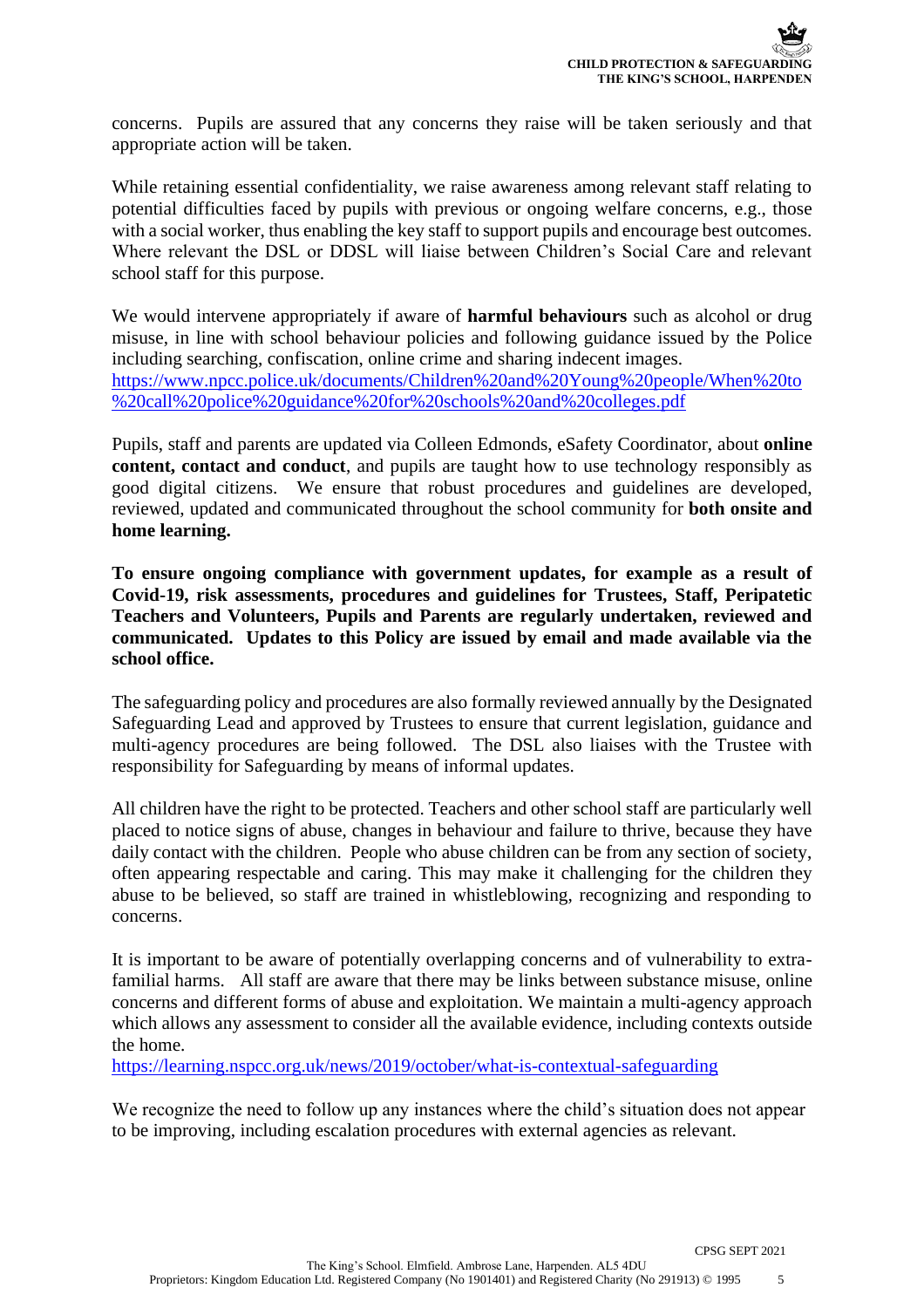concerns. Pupils are assured that any concerns they raise will be taken seriously and that appropriate action will be taken.

While retaining essential confidentiality, we raise awareness among relevant staff relating to potential difficulties faced by pupils with previous or ongoing welfare concerns, e.g., those with a social worker, thus enabling the key staff to support pupils and encourage best outcomes. Where relevant the DSL or DDSL will liaise between Children's Social Care and relevant school staff for this purpose.

We would intervene appropriately if aware of **harmful behaviours** such as alcohol or drug misuse, in line with school behaviour policies and following guidance issued by the Police including searching, confiscation, online crime and sharing indecent images.
[https://www.npcc.police.uk/documents/Children%20and%20Young%20people/When%20to%20call%20police%20guidance%20for%20schools%20and%20colleges.pdf](https://www.npcc.police.uk/documents/Children%20and%20Young%20people/When%20to%20call%20police%20guidance%20for%20schools%20and%20colleges.pdf)

Pupils, staff and parents are updated via Colleen Edmonds, eSafety Coordinator, about **online content, contact and conduct**, and pupils are taught how to use technology responsibly as good digital citizens. We ensure that robust procedures and guidelines are developed, reviewed, updated and communicated throughout the school community for **both onsite and home learning.**

**To ensure ongoing compliance with government updates, for example as a result of Covid-19, risk assessments, procedures and guidelines for Trustees, Staff, Peripatetic Teachers and Volunteers, Pupils and Parents are regularly undertaken, reviewed and communicated. Updates to this Policy are issued by email and made available via the school office.**

The safeguarding policy and procedures are also formally reviewed annually by the Designated Safeguarding Lead and approved by Trustees to ensure that current legislation, guidance and multi-agency procedures are being followed. The DSL also liaises with the Trustee with responsibility for Safeguarding by means of informal updates.

All children have the right to be protected. Teachers and other school staff are particularly well placed to notice signs of abuse, changes in behaviour and failure to thrive, because they have daily contact with the children. People who abuse children can be from any section of society, often appearing respectable and caring. This may make it challenging for the children they abuse to be believed, so staff are trained in whistleblowing, recognizing and responding to concerns.

It is important to be aware of potentially overlapping concerns and of vulnerability to extra-familial harms. All staff are aware that there may be links between substance misuse, online concerns and different forms of abuse and exploitation. We maintain a multi-agency approach which allows any assessment to consider all the available evidence, including contexts outside the home.
[https://learning.nspcc.org.uk/news/2019/october/what-is-contextual-safeguarding](https://learning.nspcc.org.uk/news/2019/october/what-is-contextual-safeguarding)

We recognize the need to follow up any instances where the child's situation does not appear to be improving, including escalation procedures with external agencies as relevant.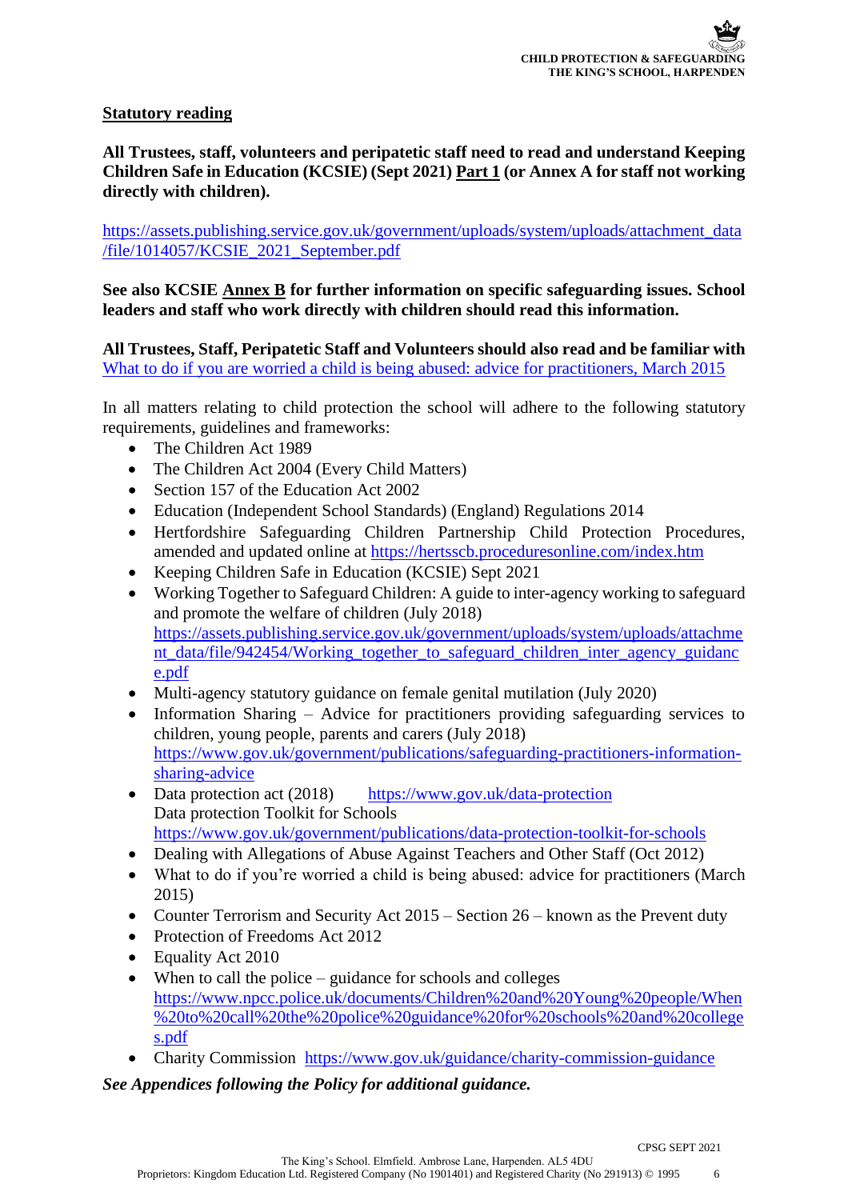## Statutory reading

**All Trustees, staff, volunteers and peripatetic staff need to read and understand Keeping Children Safe in Education (KCSIE) (Sept 2021) Part 1 (or Annex A for staff not working directly with children).**

https://assets.publishing.service.gov.uk/government/uploads/system/uploads/attachment_data/file/1014057/KCSIE_2021_September.pdf

**See also KCSIE Annex B for further information on specific safeguarding issues. School leaders and staff who work directly with children should read this information.**

**All Trustees, Staff, Peripatetic Staff and Volunteers should also read and be familiar with** What to do if you are worried a child is being abused: advice for practitioners, March 2015

In all matters relating to child protection the school will adhere to the following statutory requirements, guidelines and frameworks:

- The Children Act 1989
- The Children Act 2004 (Every Child Matters)
- Section 157 of the Education Act 2002
- Education (Independent School Standards) (England) Regulations 2014
- Hertfordshire Safeguarding Children Partnership Child Protection Procedures, amended and updated online at https://hertsscb.proceduresonline.com/index.htm
- Keeping Children Safe in Education (KCSIE) Sept 2021
- Working Together to Safeguard Children: A guide to inter-agency working to safeguard and promote the welfare of children (July 2018) https://assets.publishing.service.gov.uk/government/uploads/system/uploads/attachment_data/file/942454/Working_together_to_safeguard_children_inter_agency_guidance.pdf
- Multi-agency statutory guidance on female genital mutilation (July 2020)
- Information Sharing – Advice for practitioners providing safeguarding services to children, young people, parents and carers (July 2018) https://www.gov.uk/government/publications/safeguarding-practitioners-information-sharing-advice
- Data protection act (2018) https://www.gov.uk/data-protection
  Data protection Toolkit for Schools https://www.gov.uk/government/publications/data-protection-toolkit-for-schools
- Dealing with Allegations of Abuse Against Teachers and Other Staff (Oct 2012)
- What to do if you're worried a child is being abused: advice for practitioners (March 2015)
- Counter Terrorism and Security Act 2015 – Section 26 – known as the Prevent duty
- Protection of Freedoms Act 2012
- Equality Act 2010
- When to call the police – guidance for schools and colleges https://www.npcc.police.uk/documents/Children%20and%20Young%20people/When%20to%20call%20the%20police%20guidance%20for%20schools%20and%20colleges.pdf
- Charity Commission https://www.gov.uk/guidance/charity-commission-guidance

***See Appendices following the Policy for additional guidance.***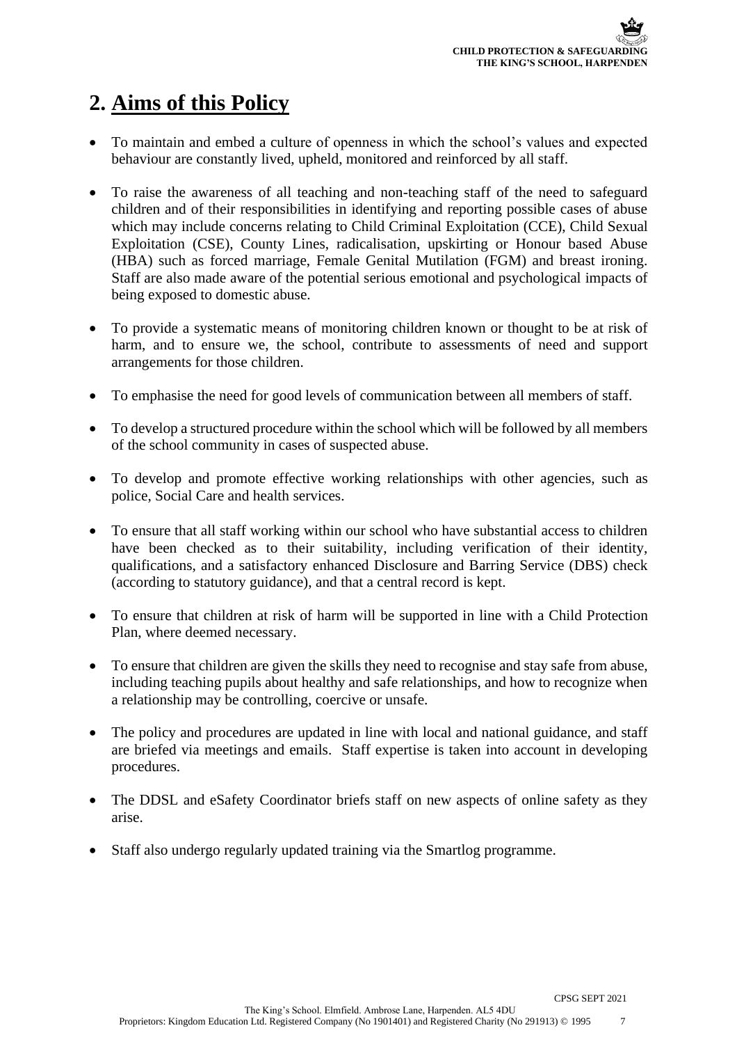## 2. Aims of this Policy

- To maintain and embed a culture of openness in which the school's values and expected behaviour are constantly lived, upheld, monitored and reinforced by all staff.

- To raise the awareness of all teaching and non-teaching staff of the need to safeguard children and of their responsibilities in identifying and reporting possible cases of abuse which may include concerns relating to Child Criminal Exploitation (CCE), Child Sexual Exploitation (CSE), County Lines, radicalisation, upskirting or Honour based Abuse (HBA) such as forced marriage, Female Genital Mutilation (FGM) and breast ironing. Staff are also made aware of the potential serious emotional and psychological impacts of being exposed to domestic abuse.

- To provide a systematic means of monitoring children known or thought to be at risk of harm, and to ensure we, the school, contribute to assessments of need and support arrangements for those children.

- To emphasise the need for good levels of communication between all members of staff.

- To develop a structured procedure within the school which will be followed by all members of the school community in cases of suspected abuse.

- To develop and promote effective working relationships with other agencies, such as police, Social Care and health services.

- To ensure that all staff working within our school who have substantial access to children have been checked as to their suitability, including verification of their identity, qualifications, and a satisfactory enhanced Disclosure and Barring Service (DBS) check (according to statutory guidance), and that a central record is kept.

- To ensure that children at risk of harm will be supported in line with a Child Protection Plan, where deemed necessary.

- To ensure that children are given the skills they need to recognise and stay safe from abuse, including teaching pupils about healthy and safe relationships, and how to recognize when a relationship may be controlling, coercive or unsafe.

- The policy and procedures are updated in line with local and national guidance, and staff are briefed via meetings and emails. Staff expertise is taken into account in developing procedures.

- The DDSL and eSafety Coordinator briefs staff on new aspects of online safety as they arise.

- Staff also undergo regularly updated training via the Smartlog programme.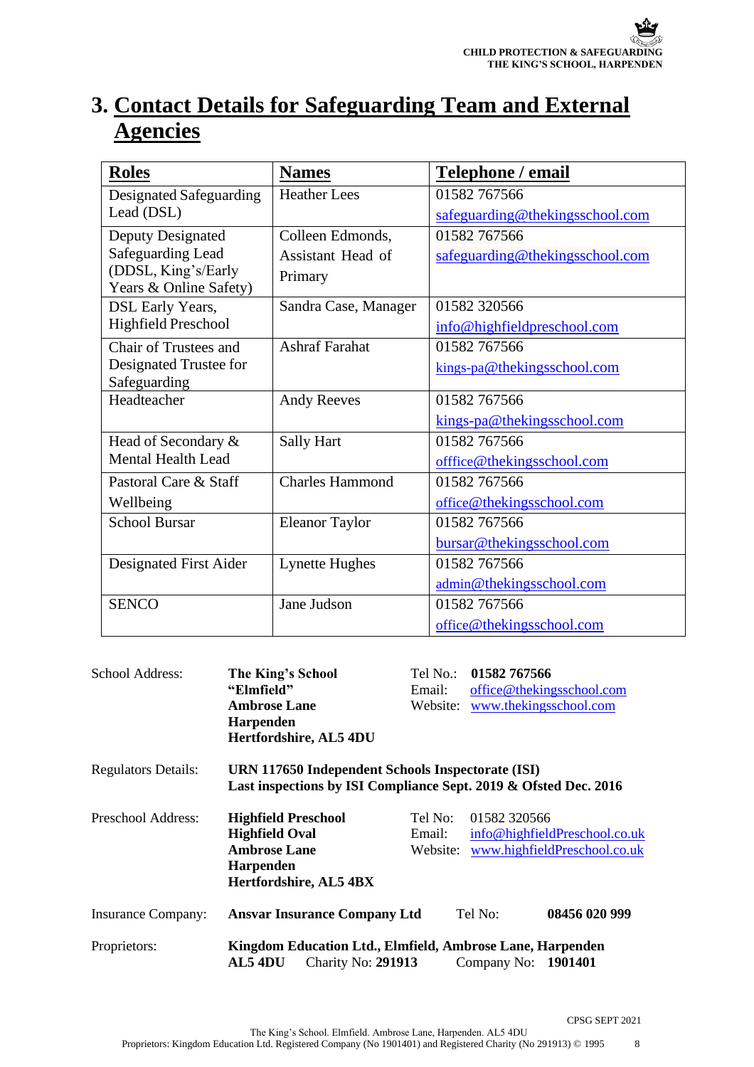# 3. Contact Details for Safeguarding Team and External Agencies

| Roles | Names | Telephone / email |
|---|---|---|
| Designated Safeguarding Lead (DSL) | Heather Lees | 01582 767566 safeguarding@thekingsschool.com |
| Deputy Designated Safeguarding Lead (DDSL, King's/Early Years & Online Safety) | Colleen Edmonds, Assistant Head of Primary | 01582 767566 safeguarding@thekingsschool.com |
| DSL Early Years, Highfield Preschool | Sandra Case, Manager | 01582 320566 info@highfieldpreschool.com |
| Chair of Trustees and Designated Trustee for Safeguarding | Ashraf Farahat | 01582 767566 kings-pa@thekingsschool.com |
| Headteacher | Andy Reeves | 01582 767566 kings-pa@thekingsschool.com |
| Head of Secondary & Mental Health Lead | Sally Hart | 01582 767566 offfice@thekingsschool.com |
| Pastoral Care & Staff Wellbeing | Charles Hammond | 01582 767566 office@thekingsschool.com |
| School Bursar | Eleanor Taylor | 01582 767566 bursar@thekingsschool.com |
| Designated First Aider | Lynette Hughes | 01582 767566 admin@thekingsschool.com |
| SENCO | Jane Judson | 01582 767566 office@thekingsschool.com |

School Address: **The King's School "Elmfield" Ambrose Lane Harpenden Hertfordshire, AL5 4DU**
Tel No.: **01582 767566**
Email: office@thekingsschool.com
Website: www.thekingsschool.com

Regulators Details: **URN 117650 Independent Schools Inspectorate (ISI)**
**Last inspections by ISI Compliance Sept. 2019 & Ofsted Dec. 2016**

Preschool Address: **Highfield Preschool Highfield Oval Ambrose Lane Harpenden Hertfordshire, AL5 4BX**
Tel No: 01582 320566
Email: info@highfieldPreschool.co.uk
Website: www.highfieldPreschool.co.uk

Insurance Company: **Ansvar Insurance Company Ltd** Tel No: **08456 020 999**

Proprietors: **Kingdom Education Ltd., Elmfield, Ambrose Lane, Harpenden AL5 4DU** Charity No: **291913** Company No: **1901401**

CPSG SEPT 2021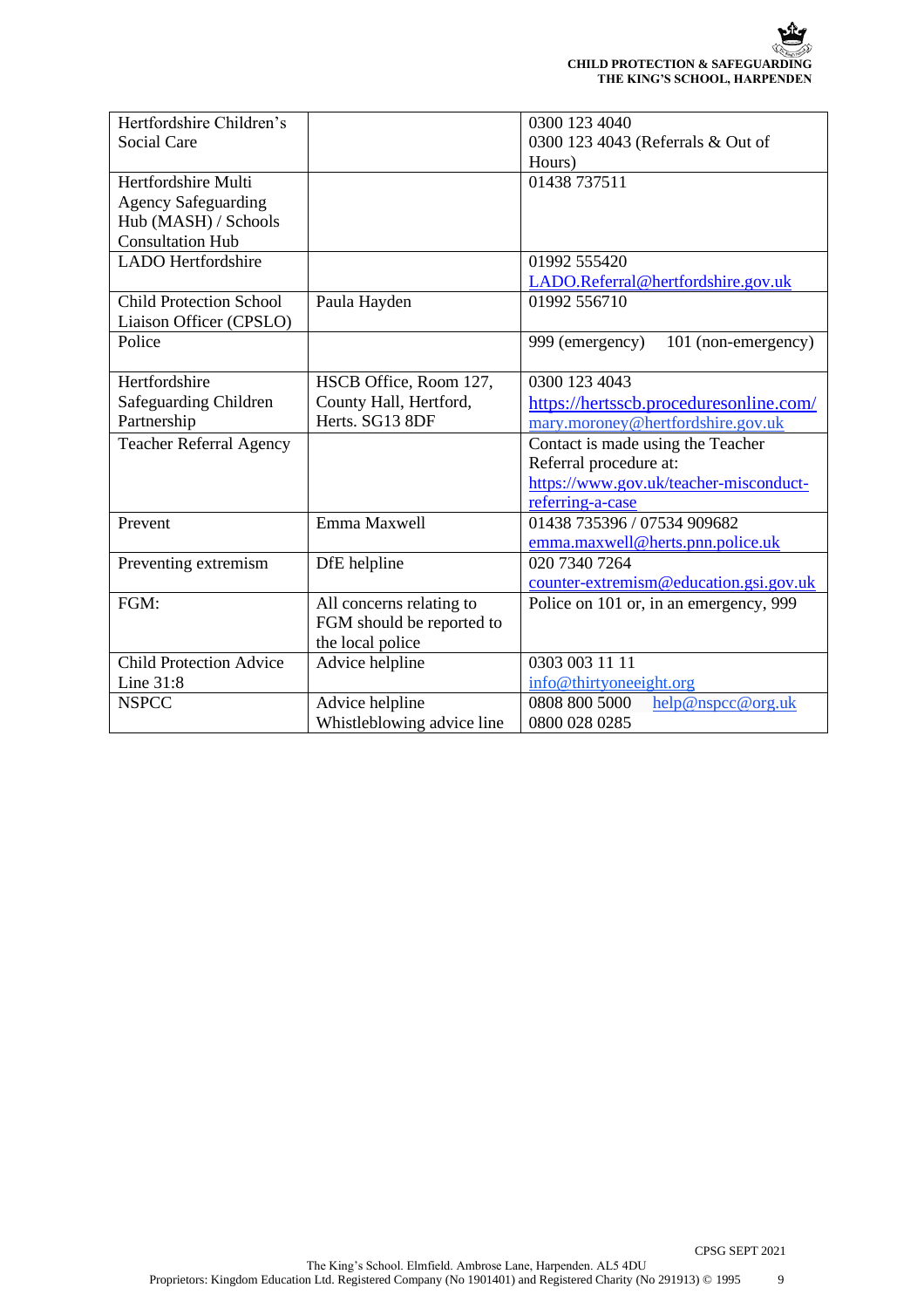| | | |
|---|---|---|
| Hertfordshire Children's Social Care | | 0300 123 4040<br>0300 123 4043 (Referrals & Out of Hours) |
| Hertfordshire Multi Agency Safeguarding Hub (MASH) / Schools Consultation Hub | | 01438 737511 |
| LADO Hertfordshire | | 01992 555420<br>LADO.Referral@hertfordshire.gov.uk |
| Child Protection School Liaison Officer (CPSLO) | Paula Hayden | 01992 556710 |
| Police | | 999 (emergency) 101 (non-emergency) |
| Hertfordshire Safeguarding Children Partnership | HSCB Office, Room 127, County Hall, Hertford, Herts. SG13 8DF | 0300 123 4043<br>https://hertsscb.proceduresonline.com/<br>mary.moroney@hertfordshire.gov.uk |
| Teacher Referral Agency | | Contact is made using the Teacher Referral procedure at:<br>https://www.gov.uk/teacher-misconduct-referring-a-case |
| Prevent | Emma Maxwell | 01438 735396 / 07534 909682<br>emma.maxwell@herts.pnn.police.uk |
| Preventing extremism | DfE helpline | 020 7340 7264<br>counter-extremism@education.gsi.gov.uk |
| FGM: | All concerns relating to FGM should be reported to the local police | Police on 101 or, in an emergency, 999 |
| Child Protection Advice Line 31:8 | Advice helpline | 0303 003 11 11<br>info@thirtyoneeight.org |
| NSPCC | Advice helpline<br>Whistleblowing advice line | 0808 800 5000 help@nspcc@org.uk<br>0800 028 0285 |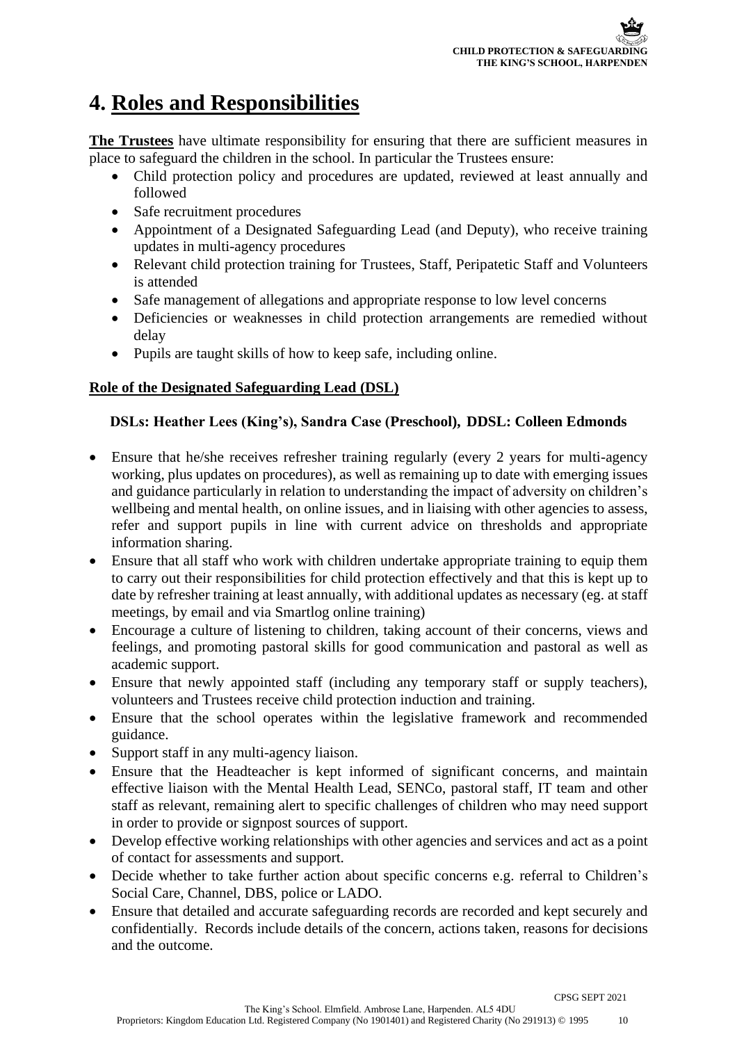# 4. Roles and Responsibilities

**The Trustees** have ultimate responsibility for ensuring that there are sufficient measures in place to safeguard the children in the school. In particular the Trustees ensure:

- Child protection policy and procedures are updated, reviewed at least annually and followed
- Safe recruitment procedures
- Appointment of a Designated Safeguarding Lead (and Deputy), who receive training updates in multi-agency procedures
- Relevant child protection training for Trustees, Staff, Peripatetic Staff and Volunteers is attended
- Safe management of allegations and appropriate response to low level concerns
- Deficiencies or weaknesses in child protection arrangements are remedied without delay
- Pupils are taught skills of how to keep safe, including online.

**Role of the Designated Safeguarding Lead (DSL)**

**DSLs: Heather Lees (King's), Sandra Case (Preschool), DDSL: Colleen Edmonds**

- Ensure that he/she receives refresher training regularly (every 2 years for multi-agency working, plus updates on procedures), as well as remaining up to date with emerging issues and guidance particularly in relation to understanding the impact of adversity on children's wellbeing and mental health, on online issues, and in liaising with other agencies to assess, refer and support pupils in line with current advice on thresholds and appropriate information sharing.
- Ensure that all staff who work with children undertake appropriate training to equip them to carry out their responsibilities for child protection effectively and that this is kept up to date by refresher training at least annually, with additional updates as necessary (eg. at staff meetings, by email and via Smartlog online training)
- Encourage a culture of listening to children, taking account of their concerns, views and feelings, and promoting pastoral skills for good communication and pastoral as well as academic support.
- Ensure that newly appointed staff (including any temporary staff or supply teachers), volunteers and Trustees receive child protection induction and training.
- Ensure that the school operates within the legislative framework and recommended guidance.
- Support staff in any multi-agency liaison.
- Ensure that the Headteacher is kept informed of significant concerns, and maintain effective liaison with the Mental Health Lead, SENCo, pastoral staff, IT team and other staff as relevant, remaining alert to specific challenges of children who may need support in order to provide or signpost sources of support.
- Develop effective working relationships with other agencies and services and act as a point of contact for assessments and support.
- Decide whether to take further action about specific concerns e.g. referral to Children's Social Care, Channel, DBS, police or LADO.
- Ensure that detailed and accurate safeguarding records are recorded and kept securely and confidentially. Records include details of the concern, actions taken, reasons for decisions and the outcome.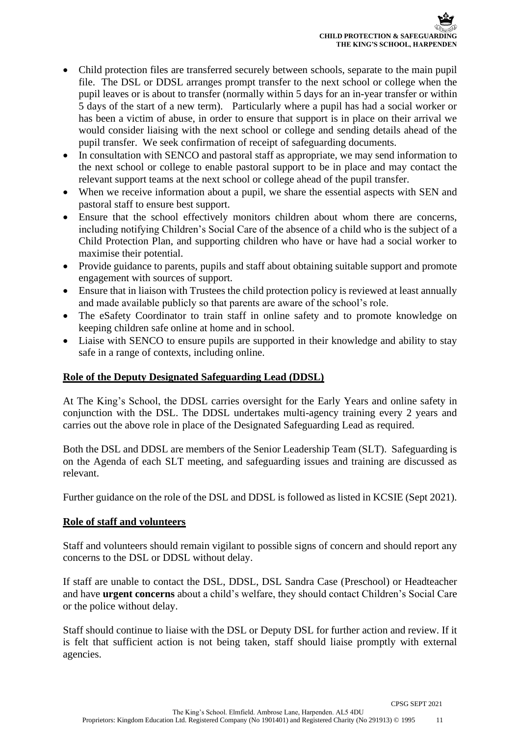- Child protection files are transferred securely between schools, separate to the main pupil file. The DSL or DDSL arranges prompt transfer to the next school or college when the pupil leaves or is about to transfer (normally within 5 days for an in-year transfer or within 5 days of the start of a new term). Particularly where a pupil has had a social worker or has been a victim of abuse, in order to ensure that support is in place on their arrival we would consider liaising with the next school or college and sending details ahead of the pupil transfer. We seek confirmation of receipt of safeguarding documents.
- In consultation with SENCO and pastoral staff as appropriate, we may send information to the next school or college to enable pastoral support to be in place and may contact the relevant support teams at the next school or college ahead of the pupil transfer.
- When we receive information about a pupil, we share the essential aspects with SEN and pastoral staff to ensure best support.
- Ensure that the school effectively monitors children about whom there are concerns, including notifying Children's Social Care of the absence of a child who is the subject of a Child Protection Plan, and supporting children who have or have had a social worker to maximise their potential.
- Provide guidance to parents, pupils and staff about obtaining suitable support and promote engagement with sources of support.
- Ensure that in liaison with Trustees the child protection policy is reviewed at least annually and made available publicly so that parents are aware of the school's role.
- The eSafety Coordinator to train staff in online safety and to promote knowledge on keeping children safe online at home and in school.
- Liaise with SENCO to ensure pupils are supported in their knowledge and ability to stay safe in a range of contexts, including online.

## Role of the Deputy Designated Safeguarding Lead (DDSL)

At The King's School, the DDSL carries oversight for the Early Years and online safety in conjunction with the DSL. The DDSL undertakes multi-agency training every 2 years and carries out the above role in place of the Designated Safeguarding Lead as required.

Both the DSL and DDSL are members of the Senior Leadership Team (SLT). Safeguarding is on the Agenda of each SLT meeting, and safeguarding issues and training are discussed as relevant.

Further guidance on the role of the DSL and DDSL is followed as listed in KCSIE (Sept 2021).

## Role of staff and volunteers

Staff and volunteers should remain vigilant to possible signs of concern and should report any concerns to the DSL or DDSL without delay.

If staff are unable to contact the DSL, DDSL, DSL Sandra Case (Preschool) or Headteacher and have **urgent concerns** about a child's welfare, they should contact Children's Social Care or the police without delay.

Staff should continue to liaise with the DSL or Deputy DSL for further action and review. If it is felt that sufficient action is not being taken, staff should liaise promptly with external agencies.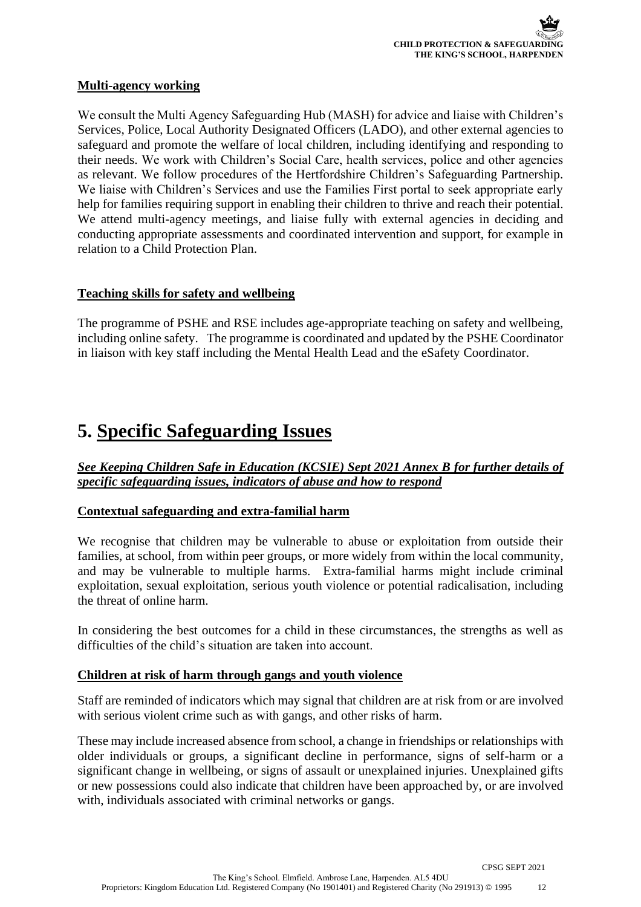**Multi-agency working**

We consult the Multi Agency Safeguarding Hub (MASH) for advice and liaise with Children's Services, Police, Local Authority Designated Officers (LADO), and other external agencies to safeguard and promote the welfare of local children, including identifying and responding to their needs. We work with Children's Social Care, health services, police and other agencies as relevant. We follow procedures of the Hertfordshire Children's Safeguarding Partnership. We liaise with Children's Services and use the Families First portal to seek appropriate early help for families requiring support in enabling their children to thrive and reach their potential. We attend multi-agency meetings, and liaise fully with external agencies in deciding and conducting appropriate assessments and coordinated intervention and support, for example in relation to a Child Protection Plan.

**Teaching skills for safety and wellbeing**

The programme of PSHE and RSE includes age-appropriate teaching on safety and wellbeing, including online safety. The programme is coordinated and updated by the PSHE Coordinator in liaison with key staff including the Mental Health Lead and the eSafety Coordinator.

# 5. Specific Safeguarding Issues

***See Keeping Children Safe in Education (KCSIE) Sept 2021 Annex B for further details of specific safeguarding issues, indicators of abuse and how to respond***

**Contextual safeguarding and extra-familial harm**

We recognise that children may be vulnerable to abuse or exploitation from outside their families, at school, from within peer groups, or more widely from within the local community, and may be vulnerable to multiple harms. Extra-familial harms might include criminal exploitation, sexual exploitation, serious youth violence or potential radicalisation, including the threat of online harm.

In considering the best outcomes for a child in these circumstances, the strengths as well as difficulties of the child's situation are taken into account.

**Children at risk of harm through gangs and youth violence**

Staff are reminded of indicators which may signal that children are at risk from or are involved with serious violent crime such as with gangs, and other risks of harm.

These may include increased absence from school, a change in friendships or relationships with older individuals or groups, a significant decline in performance, signs of self-harm or a significant change in wellbeing, or signs of assault or unexplained injuries. Unexplained gifts or new possessions could also indicate that children have been approached by, or are involved with, individuals associated with criminal networks or gangs.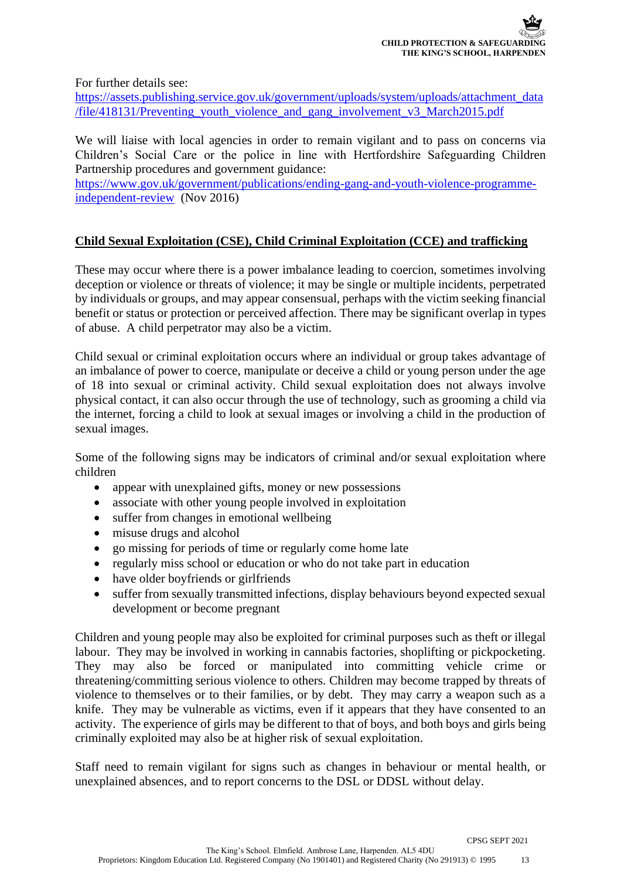For further details see:
https://assets.publishing.service.gov.uk/government/uploads/system/uploads/attachment_data/file/418131/Preventing_youth_violence_and_gang_involvement_v3_March2015.pdf

We will liaise with local agencies in order to remain vigilant and to pass on concerns via Children's Social Care or the police in line with Hertfordshire Safeguarding Children Partnership procedures and government guidance:
https://www.gov.uk/government/publications/ending-gang-and-youth-violence-programme-independent-review (Nov 2016)

## Child Sexual Exploitation (CSE), Child Criminal Exploitation (CCE) and trafficking

These may occur where there is a power imbalance leading to coercion, sometimes involving deception or violence or threats of violence; it may be single or multiple incidents, perpetrated by individuals or groups, and may appear consensual, perhaps with the victim seeking financial benefit or status or protection or perceived affection. There may be significant overlap in types of abuse. A child perpetrator may also be a victim.

Child sexual or criminal exploitation occurs where an individual or group takes advantage of an imbalance of power to coerce, manipulate or deceive a child or young person under the age of 18 into sexual or criminal activity. Child sexual exploitation does not always involve physical contact, it can also occur through the use of technology, such as grooming a child via the internet, forcing a child to look at sexual images or involving a child in the production of sexual images.

Some of the following signs may be indicators of criminal and/or sexual exploitation where children

- appear with unexplained gifts, money or new possessions
- associate with other young people involved in exploitation
- suffer from changes in emotional wellbeing
- misuse drugs and alcohol
- go missing for periods of time or regularly come home late
- regularly miss school or education or who do not take part in education
- have older boyfriends or girlfriends
- suffer from sexually transmitted infections, display behaviours beyond expected sexual development or become pregnant

Children and young people may also be exploited for criminal purposes such as theft or illegal labour. They may be involved in working in cannabis factories, shoplifting or pickpocketing. They may also be forced or manipulated into committing vehicle crime or threatening/committing serious violence to others. Children may become trapped by threats of violence to themselves or to their families, or by debt. They may carry a weapon such as a knife. They may be vulnerable as victims, even if it appears that they have consented to an activity. The experience of girls may be different to that of boys, and both boys and girls being criminally exploited may also be at higher risk of sexual exploitation.

Staff need to remain vigilant for signs such as changes in behaviour or mental health, or unexplained absences, and to report concerns to the DSL or DDSL without delay.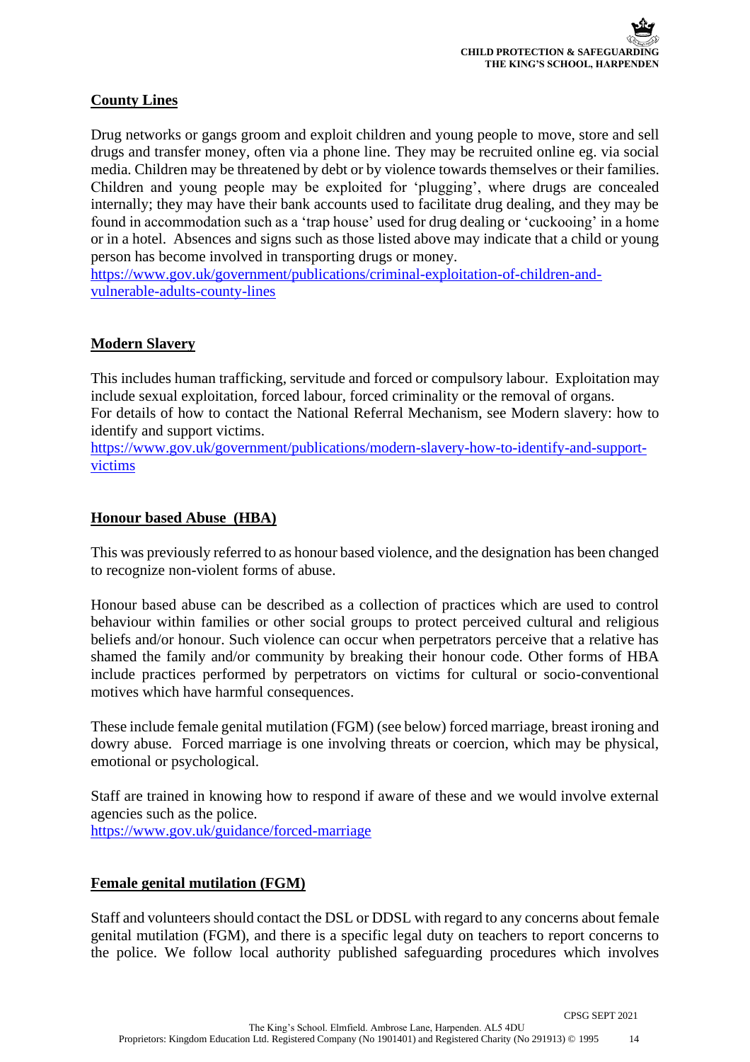## County Lines

Drug networks or gangs groom and exploit children and young people to move, store and sell drugs and transfer money, often via a phone line. They may be recruited online eg. via social media. Children may be threatened by debt or by violence towards themselves or their families. Children and young people may be exploited for 'plugging', where drugs are concealed internally; they may have their bank accounts used to facilitate drug dealing, and they may be found in accommodation such as a 'trap house' used for drug dealing or 'cuckooing' in a home or in a hotel. Absences and signs such as those listed above may indicate that a child or young person has become involved in transporting drugs or money.
https://www.gov.uk/government/publications/criminal-exploitation-of-children-and-vulnerable-adults-county-lines

## Modern Slavery

This includes human trafficking, servitude and forced or compulsory labour. Exploitation may include sexual exploitation, forced labour, forced criminality or the removal of organs.
For details of how to contact the National Referral Mechanism, see Modern slavery: how to identify and support victims.
https://www.gov.uk/government/publications/modern-slavery-how-to-identify-and-support-victims

## Honour based Abuse (HBA)

This was previously referred to as honour based violence, and the designation has been changed to recognize non-violent forms of abuse.

Honour based abuse can be described as a collection of practices which are used to control behaviour within families or other social groups to protect perceived cultural and religious beliefs and/or honour. Such violence can occur when perpetrators perceive that a relative has shamed the family and/or community by breaking their honour code. Other forms of HBA include practices performed by perpetrators on victims for cultural or socio-conventional motives which have harmful consequences.

These include female genital mutilation (FGM) (see below) forced marriage, breast ironing and dowry abuse. Forced marriage is one involving threats or coercion, which may be physical, emotional or psychological.

Staff are trained in knowing how to respond if aware of these and we would involve external agencies such as the police.
https://www.gov.uk/guidance/forced-marriage

## Female genital mutilation (FGM)

Staff and volunteers should contact the DSL or DDSL with regard to any concerns about female genital mutilation (FGM), and there is a specific legal duty on teachers to report concerns to the police. We follow local authority published safeguarding procedures which involves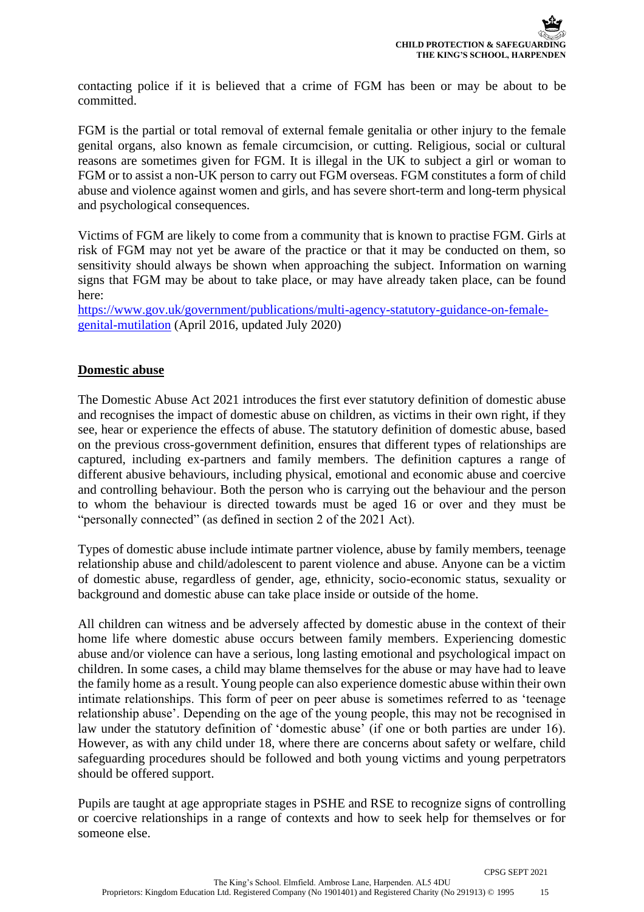contacting police if it is believed that a crime of FGM has been or may be about to be committed.

FGM is the partial or total removal of external female genitalia or other injury to the female genital organs, also known as female circumcision, or cutting. Religious, social or cultural reasons are sometimes given for FGM. It is illegal in the UK to subject a girl or woman to FGM or to assist a non-UK person to carry out FGM overseas. FGM constitutes a form of child abuse and violence against women and girls, and has severe short-term and long-term physical and psychological consequences.

Victims of FGM are likely to come from a community that is known to practise FGM. Girls at risk of FGM may not yet be aware of the practice or that it may be conducted on them, so sensitivity should always be shown when approaching the subject. Information on warning signs that FGM may be about to take place, or may have already taken place, can be found here:
[https://www.gov.uk/government/publications/multi-agency-statutory-guidance-on-female-genital-mutilation](https://www.gov.uk/government/publications/multi-agency-statutory-guidance-on-female-genital-mutilation) (April 2016, updated July 2020)

## Domestic abuse

The Domestic Abuse Act 2021 introduces the first ever statutory definition of domestic abuse and recognises the impact of domestic abuse on children, as victims in their own right, if they see, hear or experience the effects of abuse. The statutory definition of domestic abuse, based on the previous cross-government definition, ensures that different types of relationships are captured, including ex-partners and family members. The definition captures a range of different abusive behaviours, including physical, emotional and economic abuse and coercive and controlling behaviour. Both the person who is carrying out the behaviour and the person to whom the behaviour is directed towards must be aged 16 or over and they must be "personally connected" (as defined in section 2 of the 2021 Act).

Types of domestic abuse include intimate partner violence, abuse by family members, teenage relationship abuse and child/adolescent to parent violence and abuse. Anyone can be a victim of domestic abuse, regardless of gender, age, ethnicity, socio-economic status, sexuality or background and domestic abuse can take place inside or outside of the home.

All children can witness and be adversely affected by domestic abuse in the context of their home life where domestic abuse occurs between family members. Experiencing domestic abuse and/or violence can have a serious, long lasting emotional and psychological impact on children. In some cases, a child may blame themselves for the abuse or may have had to leave the family home as a result. Young people can also experience domestic abuse within their own intimate relationships. This form of peer on peer abuse is sometimes referred to as 'teenage relationship abuse'. Depending on the age of the young people, this may not be recognised in law under the statutory definition of 'domestic abuse' (if one or both parties are under 16). However, as with any child under 18, where there are concerns about safety or welfare, child safeguarding procedures should be followed and both young victims and young perpetrators should be offered support.

Pupils are taught at age appropriate stages in PSHE and RSE to recognize signs of controlling or coercive relationships in a range of contexts and how to seek help for themselves or for someone else.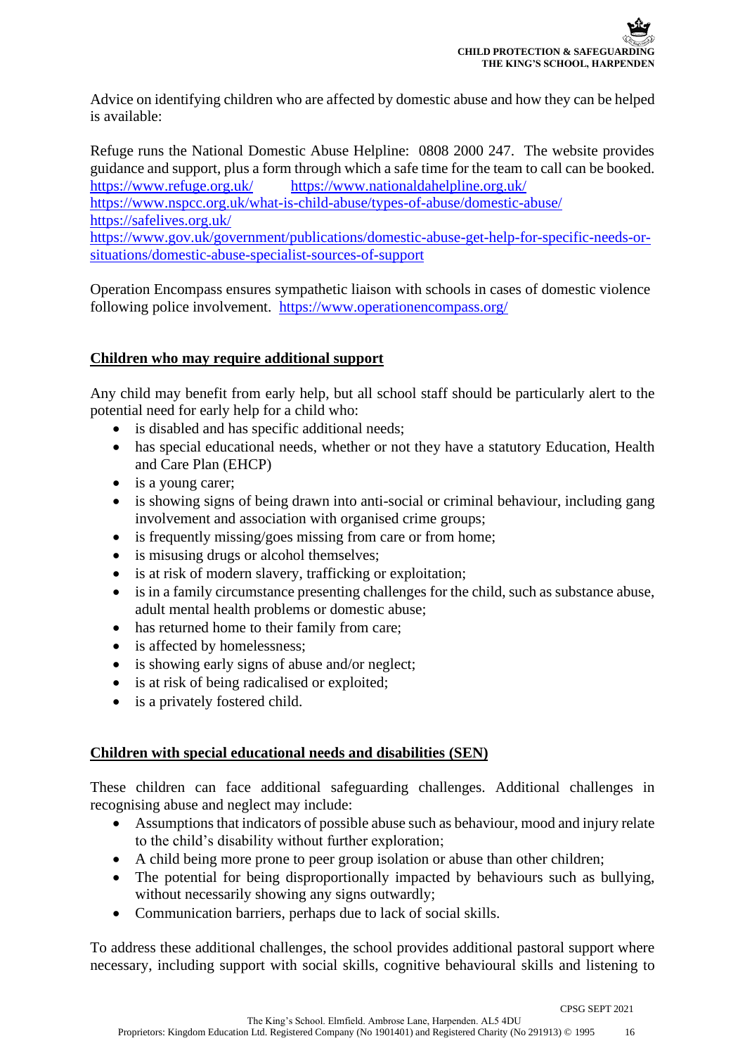Advice on identifying children who are affected by domestic abuse and how they can be helped is available:

Refuge runs the National Domestic Abuse Helpline: 0808 2000 247. The website provides guidance and support, plus a form through which a safe time for the team to call can be booked.
https://www.refuge.org.uk/ https://www.nationaldahelpline.org.uk/
https://www.nspcc.org.uk/what-is-child-abuse/types-of-abuse/domestic-abuse/
https://safelives.org.uk/
https://www.gov.uk/government/publications/domestic-abuse-get-help-for-specific-needs-or-situations/domestic-abuse-specialist-sources-of-support

Operation Encompass ensures sympathetic liaison with schools in cases of domestic violence following police involvement. https://www.operationencompass.org/

## Children who may require additional support

Any child may benefit from early help, but all school staff should be particularly alert to the potential need for early help for a child who:

- is disabled and has specific additional needs;
- has special educational needs, whether or not they have a statutory Education, Health and Care Plan (EHCP)
- is a young carer;
- is showing signs of being drawn into anti-social or criminal behaviour, including gang involvement and association with organised crime groups;
- is frequently missing/goes missing from care or from home;
- is misusing drugs or alcohol themselves;
- is at risk of modern slavery, trafficking or exploitation;
- is in a family circumstance presenting challenges for the child, such as substance abuse, adult mental health problems or domestic abuse;
- has returned home to their family from care;
- is affected by homelessness;
- is showing early signs of abuse and/or neglect;
- is at risk of being radicalised or exploited;
- is a privately fostered child.

## Children with special educational needs and disabilities (SEN)

These children can face additional safeguarding challenges. Additional challenges in recognising abuse and neglect may include:

- Assumptions that indicators of possible abuse such as behaviour, mood and injury relate to the child's disability without further exploration;
- A child being more prone to peer group isolation or abuse than other children;
- The potential for being disproportionally impacted by behaviours such as bullying, without necessarily showing any signs outwardly;
- Communication barriers, perhaps due to lack of social skills.

To address these additional challenges, the school provides additional pastoral support where necessary, including support with social skills, cognitive behavioural skills and listening to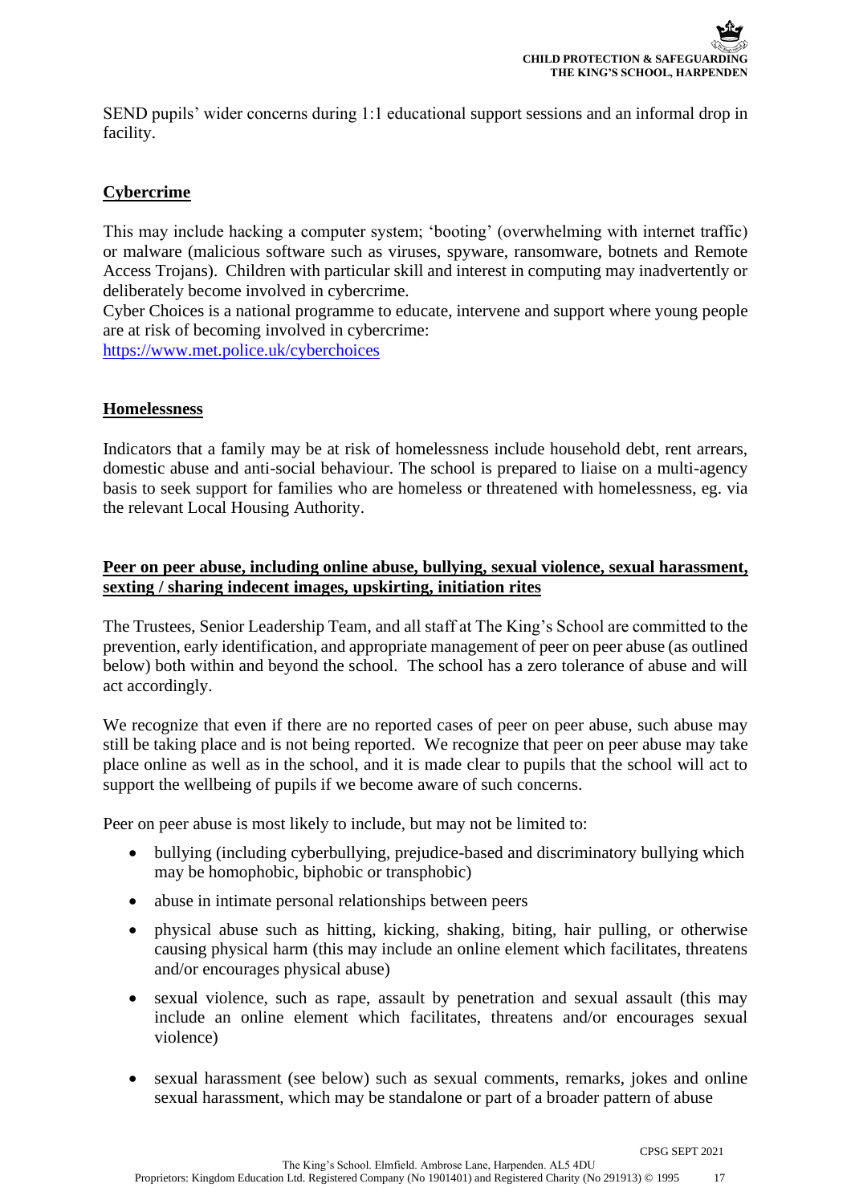SEND pupils' wider concerns during 1:1 educational support sessions and an informal drop in facility.

## Cybercrime

This may include hacking a computer system; 'booting' (overwhelming with internet traffic) or malware (malicious software such as viruses, spyware, ransomware, botnets and Remote Access Trojans). Children with particular skill and interest in computing may inadvertently or deliberately become involved in cybercrime.
Cyber Choices is a national programme to educate, intervene and support where young people are at risk of becoming involved in cybercrime:
https://www.met.police.uk/cyberchoices

## Homelessness

Indicators that a family may be at risk of homelessness include household debt, rent arrears, domestic abuse and anti-social behaviour. The school is prepared to liaise on a multi-agency basis to seek support for families who are homeless or threatened with homelessness, eg. via the relevant Local Housing Authority.

## Peer on peer abuse, including online abuse, bullying, sexual violence, sexual harassment, sexting / sharing indecent images, upskirting, initiation rites

The Trustees, Senior Leadership Team, and all staff at The King's School are committed to the prevention, early identification, and appropriate management of peer on peer abuse (as outlined below) both within and beyond the school. The school has a zero tolerance of abuse and will act accordingly.

We recognize that even if there are no reported cases of peer on peer abuse, such abuse may still be taking place and is not being reported. We recognize that peer on peer abuse may take place online as well as in the school, and it is made clear to pupils that the school will act to support the wellbeing of pupils if we become aware of such concerns.

Peer on peer abuse is most likely to include, but may not be limited to:

- bullying (including cyberbullying, prejudice-based and discriminatory bullying which may be homophobic, biphobic or transphobic)
- abuse in intimate personal relationships between peers
- physical abuse such as hitting, kicking, shaking, biting, hair pulling, or otherwise causing physical harm (this may include an online element which facilitates, threatens and/or encourages physical abuse)
- sexual violence, such as rape, assault by penetration and sexual assault (this may include an online element which facilitates, threatens and/or encourages sexual violence)
- sexual harassment (see below) such as sexual comments, remarks, jokes and online sexual harassment, which may be standalone or part of a broader pattern of abuse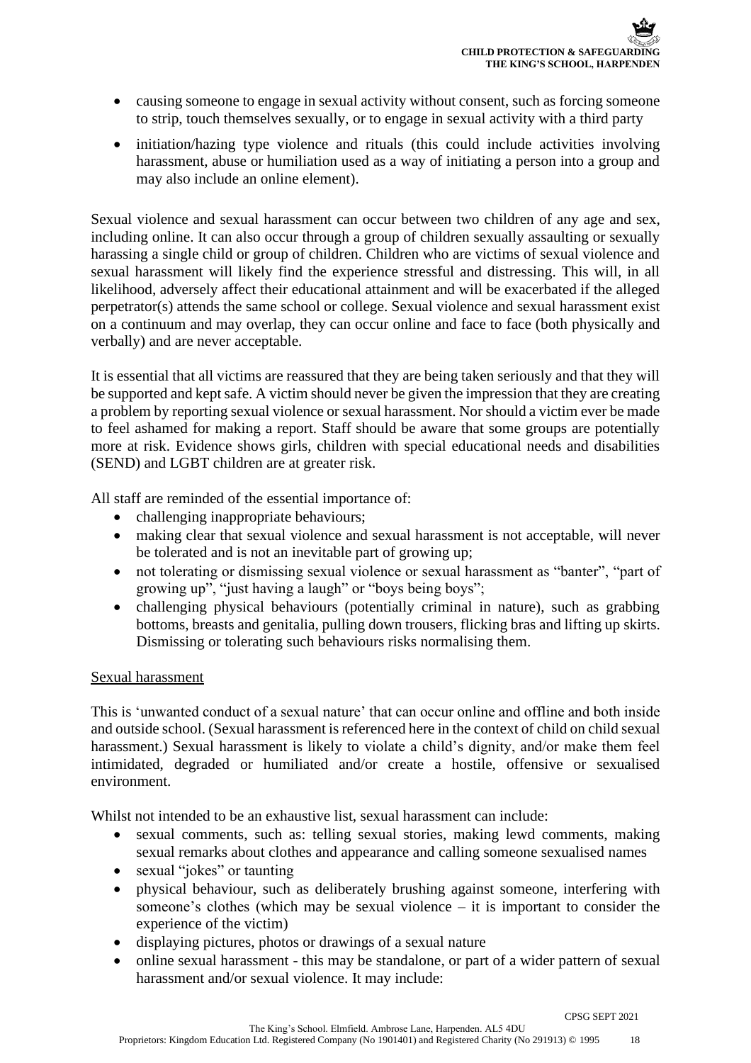- causing someone to engage in sexual activity without consent, such as forcing someone to strip, touch themselves sexually, or to engage in sexual activity with a third party
- initiation/hazing type violence and rituals (this could include activities involving harassment, abuse or humiliation used as a way of initiating a person into a group and may also include an online element).

Sexual violence and sexual harassment can occur between two children of any age and sex, including online. It can also occur through a group of children sexually assaulting or sexually harassing a single child or group of children. Children who are victims of sexual violence and sexual harassment will likely find the experience stressful and distressing. This will, in all likelihood, adversely affect their educational attainment and will be exacerbated if the alleged perpetrator(s) attends the same school or college. Sexual violence and sexual harassment exist on a continuum and may overlap, they can occur online and face to face (both physically and verbally) and are never acceptable.

It is essential that all victims are reassured that they are being taken seriously and that they will be supported and kept safe. A victim should never be given the impression that they are creating a problem by reporting sexual violence or sexual harassment. Nor should a victim ever be made to feel ashamed for making a report. Staff should be aware that some groups are potentially more at risk. Evidence shows girls, children with special educational needs and disabilities (SEND) and LGBT children are at greater risk.

All staff are reminded of the essential importance of:

- challenging inappropriate behaviours;
- making clear that sexual violence and sexual harassment is not acceptable, will never be tolerated and is not an inevitable part of growing up;
- not tolerating or dismissing sexual violence or sexual harassment as "banter", "part of growing up", "just having a laugh" or "boys being boys";
- challenging physical behaviours (potentially criminal in nature), such as grabbing bottoms, breasts and genitalia, pulling down trousers, flicking bras and lifting up skirts. Dismissing or tolerating such behaviours risks normalising them.

<u>Sexual harassment</u>

This is 'unwanted conduct of a sexual nature' that can occur online and offline and both inside and outside school. (Sexual harassment is referenced here in the context of child on child sexual harassment.) Sexual harassment is likely to violate a child's dignity, and/or make them feel intimidated, degraded or humiliated and/or create a hostile, offensive or sexualised environment.

Whilst not intended to be an exhaustive list, sexual harassment can include:

- sexual comments, such as: telling sexual stories, making lewd comments, making sexual remarks about clothes and appearance and calling someone sexualised names
- sexual "jokes" or taunting
- physical behaviour, such as deliberately brushing against someone, interfering with someone's clothes (which may be sexual violence – it is important to consider the experience of the victim)
- displaying pictures, photos or drawings of a sexual nature
- online sexual harassment - this may be standalone, or part of a wider pattern of sexual harassment and/or sexual violence. It may include: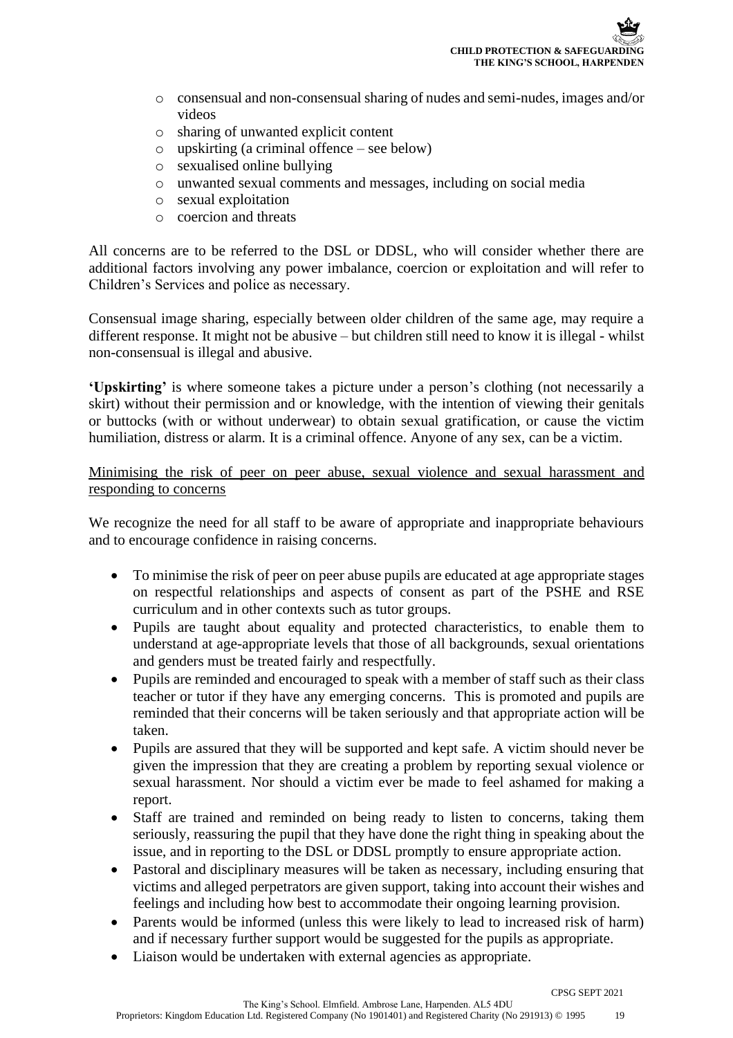- consensual and non-consensual sharing of nudes and semi-nudes, images and/or videos
- sharing of unwanted explicit content
- upskirting (a criminal offence – see below)
- sexualised online bullying
- unwanted sexual comments and messages, including on social media
- sexual exploitation
- coercion and threats

All concerns are to be referred to the DSL or DDSL, who will consider whether there are additional factors involving any power imbalance, coercion or exploitation and will refer to Children's Services and police as necessary.

Consensual image sharing, especially between older children of the same age, may require a different response. It might not be abusive – but children still need to know it is illegal - whilst non-consensual is illegal and abusive.

**'Upskirting'** is where someone takes a picture under a person's clothing (not necessarily a skirt) without their permission and or knowledge, with the intention of viewing their genitals or buttocks (with or without underwear) to obtain sexual gratification, or cause the victim humiliation, distress or alarm. It is a criminal offence. Anyone of any sex, can be a victim.

<u>Minimising the risk of peer on peer abuse, sexual violence and sexual harassment and responding to concerns</u>

We recognize the need for all staff to be aware of appropriate and inappropriate behaviours and to encourage confidence in raising concerns.

- To minimise the risk of peer on peer abuse pupils are educated at age appropriate stages on respectful relationships and aspects of consent as part of the PSHE and RSE curriculum and in other contexts such as tutor groups.
- Pupils are taught about equality and protected characteristics, to enable them to understand at age-appropriate levels that those of all backgrounds, sexual orientations and genders must be treated fairly and respectfully.
- Pupils are reminded and encouraged to speak with a member of staff such as their class teacher or tutor if they have any emerging concerns. This is promoted and pupils are reminded that their concerns will be taken seriously and that appropriate action will be taken.
- Pupils are assured that they will be supported and kept safe. A victim should never be given the impression that they are creating a problem by reporting sexual violence or sexual harassment. Nor should a victim ever be made to feel ashamed for making a report.
- Staff are trained and reminded on being ready to listen to concerns, taking them seriously, reassuring the pupil that they have done the right thing in speaking about the issue, and in reporting to the DSL or DDSL promptly to ensure appropriate action.
- Pastoral and disciplinary measures will be taken as necessary, including ensuring that victims and alleged perpetrators are given support, taking into account their wishes and feelings and including how best to accommodate their ongoing learning provision.
- Parents would be informed (unless this were likely to lead to increased risk of harm) and if necessary further support would be suggested for the pupils as appropriate.
- Liaison would be undertaken with external agencies as appropriate.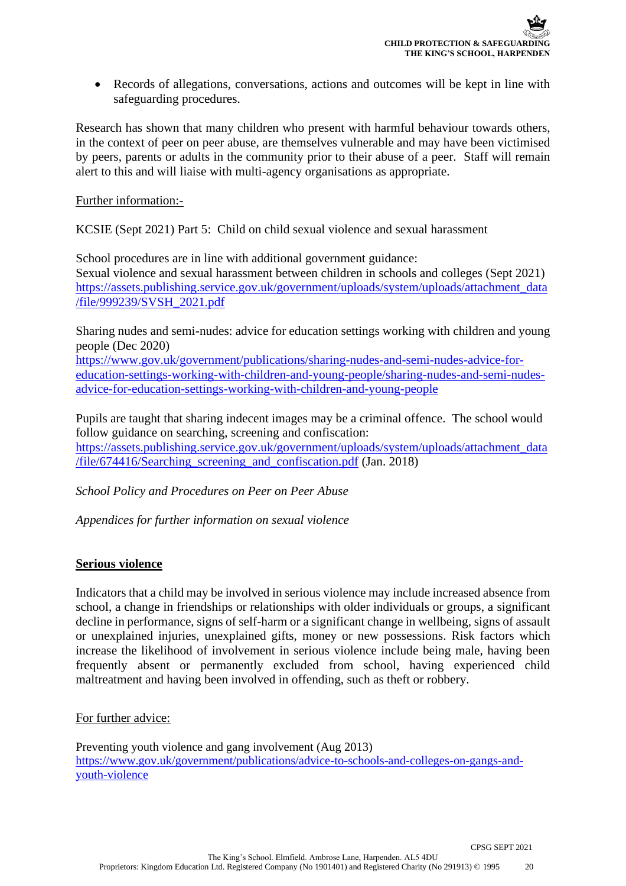- Records of allegations, conversations, actions and outcomes will be kept in line with safeguarding procedures.

Research has shown that many children who present with harmful behaviour towards others, in the context of peer on peer abuse, are themselves vulnerable and may have been victimised by peers, parents or adults in the community prior to their abuse of a peer. Staff will remain alert to this and will liaise with multi-agency organisations as appropriate.

Further information:-

KCSIE (Sept 2021) Part 5: Child on child sexual violence and sexual harassment

School procedures are in line with additional government guidance:
Sexual violence and sexual harassment between children in schools and colleges (Sept 2021)
https://assets.publishing.service.gov.uk/government/uploads/system/uploads/attachment_data/file/999239/SVSH_2021.pdf

Sharing nudes and semi-nudes: advice for education settings working with children and young people (Dec 2020)
https://www.gov.uk/government/publications/sharing-nudes-and-semi-nudes-advice-for-education-settings-working-with-children-and-young-people/sharing-nudes-and-semi-nudes-advice-for-education-settings-working-with-children-and-young-people

Pupils are taught that sharing indecent images may be a criminal offence. The school would follow guidance on searching, screening and confiscation:
https://assets.publishing.service.gov.uk/government/uploads/system/uploads/attachment_data/file/674416/Searching_screening_and_confiscation.pdf (Jan. 2018)

*School Policy and Procedures on Peer on Peer Abuse*

*Appendices for further information on sexual violence*

## Serious violence

Indicators that a child may be involved in serious violence may include increased absence from school, a change in friendships or relationships with older individuals or groups, a significant decline in performance, signs of self-harm or a significant change in wellbeing, signs of assault or unexplained injuries, unexplained gifts, money or new possessions. Risk factors which increase the likelihood of involvement in serious violence include being male, having been frequently absent or permanently excluded from school, having experienced child maltreatment and having been involved in offending, such as theft or robbery.

For further advice:

Preventing youth violence and gang involvement (Aug 2013)
https://www.gov.uk/government/publications/advice-to-schools-and-colleges-on-gangs-and-youth-violence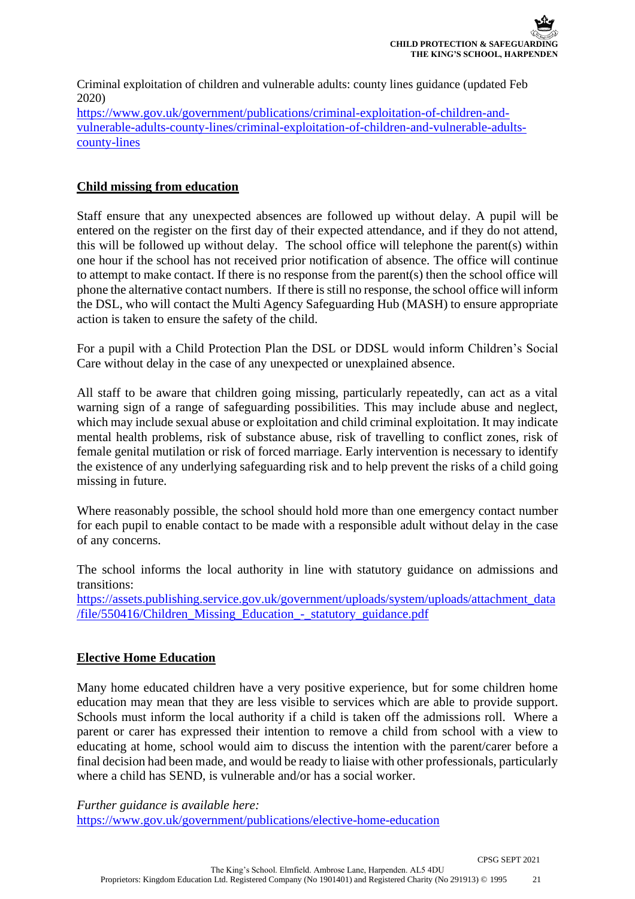Criminal exploitation of children and vulnerable adults: county lines guidance (updated Feb 2020)
https://www.gov.uk/government/publications/criminal-exploitation-of-children-and-vulnerable-adults-county-lines/criminal-exploitation-of-children-and-vulnerable-adults-county-lines

**Child missing from education**

Staff ensure that any unexpected absences are followed up without delay. A pupil will be entered on the register on the first day of their expected attendance, and if they do not attend, this will be followed up without delay. The school office will telephone the parent(s) within one hour if the school has not received prior notification of absence. The office will continue to attempt to make contact. If there is no response from the parent(s) then the school office will phone the alternative contact numbers. If there is still no response, the school office will inform the DSL, who will contact the Multi Agency Safeguarding Hub (MASH) to ensure appropriate action is taken to ensure the safety of the child.

For a pupil with a Child Protection Plan the DSL or DDSL would inform Children's Social Care without delay in the case of any unexpected or unexplained absence.

All staff to be aware that children going missing, particularly repeatedly, can act as a vital warning sign of a range of safeguarding possibilities. This may include abuse and neglect, which may include sexual abuse or exploitation and child criminal exploitation. It may indicate mental health problems, risk of substance abuse, risk of travelling to conflict zones, risk of female genital mutilation or risk of forced marriage. Early intervention is necessary to identify the existence of any underlying safeguarding risk and to help prevent the risks of a child going missing in future.

Where reasonably possible, the school should hold more than one emergency contact number for each pupil to enable contact to be made with a responsible adult without delay in the case of any concerns.

The school informs the local authority in line with statutory guidance on admissions and transitions:
https://assets.publishing.service.gov.uk/government/uploads/system/uploads/attachment_data/file/550416/Children_Missing_Education_-_statutory_guidance.pdf

**Elective Home Education**

Many home educated children have a very positive experience, but for some children home education may mean that they are less visible to services which are able to provide support. Schools must inform the local authority if a child is taken off the admissions roll. Where a parent or carer has expressed their intention to remove a child from school with a view to educating at home, school would aim to discuss the intention with the parent/carer before a final decision had been made, and would be ready to liaise with other professionals, particularly where a child has SEND, is vulnerable and/or has a social worker.

*Further guidance is available here:*
https://www.gov.uk/government/publications/elective-home-education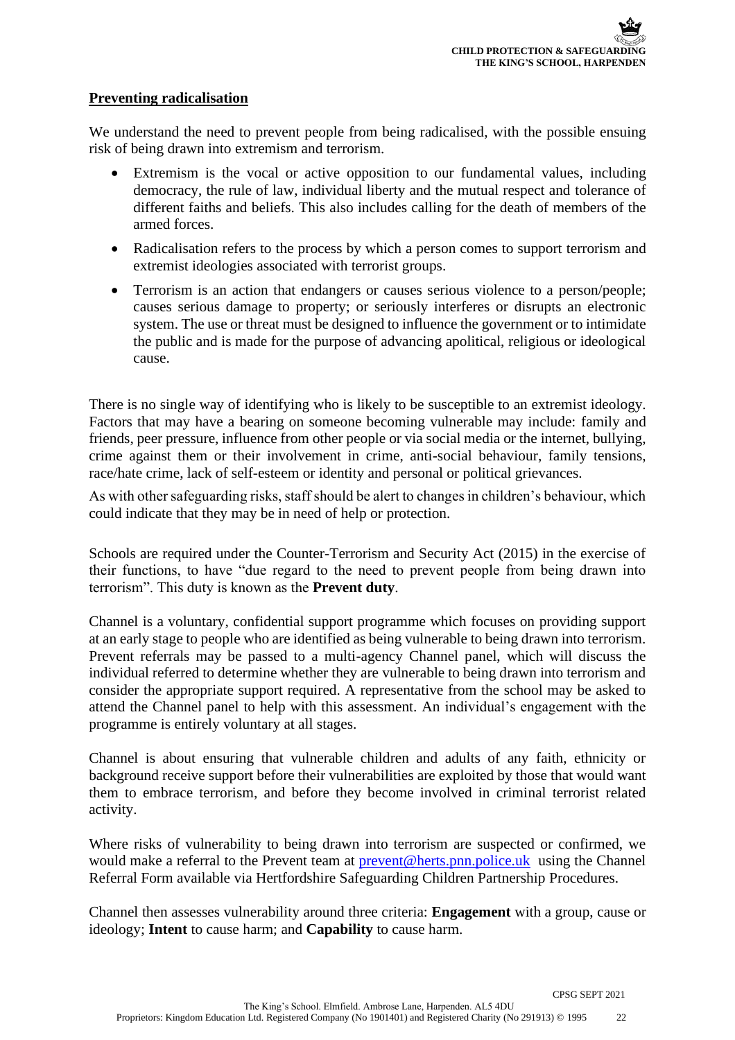**Preventing radicalisation**

We understand the need to prevent people from being radicalised, with the possible ensuing risk of being drawn into extremism and terrorism.

- Extremism is the vocal or active opposition to our fundamental values, including democracy, the rule of law, individual liberty and the mutual respect and tolerance of different faiths and beliefs. This also includes calling for the death of members of the armed forces.
- Radicalisation refers to the process by which a person comes to support terrorism and extremist ideologies associated with terrorist groups.
- Terrorism is an action that endangers or causes serious violence to a person/people; causes serious damage to property; or seriously interferes or disrupts an electronic system. The use or threat must be designed to influence the government or to intimidate the public and is made for the purpose of advancing apolitical, religious or ideological cause.

There is no single way of identifying who is likely to be susceptible to an extremist ideology. Factors that may have a bearing on someone becoming vulnerable may include: family and friends, peer pressure, influence from other people or via social media or the internet, bullying, crime against them or their involvement in crime, anti-social behaviour, family tensions, race/hate crime, lack of self-esteem or identity and personal or political grievances.

As with other safeguarding risks, staff should be alert to changes in children's behaviour, which could indicate that they may be in need of help or protection.

Schools are required under the Counter-Terrorism and Security Act (2015) in the exercise of their functions, to have "due regard to the need to prevent people from being drawn into terrorism". This duty is known as the **Prevent duty**.

Channel is a voluntary, confidential support programme which focuses on providing support at an early stage to people who are identified as being vulnerable to being drawn into terrorism. Prevent referrals may be passed to a multi-agency Channel panel, which will discuss the individual referred to determine whether they are vulnerable to being drawn into terrorism and consider the appropriate support required. A representative from the school may be asked to attend the Channel panel to help with this assessment. An individual's engagement with the programme is entirely voluntary at all stages.

Channel is about ensuring that vulnerable children and adults of any faith, ethnicity or background receive support before their vulnerabilities are exploited by those that would want them to embrace terrorism, and before they become involved in criminal terrorist related activity.

Where risks of vulnerability to being drawn into terrorism are suspected or confirmed, we would make a referral to the Prevent team at prevent@herts.pnn.police.uk using the Channel Referral Form available via Hertfordshire Safeguarding Children Partnership Procedures.

Channel then assesses vulnerability around three criteria: **Engagement** with a group, cause or ideology; **Intent** to cause harm; and **Capability** to cause harm.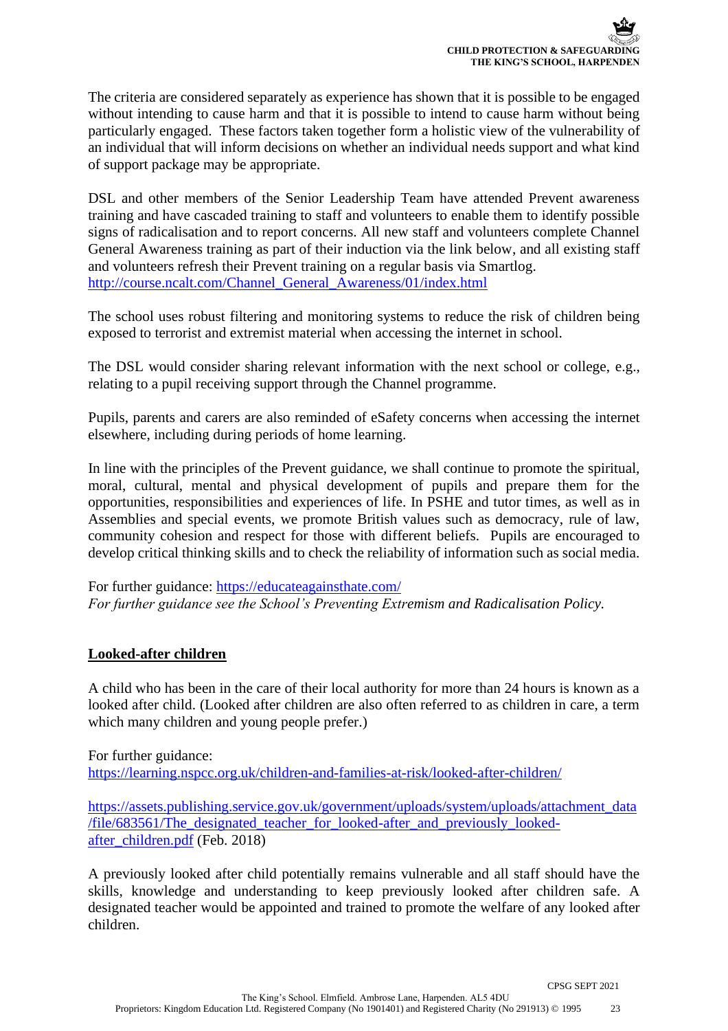The criteria are considered separately as experience has shown that it is possible to be engaged without intending to cause harm and that it is possible to intend to cause harm without being particularly engaged. These factors taken together form a holistic view of the vulnerability of an individual that will inform decisions on whether an individual needs support and what kind of support package may be appropriate.

DSL and other members of the Senior Leadership Team have attended Prevent awareness training and have cascaded training to staff and volunteers to enable them to identify possible signs of radicalisation and to report concerns. All new staff and volunteers complete Channel General Awareness training as part of their induction via the link below, and all existing staff and volunteers refresh their Prevent training on a regular basis via Smartlog. http://course.ncalt.com/Channel_General_Awareness/01/index.html

The school uses robust filtering and monitoring systems to reduce the risk of children being exposed to terrorist and extremist material when accessing the internet in school.

The DSL would consider sharing relevant information with the next school or college, e.g., relating to a pupil receiving support through the Channel programme.

Pupils, parents and carers are also reminded of eSafety concerns when accessing the internet elsewhere, including during periods of home learning.

In line with the principles of the Prevent guidance, we shall continue to promote the spiritual, moral, cultural, mental and physical development of pupils and prepare them for the opportunities, responsibilities and experiences of life. In PSHE and tutor times, as well as in Assemblies and special events, we promote British values such as democracy, rule of law, community cohesion and respect for those with different beliefs. Pupils are encouraged to develop critical thinking skills and to check the reliability of information such as social media.

For further guidance: https://educateagainsthate.com/
*For further guidance see the School's Preventing Extremism and Radicalisation Policy.*

## Looked-after children

A child who has been in the care of their local authority for more than 24 hours is known as a looked after child. (Looked after children are also often referred to as children in care, a term which many children and young people prefer.)

For further guidance:
https://learning.nspcc.org.uk/children-and-families-at-risk/looked-after-children/

https://assets.publishing.service.gov.uk/government/uploads/system/uploads/attachment_data/file/683561/The_designated_teacher_for_looked-after_and_previously_looked-after_children.pdf (Feb. 2018)

A previously looked after child potentially remains vulnerable and all staff should have the skills, knowledge and understanding to keep previously looked after children safe. A designated teacher would be appointed and trained to promote the welfare of any looked after children.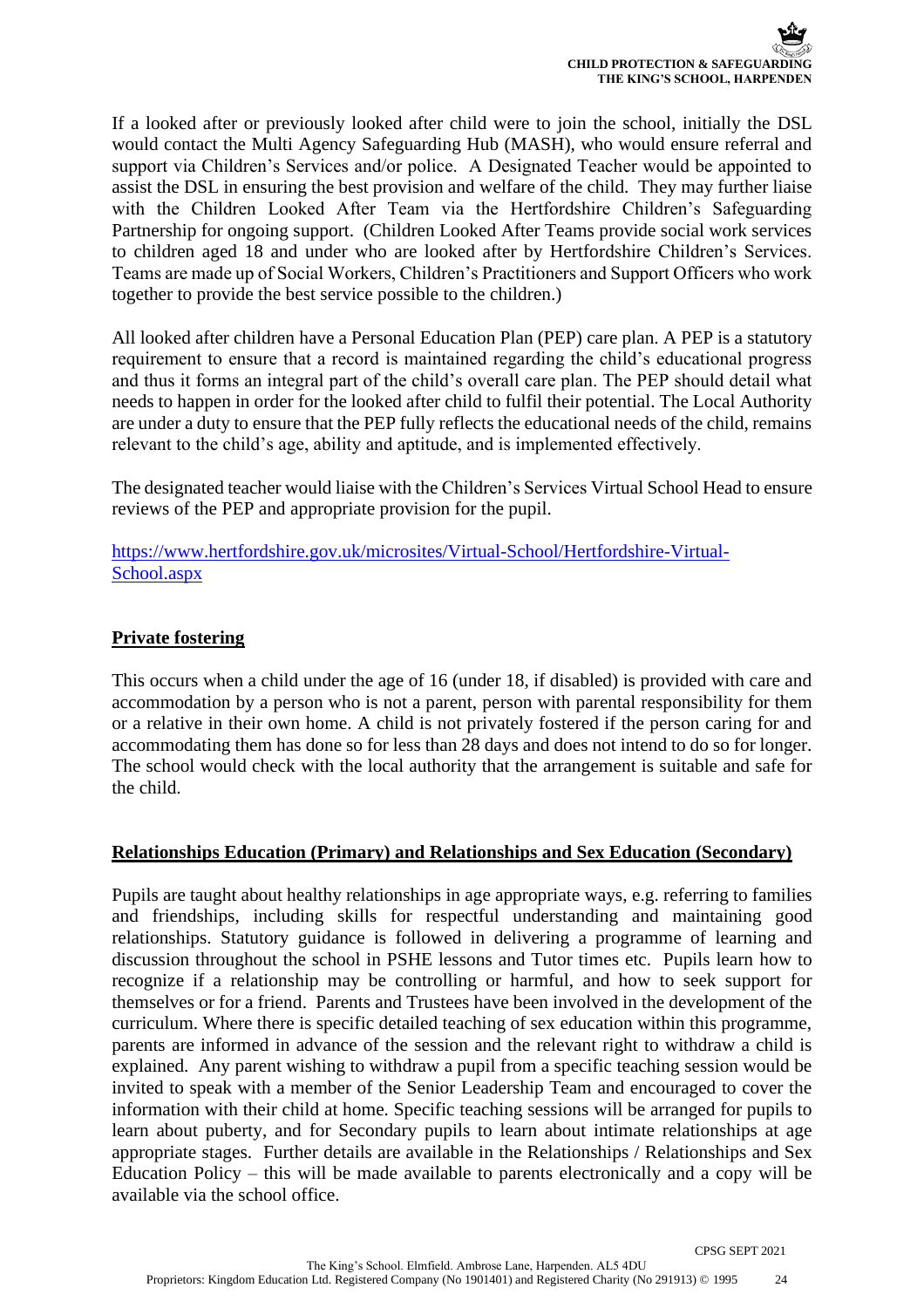If a looked after or previously looked after child were to join the school, initially the DSL would contact the Multi Agency Safeguarding Hub (MASH), who would ensure referral and support via Children's Services and/or police. A Designated Teacher would be appointed to assist the DSL in ensuring the best provision and welfare of the child. They may further liaise with the Children Looked After Team via the Hertfordshire Children's Safeguarding Partnership for ongoing support. (Children Looked After Teams provide social work services to children aged 18 and under who are looked after by Hertfordshire Children's Services. Teams are made up of Social Workers, Children's Practitioners and Support Officers who work together to provide the best service possible to the children.)

All looked after children have a Personal Education Plan (PEP) care plan. A PEP is a statutory requirement to ensure that a record is maintained regarding the child's educational progress and thus it forms an integral part of the child's overall care plan. The PEP should detail what needs to happen in order for the looked after child to fulfil their potential. The Local Authority are under a duty to ensure that the PEP fully reflects the educational needs of the child, remains relevant to the child's age, ability and aptitude, and is implemented effectively.

The designated teacher would liaise with the Children's Services Virtual School Head to ensure reviews of the PEP and appropriate provision for the pupil.

https://www.hertfordshire.gov.uk/microsites/Virtual-School/Hertfordshire-Virtual-School.aspx

## Private fostering

This occurs when a child under the age of 16 (under 18, if disabled) is provided with care and accommodation by a person who is not a parent, person with parental responsibility for them or a relative in their own home. A child is not privately fostered if the person caring for and accommodating them has done so for less than 28 days and does not intend to do so for longer. The school would check with the local authority that the arrangement is suitable and safe for the child.

## Relationships Education (Primary) and Relationships and Sex Education (Secondary)

Pupils are taught about healthy relationships in age appropriate ways, e.g. referring to families and friendships, including skills for respectful understanding and maintaining good relationships. Statutory guidance is followed in delivering a programme of learning and discussion throughout the school in PSHE lessons and Tutor times etc. Pupils learn how to recognize if a relationship may be controlling or harmful, and how to seek support for themselves or for a friend. Parents and Trustees have been involved in the development of the curriculum. Where there is specific detailed teaching of sex education within this programme, parents are informed in advance of the session and the relevant right to withdraw a child is explained. Any parent wishing to withdraw a pupil from a specific teaching session would be invited to speak with a member of the Senior Leadership Team and encouraged to cover the information with their child at home. Specific teaching sessions will be arranged for pupils to learn about puberty, and for Secondary pupils to learn about intimate relationships at age appropriate stages. Further details are available in the Relationships / Relationships and Sex Education Policy – this will be made available to parents electronically and a copy will be available via the school office.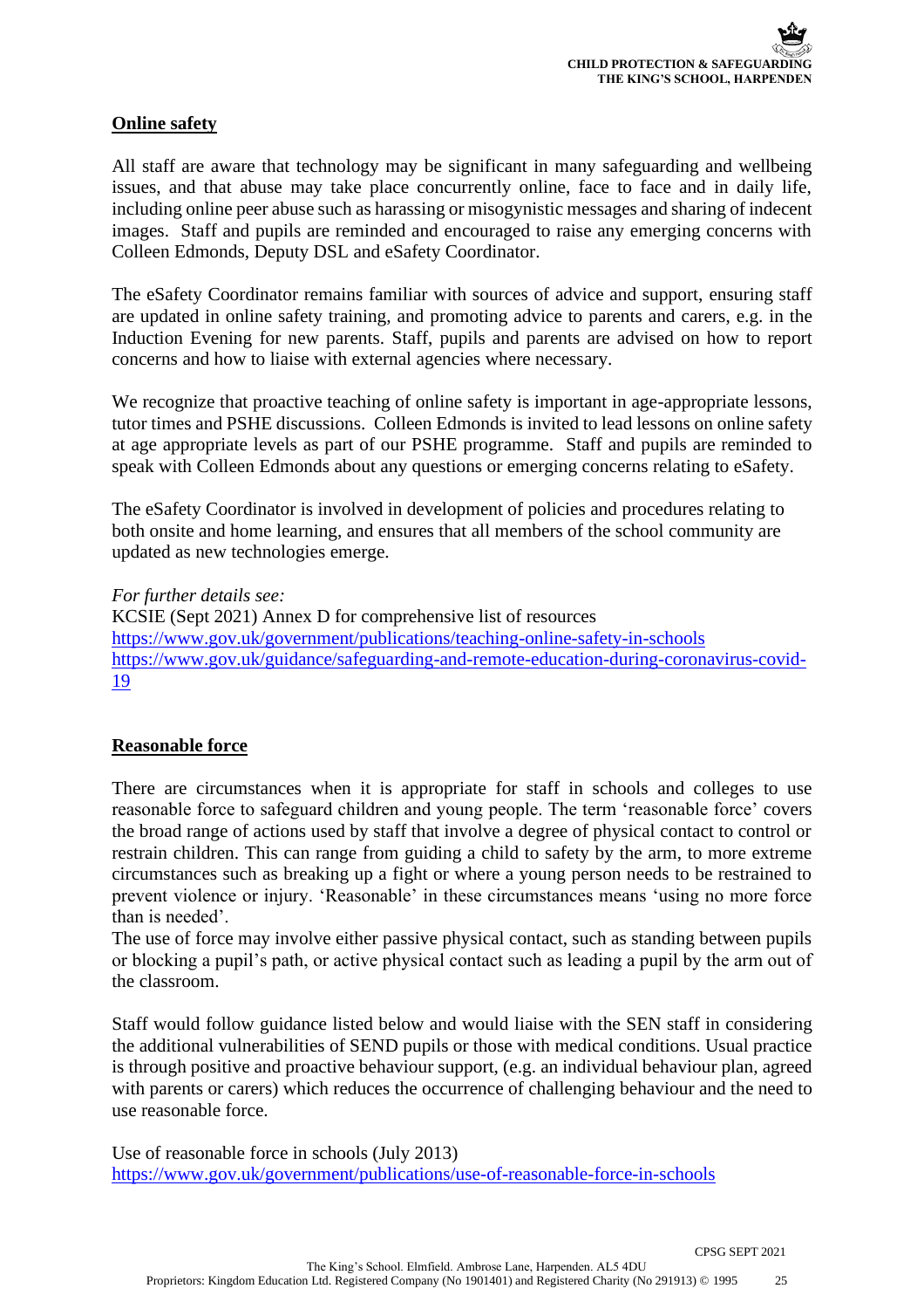## Online safety

All staff are aware that technology may be significant in many safeguarding and wellbeing issues, and that abuse may take place concurrently online, face to face and in daily life, including online peer abuse such as harassing or misogynistic messages and sharing of indecent images. Staff and pupils are reminded and encouraged to raise any emerging concerns with Colleen Edmonds, Deputy DSL and eSafety Coordinator.

The eSafety Coordinator remains familiar with sources of advice and support, ensuring staff are updated in online safety training, and promoting advice to parents and carers, e.g. in the Induction Evening for new parents. Staff, pupils and parents are advised on how to report concerns and how to liaise with external agencies where necessary.

We recognize that proactive teaching of online safety is important in age-appropriate lessons, tutor times and PSHE discussions. Colleen Edmonds is invited to lead lessons on online safety at age appropriate levels as part of our PSHE programme. Staff and pupils are reminded to speak with Colleen Edmonds about any questions or emerging concerns relating to eSafety.

The eSafety Coordinator is involved in development of policies and procedures relating to both onsite and home learning, and ensures that all members of the school community are updated as new technologies emerge.

*For further details see:*
KCSIE (Sept 2021) Annex D for comprehensive list of resources
https://www.gov.uk/government/publications/teaching-online-safety-in-schools
https://www.gov.uk/guidance/safeguarding-and-remote-education-during-coronavirus-covid-19

## Reasonable force

There are circumstances when it is appropriate for staff in schools and colleges to use reasonable force to safeguard children and young people. The term 'reasonable force' covers the broad range of actions used by staff that involve a degree of physical contact to control or restrain children. This can range from guiding a child to safety by the arm, to more extreme circumstances such as breaking up a fight or where a young person needs to be restrained to prevent violence or injury. 'Reasonable' in these circumstances means 'using no more force than is needed'.
The use of force may involve either passive physical contact, such as standing between pupils or blocking a pupil's path, or active physical contact such as leading a pupil by the arm out of the classroom.

Staff would follow guidance listed below and would liaise with the SEN staff in considering the additional vulnerabilities of SEND pupils or those with medical conditions. Usual practice is through positive and proactive behaviour support, (e.g. an individual behaviour plan, agreed with parents or carers) which reduces the occurrence of challenging behaviour and the need to use reasonable force.

Use of reasonable force in schools (July 2013)
https://www.gov.uk/government/publications/use-of-reasonable-force-in-schools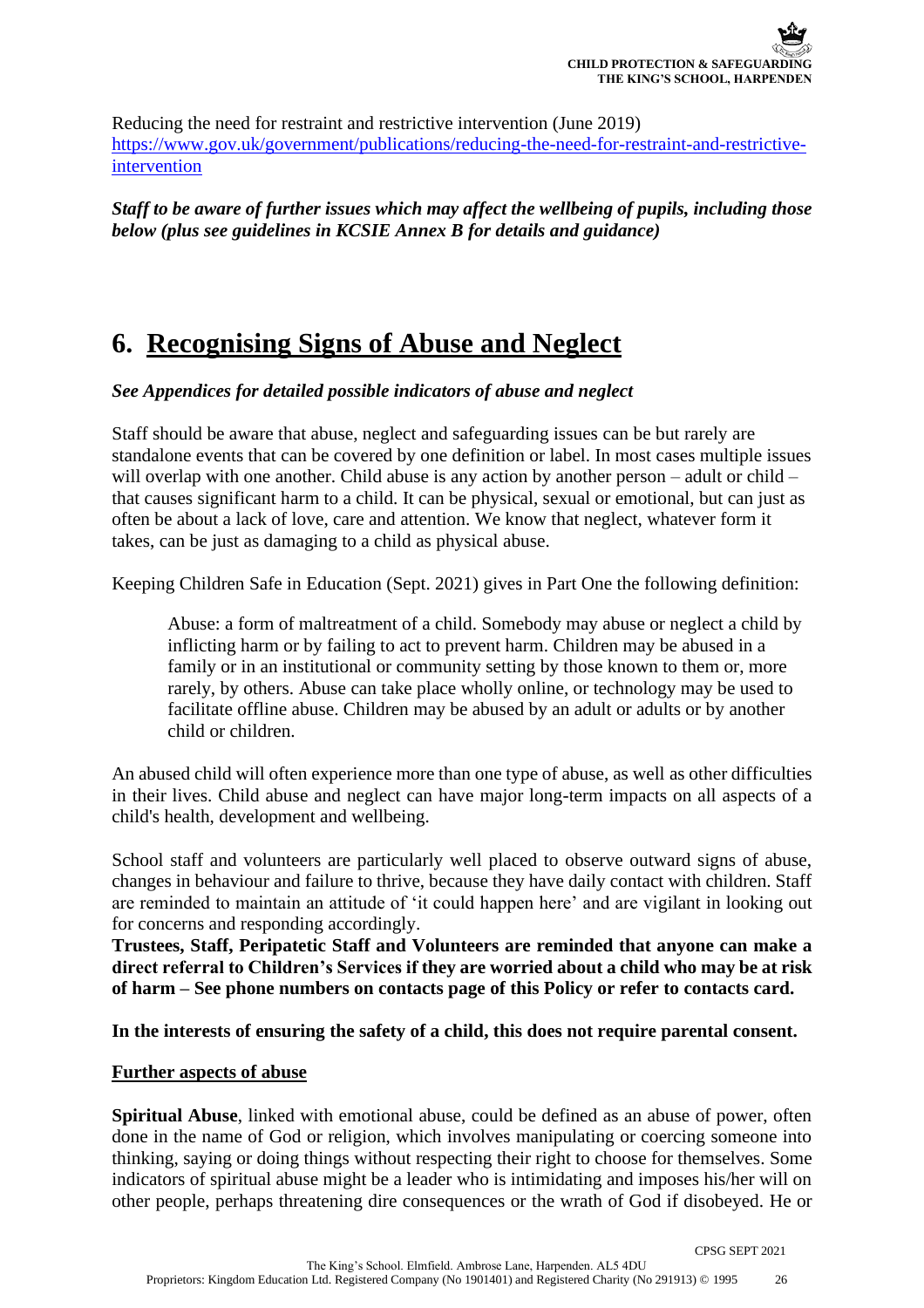Reducing the need for restraint and restrictive intervention (June 2019)
[https://www.gov.uk/government/publications/reducing-the-need-for-restraint-and-restrictive-intervention](https://www.gov.uk/government/publications/reducing-the-need-for-restraint-and-restrictive-intervention)

***Staff to be aware of further issues which may affect the wellbeing of pupils, including those below (plus see guidelines in KCSIE Annex B for details and guidance)***

# 6. Recognising Signs of Abuse and Neglect

***See Appendices for detailed possible indicators of abuse and neglect***

Staff should be aware that abuse, neglect and safeguarding issues can be but rarely are standalone events that can be covered by one definition or label. In most cases multiple issues will overlap with one another. Child abuse is any action by another person – adult or child – that causes significant harm to a child. It can be physical, sexual or emotional, but can just as often be about a lack of love, care and attention. We know that neglect, whatever form it takes, can be just as damaging to a child as physical abuse.

Keeping Children Safe in Education (Sept. 2021) gives in Part One the following definition:

> Abuse: a form of maltreatment of a child. Somebody may abuse or neglect a child by inflicting harm or by failing to act to prevent harm. Children may be abused in a family or in an institutional or community setting by those known to them or, more rarely, by others. Abuse can take place wholly online, or technology may be used to facilitate offline abuse. Children may be abused by an adult or adults or by another child or children.

An abused child will often experience more than one type of abuse, as well as other difficulties in their lives. Child abuse and neglect can have major long-term impacts on all aspects of a child's health, development and wellbeing.

School staff and volunteers are particularly well placed to observe outward signs of abuse, changes in behaviour and failure to thrive, because they have daily contact with children. Staff are reminded to maintain an attitude of 'it could happen here' and are vigilant in looking out for concerns and responding accordingly.
**Trustees, Staff, Peripatetic Staff and Volunteers are reminded that anyone can make a direct referral to Children's Services if they are worried about a child who may be at risk of harm – See phone numbers on contacts page of this Policy or refer to contacts card.**

**In the interests of ensuring the safety of a child, this does not require parental consent.**

**Further aspects of abuse**

**Spiritual Abuse**, linked with emotional abuse, could be defined as an abuse of power, often done in the name of God or religion, which involves manipulating or coercing someone into thinking, saying or doing things without respecting their right to choose for themselves. Some indicators of spiritual abuse might be a leader who is intimidating and imposes his/her will on other people, perhaps threatening dire consequences or the wrath of God if disobeyed. He or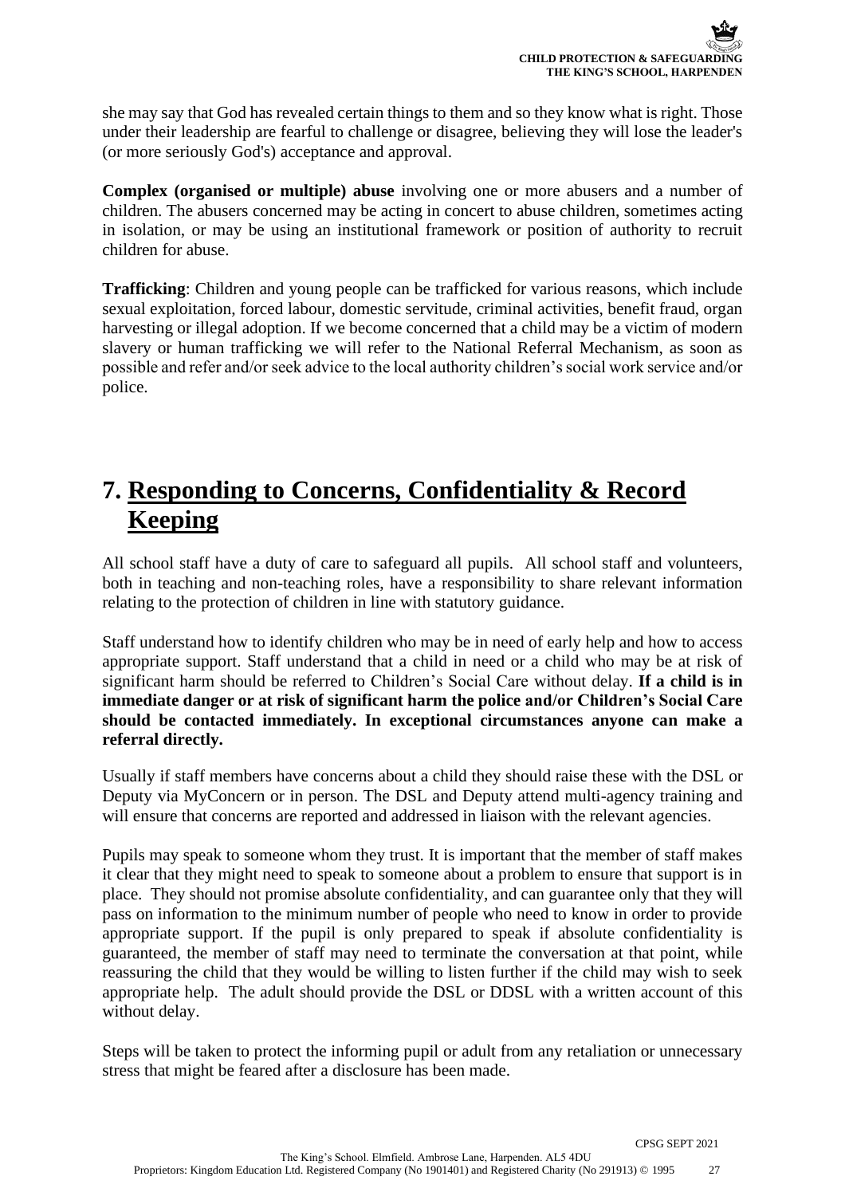she may say that God has revealed certain things to them and so they know what is right. Those under their leadership are fearful to challenge or disagree, believing they will lose the leader's (or more seriously God's) acceptance and approval.

**Complex (organised or multiple) abuse** involving one or more abusers and a number of children. The abusers concerned may be acting in concert to abuse children, sometimes acting in isolation, or may be using an institutional framework or position of authority to recruit children for abuse.

**Trafficking**: Children and young people can be trafficked for various reasons, which include sexual exploitation, forced labour, domestic servitude, criminal activities, benefit fraud, organ harvesting or illegal adoption. If we become concerned that a child may be a victim of modern slavery or human trafficking we will refer to the National Referral Mechanism, as soon as possible and refer and/or seek advice to the local authority children's social work service and/or police.

# 7. Responding to Concerns, Confidentiality & Record Keeping

All school staff have a duty of care to safeguard all pupils. All school staff and volunteers, both in teaching and non-teaching roles, have a responsibility to share relevant information relating to the protection of children in line with statutory guidance.

Staff understand how to identify children who may be in need of early help and how to access appropriate support. Staff understand that a child in need or a child who may be at risk of significant harm should be referred to Children's Social Care without delay. **If a child is in immediate danger or at risk of significant harm the police and/or Children's Social Care should be contacted immediately. In exceptional circumstances anyone can make a referral directly.**

Usually if staff members have concerns about a child they should raise these with the DSL or Deputy via MyConcern or in person. The DSL and Deputy attend multi-agency training and will ensure that concerns are reported and addressed in liaison with the relevant agencies.

Pupils may speak to someone whom they trust. It is important that the member of staff makes it clear that they might need to speak to someone about a problem to ensure that support is in place. They should not promise absolute confidentiality, and can guarantee only that they will pass on information to the minimum number of people who need to know in order to provide appropriate support. If the pupil is only prepared to speak if absolute confidentiality is guaranteed, the member of staff may need to terminate the conversation at that point, while reassuring the child that they would be willing to listen further if the child may wish to seek appropriate help. The adult should provide the DSL or DDSL with a written account of this without delay.

Steps will be taken to protect the informing pupil or adult from any retaliation or unnecessary stress that might be feared after a disclosure has been made.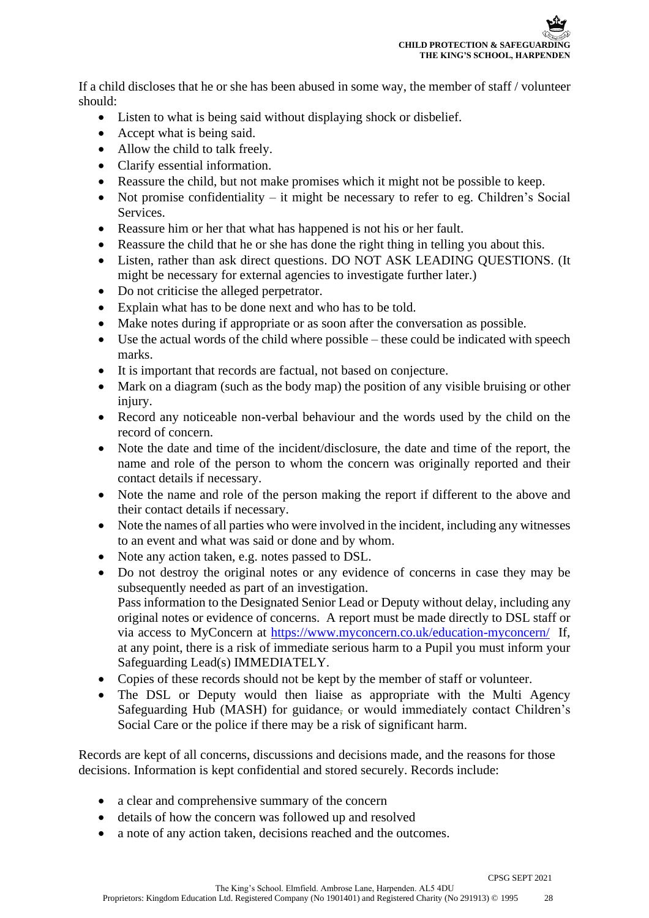If a child discloses that he or she has been abused in some way, the member of staff / volunteer should:

- Listen to what is being said without displaying shock or disbelief.
- Accept what is being said.
- Allow the child to talk freely.
- Clarify essential information.
- Reassure the child, but not make promises which it might not be possible to keep.
- Not promise confidentiality – it might be necessary to refer to eg. Children's Social Services.
- Reassure him or her that what has happened is not his or her fault.
- Reassure the child that he or she has done the right thing in telling you about this.
- Listen, rather than ask direct questions. DO NOT ASK LEADING QUESTIONS. (It might be necessary for external agencies to investigate further later.)
- Do not criticise the alleged perpetrator.
- Explain what has to be done next and who has to be told.
- Make notes during if appropriate or as soon after the conversation as possible.
- Use the actual words of the child where possible – these could be indicated with speech marks.
- It is important that records are factual, not based on conjecture.
- Mark on a diagram (such as the body map) the position of any visible bruising or other injury.
- Record any noticeable non-verbal behaviour and the words used by the child on the record of concern.
- Note the date and time of the incident/disclosure, the date and time of the report, the name and role of the person to whom the concern was originally reported and their contact details if necessary.
- Note the name and role of the person making the report if different to the above and their contact details if necessary.
- Note the names of all parties who were involved in the incident, including any witnesses to an event and what was said or done and by whom.
- Note any action taken, e.g. notes passed to DSL.
- Do not destroy the original notes or any evidence of concerns in case they may be subsequently needed as part of an investigation.
  Pass information to the Designated Senior Lead or Deputy without delay, including any original notes or evidence of concerns. A report must be made directly to DSL staff or via access to MyConcern at https://www.myconcern.co.uk/education-myconcern/ If, at any point, there is a risk of immediate serious harm to a Pupil you must inform your Safeguarding Lead(s) IMMEDIATELY.
- Copies of these records should not be kept by the member of staff or volunteer.
- The DSL or Deputy would then liaise as appropriate with the Multi Agency Safeguarding Hub (MASH) for guidance, or would immediately contact Children's Social Care or the police if there may be a risk of significant harm.

Records are kept of all concerns, discussions and decisions made, and the reasons for those decisions. Information is kept confidential and stored securely. Records include:

- a clear and comprehensive summary of the concern
- details of how the concern was followed up and resolved
- a note of any action taken, decisions reached and the outcomes.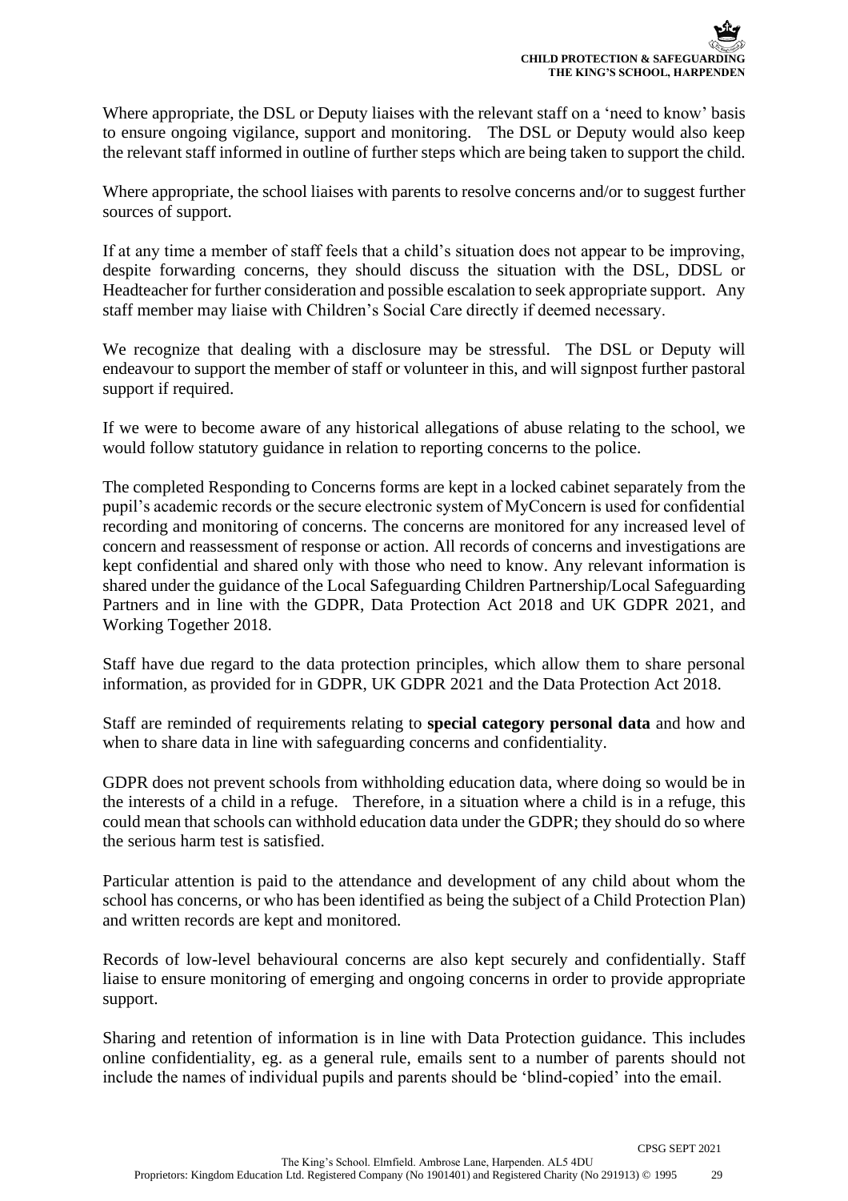Where appropriate, the DSL or Deputy liaises with the relevant staff on a 'need to know' basis to ensure ongoing vigilance, support and monitoring. The DSL or Deputy would also keep the relevant staff informed in outline of further steps which are being taken to support the child.

Where appropriate, the school liaises with parents to resolve concerns and/or to suggest further sources of support.

If at any time a member of staff feels that a child's situation does not appear to be improving, despite forwarding concerns, they should discuss the situation with the DSL, DDSL or Headteacher for further consideration and possible escalation to seek appropriate support. Any staff member may liaise with Children's Social Care directly if deemed necessary.

We recognize that dealing with a disclosure may be stressful. The DSL or Deputy will endeavour to support the member of staff or volunteer in this, and will signpost further pastoral support if required.

If we were to become aware of any historical allegations of abuse relating to the school, we would follow statutory guidance in relation to reporting concerns to the police.

The completed Responding to Concerns forms are kept in a locked cabinet separately from the pupil's academic records or the secure electronic system of MyConcern is used for confidential recording and monitoring of concerns. The concerns are monitored for any increased level of concern and reassessment of response or action. All records of concerns and investigations are kept confidential and shared only with those who need to know. Any relevant information is shared under the guidance of the Local Safeguarding Children Partnership/Local Safeguarding Partners and in line with the GDPR, Data Protection Act 2018 and UK GDPR 2021, and Working Together 2018.

Staff have due regard to the data protection principles, which allow them to share personal information, as provided for in GDPR, UK GDPR 2021 and the Data Protection Act 2018.

Staff are reminded of requirements relating to **special category personal data** and how and when to share data in line with safeguarding concerns and confidentiality.

GDPR does not prevent schools from withholding education data, where doing so would be in the interests of a child in a refuge. Therefore, in a situation where a child is in a refuge, this could mean that schools can withhold education data under the GDPR; they should do so where the serious harm test is satisfied.

Particular attention is paid to the attendance and development of any child about whom the school has concerns, or who has been identified as being the subject of a Child Protection Plan) and written records are kept and monitored.

Records of low-level behavioural concerns are also kept securely and confidentially. Staff liaise to ensure monitoring of emerging and ongoing concerns in order to provide appropriate support.

Sharing and retention of information is in line with Data Protection guidance. This includes online confidentiality, eg. as a general rule, emails sent to a number of parents should not include the names of individual pupils and parents should be 'blind-copied' into the email.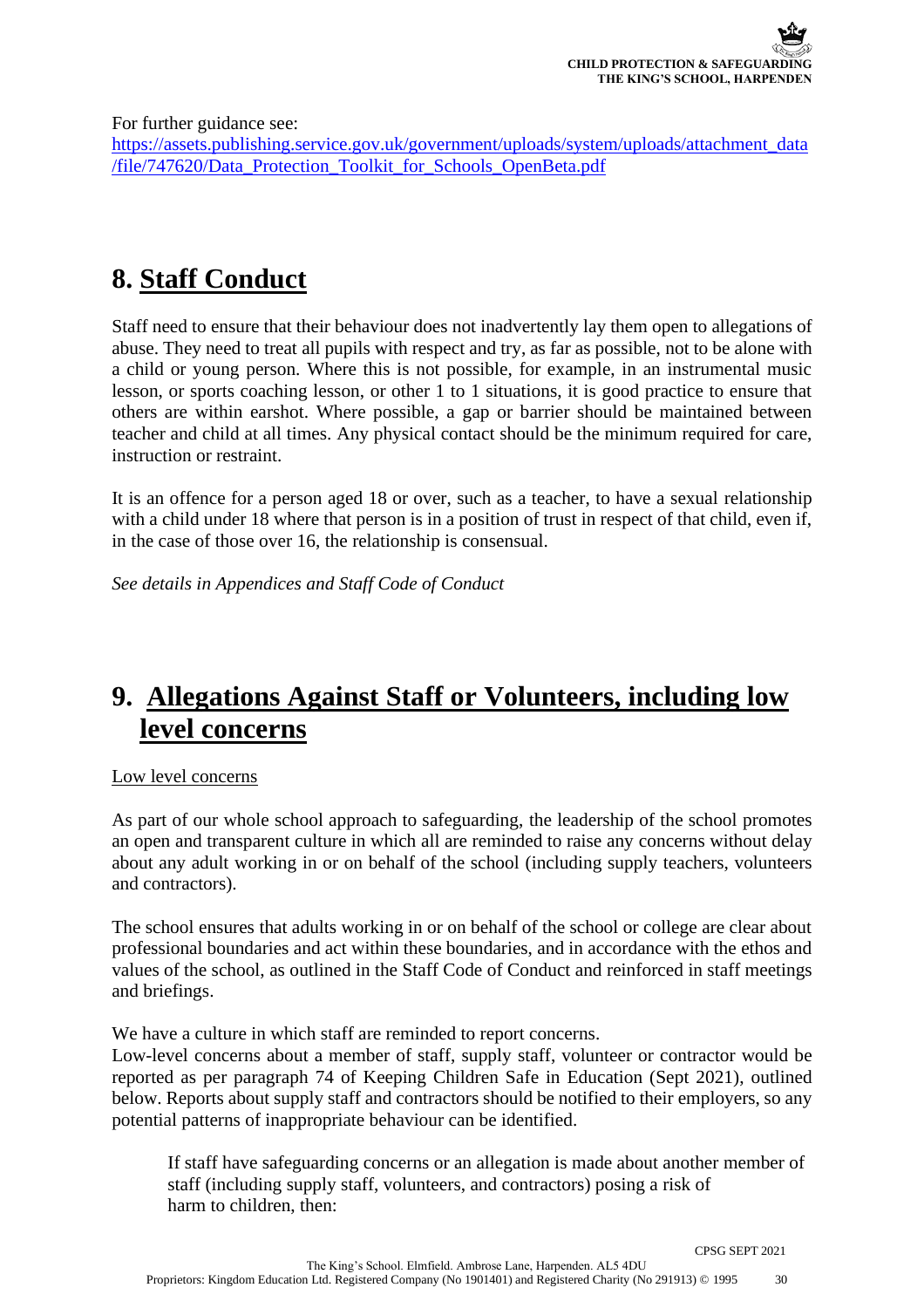For further guidance see:
[https://assets.publishing.service.gov.uk/government/uploads/system/uploads/attachment_data/file/747620/Data_Protection_Toolkit_for_Schools_OpenBeta.pdf](https://assets.publishing.service.gov.uk/government/uploads/system/uploads/attachment_data/file/747620/Data_Protection_Toolkit_for_Schools_OpenBeta.pdf)

# 8. Staff Conduct

Staff need to ensure that their behaviour does not inadvertently lay them open to allegations of abuse. They need to treat all pupils with respect and try, as far as possible, not to be alone with a child or young person. Where this is not possible, for example, in an instrumental music lesson, or sports coaching lesson, or other 1 to 1 situations, it is good practice to ensure that others are within earshot. Where possible, a gap or barrier should be maintained between teacher and child at all times. Any physical contact should be the minimum required for care, instruction or restraint.

It is an offence for a person aged 18 or over, such as a teacher, to have a sexual relationship with a child under 18 where that person is in a position of trust in respect of that child, even if, in the case of those over 16, the relationship is consensual.

*See details in Appendices and Staff Code of Conduct*

# 9. Allegations Against Staff or Volunteers, including low level concerns

Low level concerns

As part of our whole school approach to safeguarding, the leadership of the school promotes an open and transparent culture in which all are reminded to raise any concerns without delay about any adult working in or on behalf of the school (including supply teachers, volunteers and contractors).

The school ensures that adults working in or on behalf of the school or college are clear about professional boundaries and act within these boundaries, and in accordance with the ethos and values of the school, as outlined in the Staff Code of Conduct and reinforced in staff meetings and briefings.

We have a culture in which staff are reminded to report concerns.
Low-level concerns about a member of staff, supply staff, volunteer or contractor would be reported as per paragraph 74 of Keeping Children Safe in Education (Sept 2021), outlined below. Reports about supply staff and contractors should be notified to their employers, so any potential patterns of inappropriate behaviour can be identified.

> If staff have safeguarding concerns or an allegation is made about another member of staff (including supply staff, volunteers, and contractors) posing a risk of harm to children, then: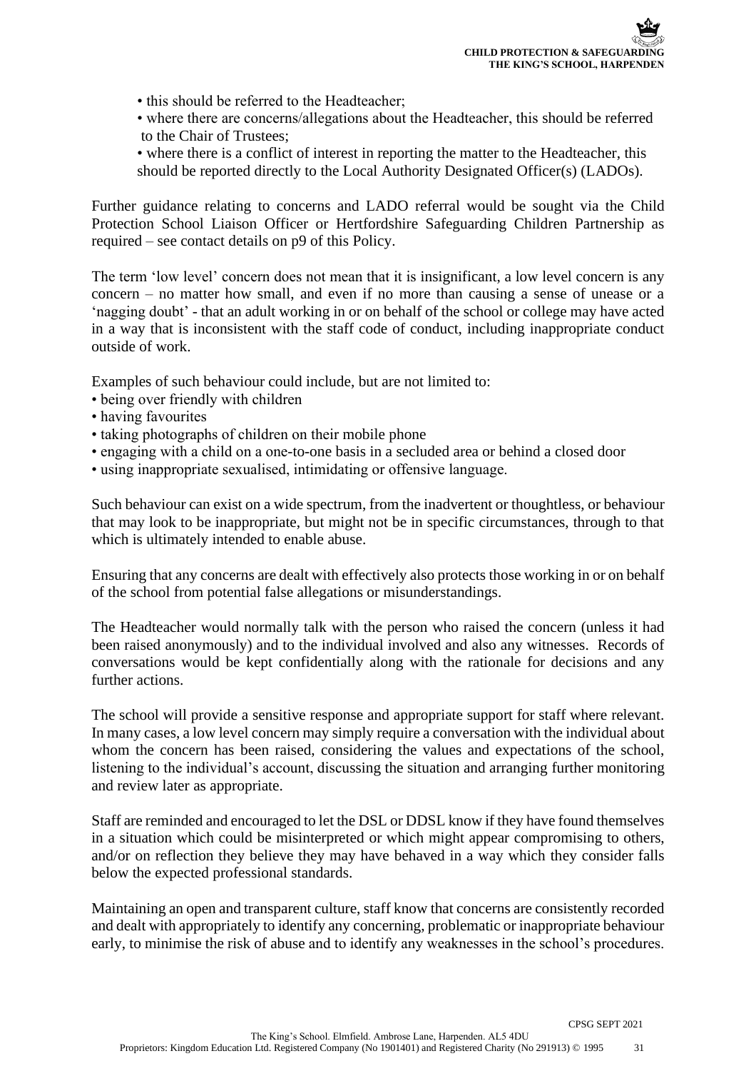- this should be referred to the Headteacher;
- where there are concerns/allegations about the Headteacher, this should be referred to the Chair of Trustees;
- where there is a conflict of interest in reporting the matter to the Headteacher, this should be reported directly to the Local Authority Designated Officer(s) (LADOs).

Further guidance relating to concerns and LADO referral would be sought via the Child Protection School Liaison Officer or Hertfordshire Safeguarding Children Partnership as required – see contact details on p9 of this Policy.

The term 'low level' concern does not mean that it is insignificant, a low level concern is any concern – no matter how small, and even if no more than causing a sense of unease or a 'nagging doubt' - that an adult working in or on behalf of the school or college may have acted in a way that is inconsistent with the staff code of conduct, including inappropriate conduct outside of work.

Examples of such behaviour could include, but are not limited to:

- being over friendly with children
- having favourites
- taking photographs of children on their mobile phone
- engaging with a child on a one-to-one basis in a secluded area or behind a closed door
- using inappropriate sexualised, intimidating or offensive language.

Such behaviour can exist on a wide spectrum, from the inadvertent or thoughtless, or behaviour that may look to be inappropriate, but might not be in specific circumstances, through to that which is ultimately intended to enable abuse.

Ensuring that any concerns are dealt with effectively also protects those working in or on behalf of the school from potential false allegations or misunderstandings.

The Headteacher would normally talk with the person who raised the concern (unless it had been raised anonymously) and to the individual involved and also any witnesses. Records of conversations would be kept confidentially along with the rationale for decisions and any further actions.

The school will provide a sensitive response and appropriate support for staff where relevant. In many cases, a low level concern may simply require a conversation with the individual about whom the concern has been raised, considering the values and expectations of the school, listening to the individual's account, discussing the situation and arranging further monitoring and review later as appropriate.

Staff are reminded and encouraged to let the DSL or DDSL know if they have found themselves in a situation which could be misinterpreted or which might appear compromising to others, and/or on reflection they believe they may have behaved in a way which they consider falls below the expected professional standards.

Maintaining an open and transparent culture, staff know that concerns are consistently recorded and dealt with appropriately to identify any concerning, problematic or inappropriate behaviour early, to minimise the risk of abuse and to identify any weaknesses in the school's procedures.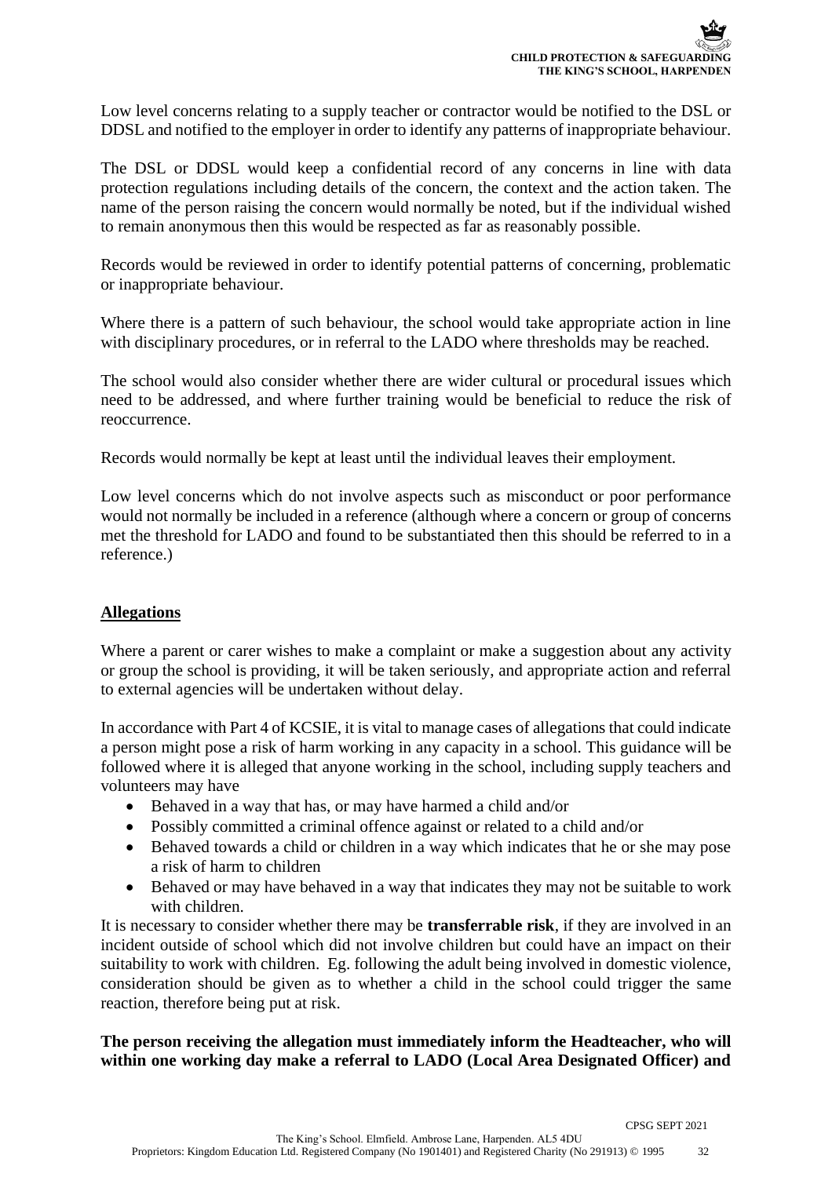Low level concerns relating to a supply teacher or contractor would be notified to the DSL or DDSL and notified to the employer in order to identify any patterns of inappropriate behaviour.

The DSL or DDSL would keep a confidential record of any concerns in line with data protection regulations including details of the concern, the context and the action taken. The name of the person raising the concern would normally be noted, but if the individual wished to remain anonymous then this would be respected as far as reasonably possible.

Records would be reviewed in order to identify potential patterns of concerning, problematic or inappropriate behaviour.

Where there is a pattern of such behaviour, the school would take appropriate action in line with disciplinary procedures, or in referral to the LADO where thresholds may be reached.

The school would also consider whether there are wider cultural or procedural issues which need to be addressed, and where further training would be beneficial to reduce the risk of reoccurrence.

Records would normally be kept at least until the individual leaves their employment.

Low level concerns which do not involve aspects such as misconduct or poor performance would not normally be included in a reference (although where a concern or group of concerns met the threshold for LADO and found to be substantiated then this should be referred to in a reference.)

## Allegations

Where a parent or carer wishes to make a complaint or make a suggestion about any activity or group the school is providing, it will be taken seriously, and appropriate action and referral to external agencies will be undertaken without delay.

In accordance with Part 4 of KCSIE, it is vital to manage cases of allegations that could indicate a person might pose a risk of harm working in any capacity in a school. This guidance will be followed where it is alleged that anyone working in the school, including supply teachers and volunteers may have

- Behaved in a way that has, or may have harmed a child and/or
- Possibly committed a criminal offence against or related to a child and/or
- Behaved towards a child or children in a way which indicates that he or she may pose a risk of harm to children
- Behaved or may have behaved in a way that indicates they may not be suitable to work with children.

It is necessary to consider whether there may be **transferrable risk**, if they are involved in an incident outside of school which did not involve children but could have an impact on their suitability to work with children. Eg. following the adult being involved in domestic violence, consideration should be given as to whether a child in the school could trigger the same reaction, therefore being put at risk.

**The person receiving the allegation must immediately inform the Headteacher, who will within one working day make a referral to LADO (Local Area Designated Officer) and**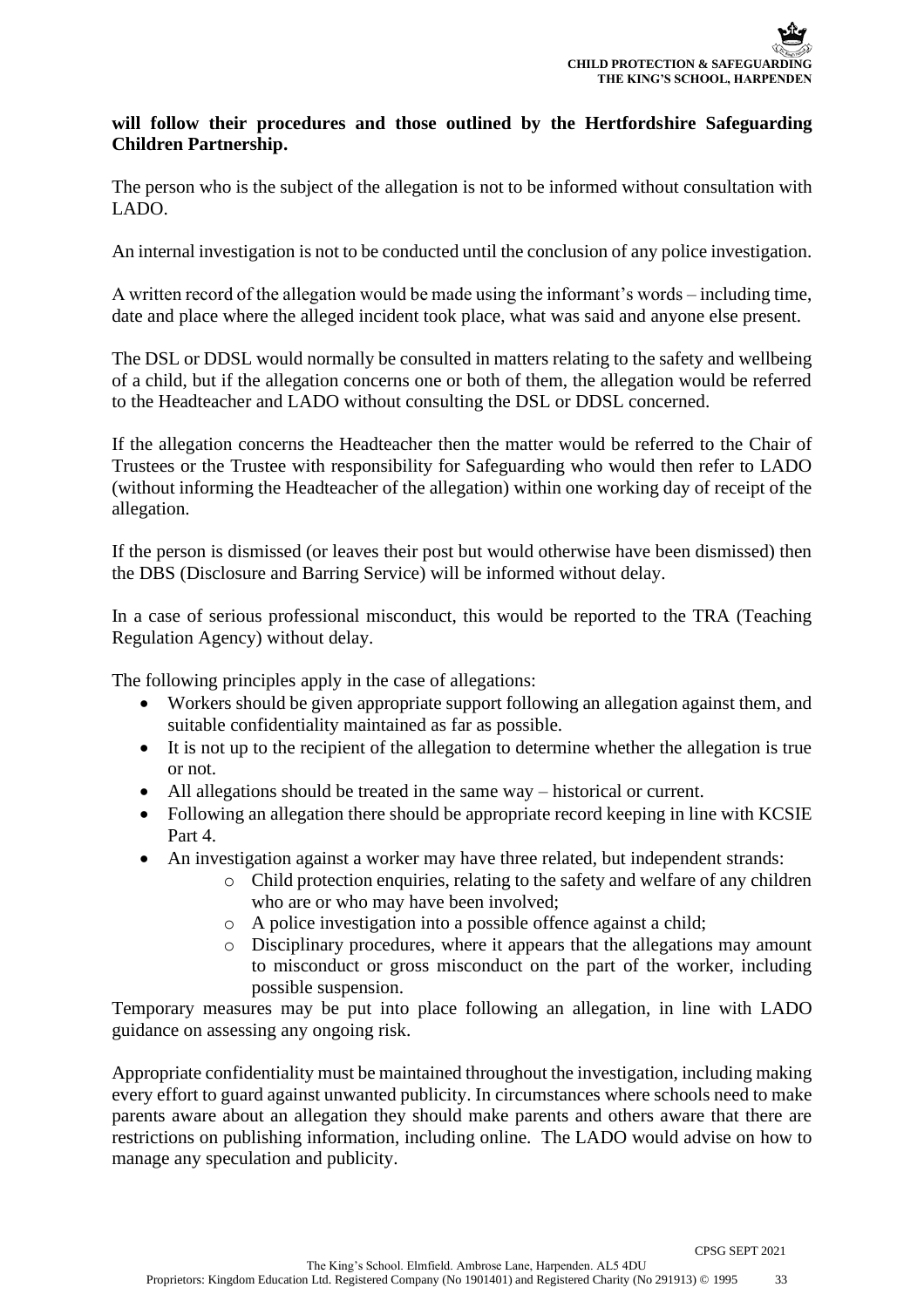**will follow their procedures and those outlined by the Hertfordshire Safeguarding Children Partnership.**

The person who is the subject of the allegation is not to be informed without consultation with LADO.

An internal investigation is not to be conducted until the conclusion of any police investigation.

A written record of the allegation would be made using the informant's words – including time, date and place where the alleged incident took place, what was said and anyone else present.

The DSL or DDSL would normally be consulted in matters relating to the safety and wellbeing of a child, but if the allegation concerns one or both of them, the allegation would be referred to the Headteacher and LADO without consulting the DSL or DDSL concerned.

If the allegation concerns the Headteacher then the matter would be referred to the Chair of Trustees or the Trustee with responsibility for Safeguarding who would then refer to LADO (without informing the Headteacher of the allegation) within one working day of receipt of the allegation.

If the person is dismissed (or leaves their post but would otherwise have been dismissed) then the DBS (Disclosure and Barring Service) will be informed without delay.

In a case of serious professional misconduct, this would be reported to the TRA (Teaching Regulation Agency) without delay.

The following principles apply in the case of allegations:

- Workers should be given appropriate support following an allegation against them, and suitable confidentiality maintained as far as possible.
- It is not up to the recipient of the allegation to determine whether the allegation is true or not.
- All allegations should be treated in the same way – historical or current.
- Following an allegation there should be appropriate record keeping in line with KCSIE Part 4.
- An investigation against a worker may have three related, but independent strands:
    - Child protection enquiries, relating to the safety and welfare of any children who are or who may have been involved;
    - A police investigation into a possible offence against a child;
    - Disciplinary procedures, where it appears that the allegations may amount to misconduct or gross misconduct on the part of the worker, including possible suspension.

Temporary measures may be put into place following an allegation, in line with LADO guidance on assessing any ongoing risk.

Appropriate confidentiality must be maintained throughout the investigation, including making every effort to guard against unwanted publicity. In circumstances where schools need to make parents aware about an allegation they should make parents and others aware that there are restrictions on publishing information, including online. The LADO would advise on how to manage any speculation and publicity.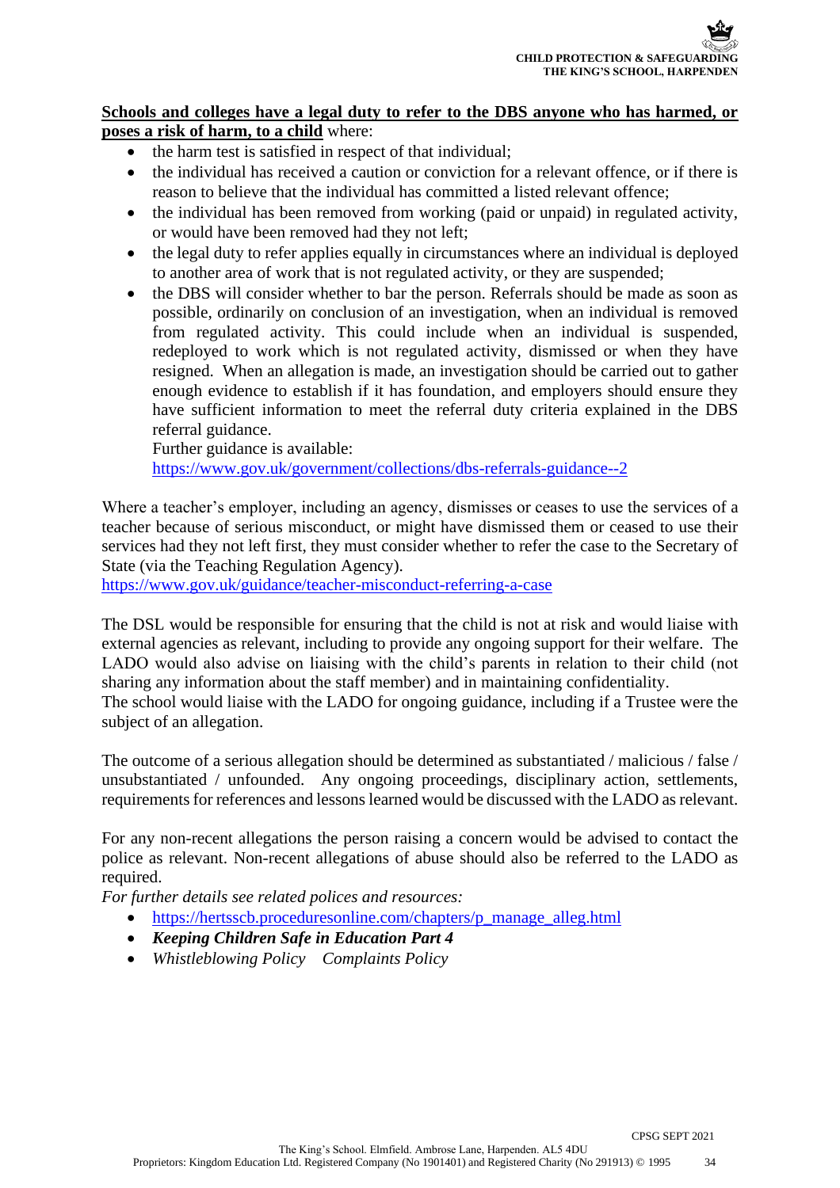**<u>Schools and colleges have a legal duty to refer to the DBS anyone who has harmed, or poses a risk of harm, to a child</u>** where:

- the harm test is satisfied in respect of that individual;
- the individual has received a caution or conviction for a relevant offence, or if there is reason to believe that the individual has committed a listed relevant offence;
- the individual has been removed from working (paid or unpaid) in regulated activity, or would have been removed had they not left;
- the legal duty to refer applies equally in circumstances where an individual is deployed to another area of work that is not regulated activity, or they are suspended;
- the DBS will consider whether to bar the person. Referrals should be made as soon as possible, ordinarily on conclusion of an investigation, when an individual is removed from regulated activity. This could include when an individual is suspended, redeployed to work which is not regulated activity, dismissed or when they have resigned. When an allegation is made, an investigation should be carried out to gather enough evidence to establish if it has foundation, and employers should ensure they have sufficient information to meet the referral duty criteria explained in the DBS referral guidance.
  Further guidance is available:
  https://www.gov.uk/government/collections/dbs-referrals-guidance--2

Where a teacher's employer, including an agency, dismisses or ceases to use the services of a teacher because of serious misconduct, or might have dismissed them or ceased to use their services had they not left first, they must consider whether to refer the case to the Secretary of State (via the Teaching Regulation Agency).
https://www.gov.uk/guidance/teacher-misconduct-referring-a-case

The DSL would be responsible for ensuring that the child is not at risk and would liaise with external agencies as relevant, including to provide any ongoing support for their welfare. The LADO would also advise on liaising with the child's parents in relation to their child (not sharing any information about the staff member) and in maintaining confidentiality.
The school would liaise with the LADO for ongoing guidance, including if a Trustee were the subject of an allegation.

The outcome of a serious allegation should be determined as substantiated / malicious / false / unsubstantiated / unfounded. Any ongoing proceedings, disciplinary action, settlements, requirements for references and lessons learned would be discussed with the LADO as relevant.

For any non-recent allegations the person raising a concern would be advised to contact the police as relevant. Non-recent allegations of abuse should also be referred to the LADO as required.
*For further details see related polices and resources:*

- https://hertsscb.proceduresonline.com/chapters/p_manage_alleg.html
- ***Keeping Children Safe in Education Part 4***
- *Whistleblowing Policy    Complaints Policy*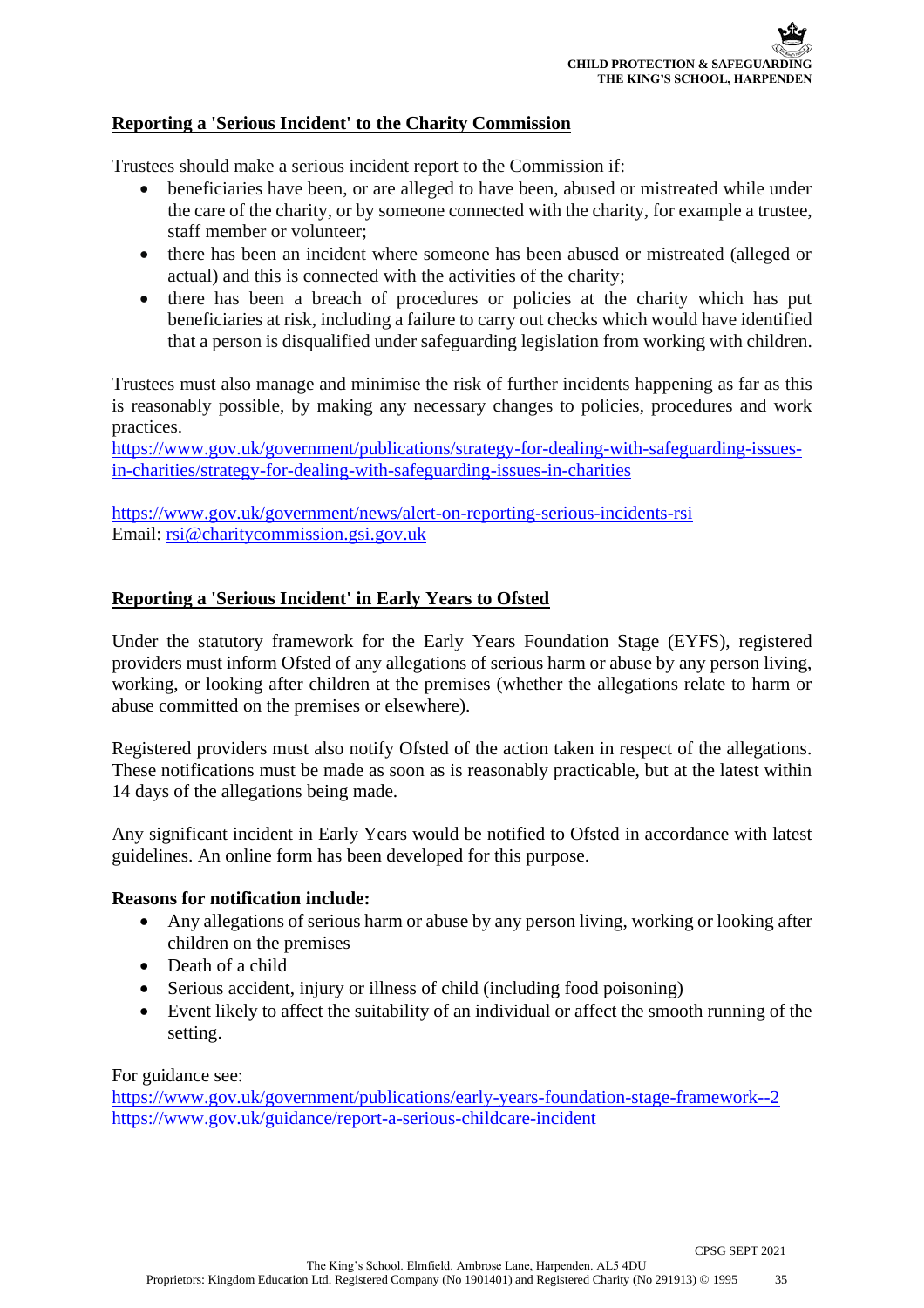## Reporting a 'Serious Incident' to the Charity Commission

Trustees should make a serious incident report to the Commission if:

- beneficiaries have been, or are alleged to have been, abused or mistreated while under the care of the charity, or by someone connected with the charity, for example a trustee, staff member or volunteer;
- there has been an incident where someone has been abused or mistreated (alleged or actual) and this is connected with the activities of the charity;
- there has been a breach of procedures or policies at the charity which has put beneficiaries at risk, including a failure to carry out checks which would have identified that a person is disqualified under safeguarding legislation from working with children.

Trustees must also manage and minimise the risk of further incidents happening as far as this is reasonably possible, by making any necessary changes to policies, procedures and work practices.
https://www.gov.uk/government/publications/strategy-for-dealing-with-safeguarding-issues-in-charities/strategy-for-dealing-with-safeguarding-issues-in-charities

https://www.gov.uk/government/news/alert-on-reporting-serious-incidents-rsi
Email: rsi@charitycommission.gsi.gov.uk

## Reporting a 'Serious Incident' in Early Years to Ofsted

Under the statutory framework for the Early Years Foundation Stage (EYFS), registered providers must inform Ofsted of any allegations of serious harm or abuse by any person living, working, or looking after children at the premises (whether the allegations relate to harm or abuse committed on the premises or elsewhere).

Registered providers must also notify Ofsted of the action taken in respect of the allegations. These notifications must be made as soon as is reasonably practicable, but at the latest within 14 days of the allegations being made.

Any significant incident in Early Years would be notified to Ofsted in accordance with latest guidelines. An online form has been developed for this purpose.

**Reasons for notification include:**

- Any allegations of serious harm or abuse by any person living, working or looking after children on the premises
- Death of a child
- Serious accident, injury or illness of child (including food poisoning)
- Event likely to affect the suitability of an individual or affect the smooth running of the setting.

For guidance see:
https://www.gov.uk/government/publications/early-years-foundation-stage-framework--2
https://www.gov.uk/guidance/report-a-serious-childcare-incident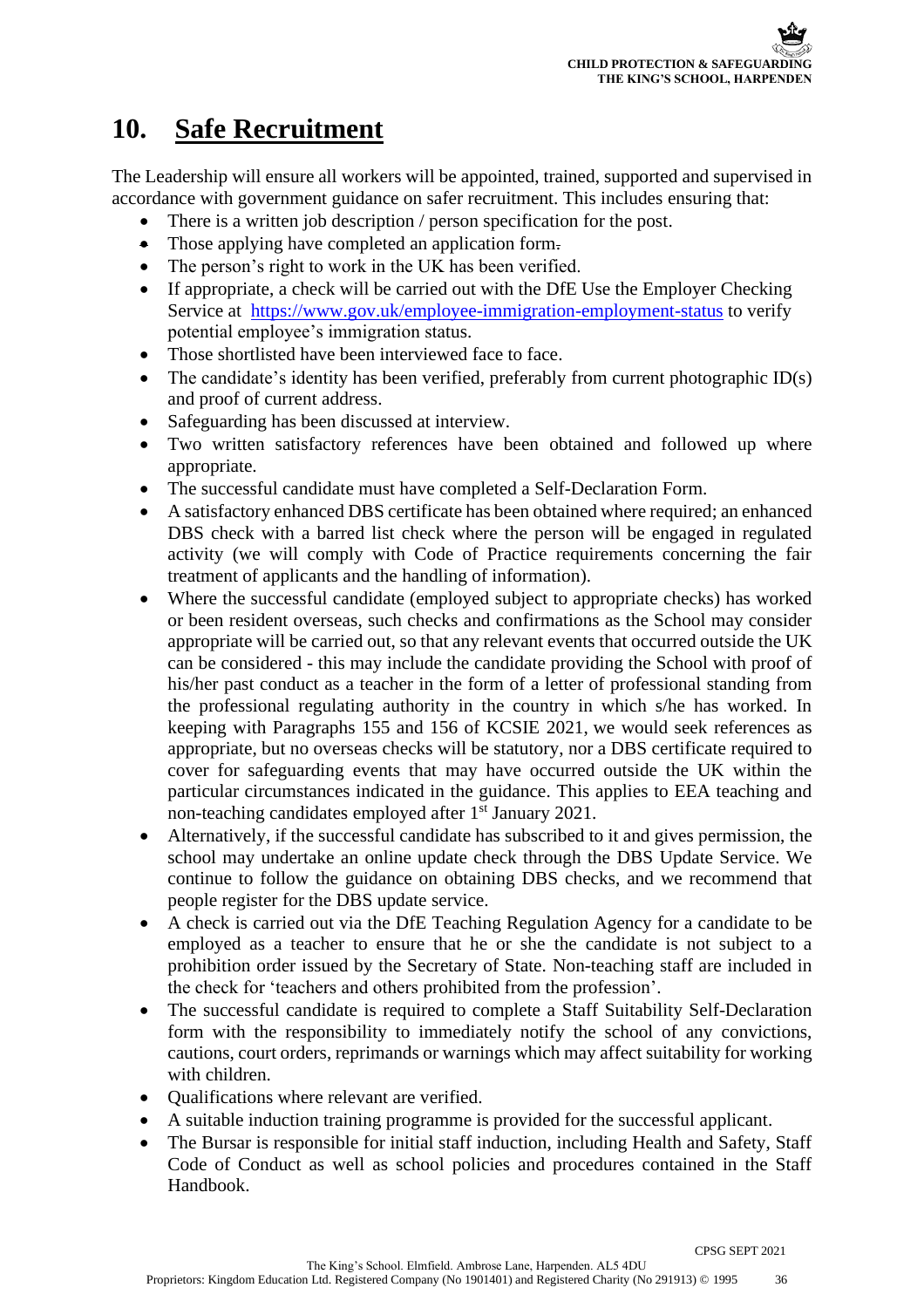# 10. Safe Recruitment

The Leadership will ensure all workers will be appointed, trained, supported and supervised in accordance with government guidance on safer recruitment. This includes ensuring that:

- There is a written job description / person specification for the post.
- Those applying have completed an application form.
- The person's right to work in the UK has been verified.
- If appropriate, a check will be carried out with the DfE Use the Employer Checking Service at https://www.gov.uk/employee-immigration-employment-status to verify potential employee's immigration status.
- Those shortlisted have been interviewed face to face.
- The candidate's identity has been verified, preferably from current photographic ID(s) and proof of current address.
- Safeguarding has been discussed at interview.
- Two written satisfactory references have been obtained and followed up where appropriate.
- The successful candidate must have completed a Self-Declaration Form.
- A satisfactory enhanced DBS certificate has been obtained where required; an enhanced DBS check with a barred list check where the person will be engaged in regulated activity (we will comply with Code of Practice requirements concerning the fair treatment of applicants and the handling of information).
- Where the successful candidate (employed subject to appropriate checks) has worked or been resident overseas, such checks and confirmations as the School may consider appropriate will be carried out, so that any relevant events that occurred outside the UK can be considered - this may include the candidate providing the School with proof of his/her past conduct as a teacher in the form of a letter of professional standing from the professional regulating authority in the country in which s/he has worked. In keeping with Paragraphs 155 and 156 of KCSIE 2021, we would seek references as appropriate, but no overseas checks will be statutory, nor a DBS certificate required to cover for safeguarding events that may have occurred outside the UK within the particular circumstances indicated in the guidance. This applies to EEA teaching and non-teaching candidates employed after 1st January 2021.
- Alternatively, if the successful candidate has subscribed to it and gives permission, the school may undertake an online update check through the DBS Update Service. We continue to follow the guidance on obtaining DBS checks, and we recommend that people register for the DBS update service.
- A check is carried out via the DfE Teaching Regulation Agency for a candidate to be employed as a teacher to ensure that he or she the candidate is not subject to a prohibition order issued by the Secretary of State. Non-teaching staff are included in the check for 'teachers and others prohibited from the profession'.
- The successful candidate is required to complete a Staff Suitability Self-Declaration form with the responsibility to immediately notify the school of any convictions, cautions, court orders, reprimands or warnings which may affect suitability for working with children.
- Qualifications where relevant are verified.
- A suitable induction training programme is provided for the successful applicant.
- The Bursar is responsible for initial staff induction, including Health and Safety, Staff Code of Conduct as well as school policies and procedures contained in the Staff Handbook.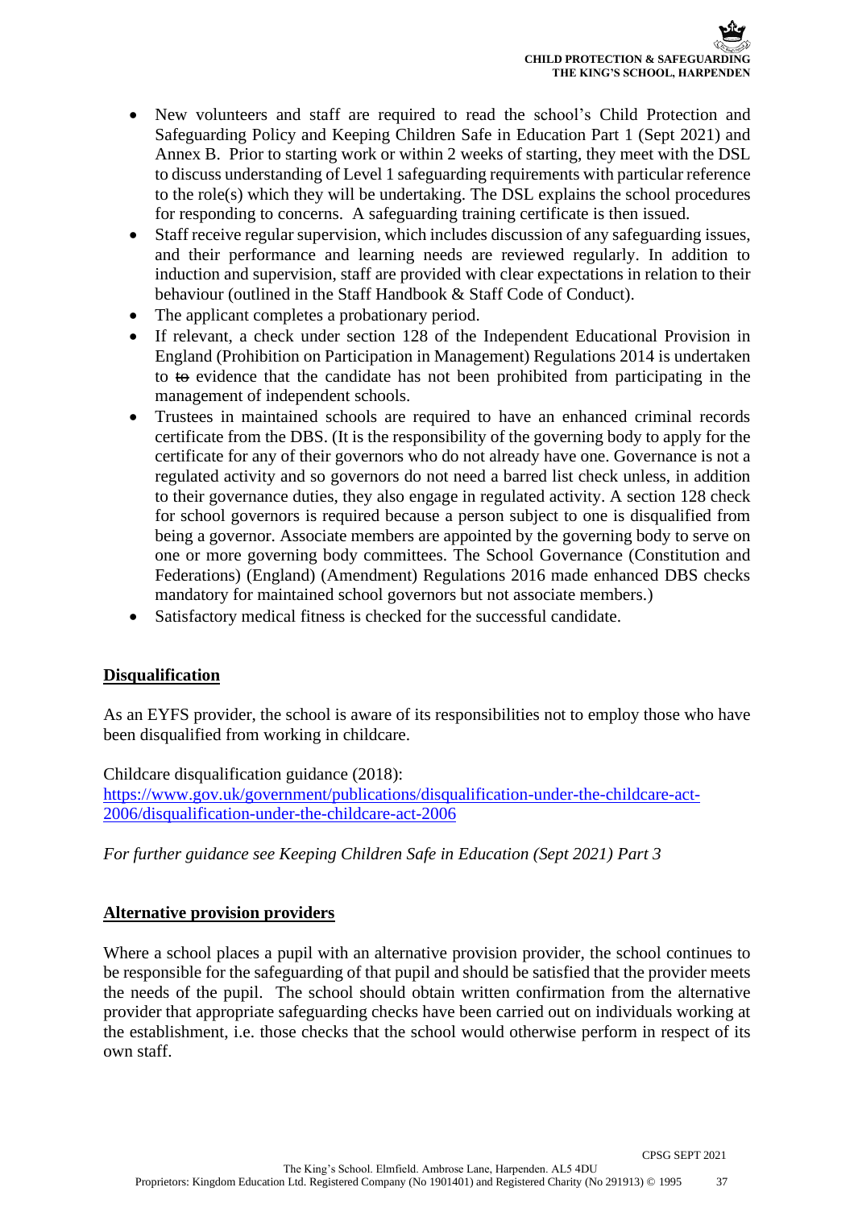- New volunteers and staff are required to read the school's Child Protection and Safeguarding Policy and Keeping Children Safe in Education Part 1 (Sept 2021) and Annex B. Prior to starting work or within 2 weeks of starting, they meet with the DSL to discuss understanding of Level 1 safeguarding requirements with particular reference to the role(s) which they will be undertaking. The DSL explains the school procedures for responding to concerns. A safeguarding training certificate is then issued.
- Staff receive regular supervision, which includes discussion of any safeguarding issues, and their performance and learning needs are reviewed regularly. In addition to induction and supervision, staff are provided with clear expectations in relation to their behaviour (outlined in the Staff Handbook & Staff Code of Conduct).
- The applicant completes a probationary period.
- If relevant, a check under section 128 of the Independent Educational Provision in England (Prohibition on Participation in Management) Regulations 2014 is undertaken to ~~to~~ evidence that the candidate has not been prohibited from participating in the management of independent schools.
- Trustees in maintained schools are required to have an enhanced criminal records certificate from the DBS. (It is the responsibility of the governing body to apply for the certificate for any of their governors who do not already have one. Governance is not a regulated activity and so governors do not need a barred list check unless, in addition to their governance duties, they also engage in regulated activity. A section 128 check for school governors is required because a person subject to one is disqualified from being a governor. Associate members are appointed by the governing body to serve on one or more governing body committees. The School Governance (Constitution and Federations) (England) (Amendment) Regulations 2016 made enhanced DBS checks mandatory for maintained school governors but not associate members.)
- Satisfactory medical fitness is checked for the successful candidate.

**Disqualification**

As an EYFS provider, the school is aware of its responsibilities not to employ those who have been disqualified from working in childcare.

Childcare disqualification guidance (2018):
https://www.gov.uk/government/publications/disqualification-under-the-childcare-act-2006/disqualification-under-the-childcare-act-2006

*For further guidance see Keeping Children Safe in Education (Sept 2021) Part 3*

**Alternative provision providers**

Where a school places a pupil with an alternative provision provider, the school continues to be responsible for the safeguarding of that pupil and should be satisfied that the provider meets the needs of the pupil. The school should obtain written confirmation from the alternative provider that appropriate safeguarding checks have been carried out on individuals working at the establishment, i.e. those checks that the school would otherwise perform in respect of its own staff.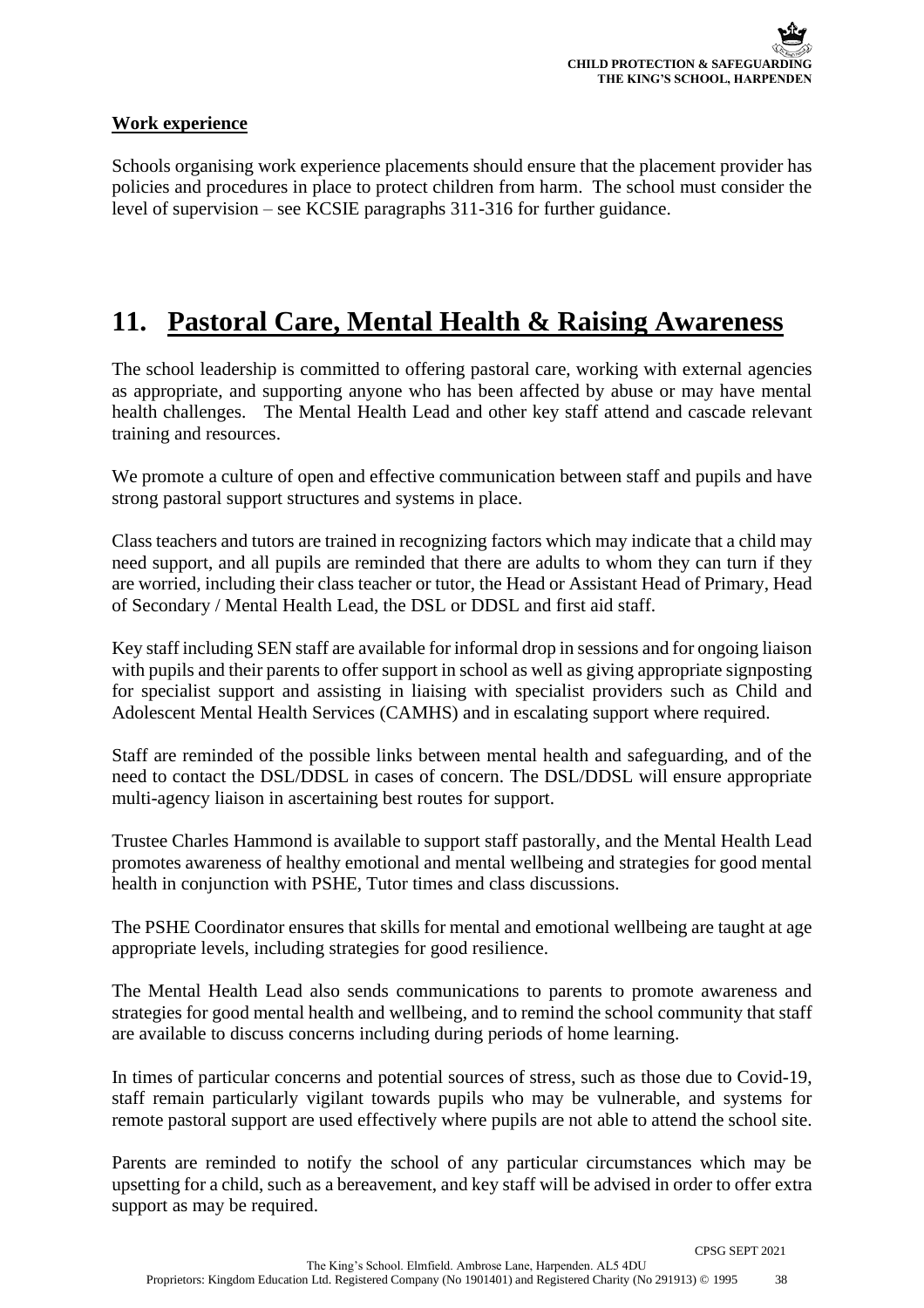**Work experience**

Schools organising work experience placements should ensure that the placement provider has policies and procedures in place to protect children from harm. The school must consider the level of supervision – see KCSIE paragraphs 311-316 for further guidance.

# 11. Pastoral Care, Mental Health & Raising Awareness

The school leadership is committed to offering pastoral care, working with external agencies as appropriate, and supporting anyone who has been affected by abuse or may have mental health challenges. The Mental Health Lead and other key staff attend and cascade relevant training and resources.

We promote a culture of open and effective communication between staff and pupils and have strong pastoral support structures and systems in place.

Class teachers and tutors are trained in recognizing factors which may indicate that a child may need support, and all pupils are reminded that there are adults to whom they can turn if they are worried, including their class teacher or tutor, the Head or Assistant Head of Primary, Head of Secondary / Mental Health Lead, the DSL or DDSL and first aid staff.

Key staff including SEN staff are available for informal drop in sessions and for ongoing liaison with pupils and their parents to offer support in school as well as giving appropriate signposting for specialist support and assisting in liaising with specialist providers such as Child and Adolescent Mental Health Services (CAMHS) and in escalating support where required.

Staff are reminded of the possible links between mental health and safeguarding, and of the need to contact the DSL/DDSL in cases of concern. The DSL/DDSL will ensure appropriate multi-agency liaison in ascertaining best routes for support.

Trustee Charles Hammond is available to support staff pastorally, and the Mental Health Lead promotes awareness of healthy emotional and mental wellbeing and strategies for good mental health in conjunction with PSHE, Tutor times and class discussions.

The PSHE Coordinator ensures that skills for mental and emotional wellbeing are taught at age appropriate levels, including strategies for good resilience.

The Mental Health Lead also sends communications to parents to promote awareness and strategies for good mental health and wellbeing, and to remind the school community that staff are available to discuss concerns including during periods of home learning.

In times of particular concerns and potential sources of stress, such as those due to Covid-19, staff remain particularly vigilant towards pupils who may be vulnerable, and systems for remote pastoral support are used effectively where pupils are not able to attend the school site.

Parents are reminded to notify the school of any particular circumstances which may be upsetting for a child, such as a bereavement, and key staff will be advised in order to offer extra support as may be required.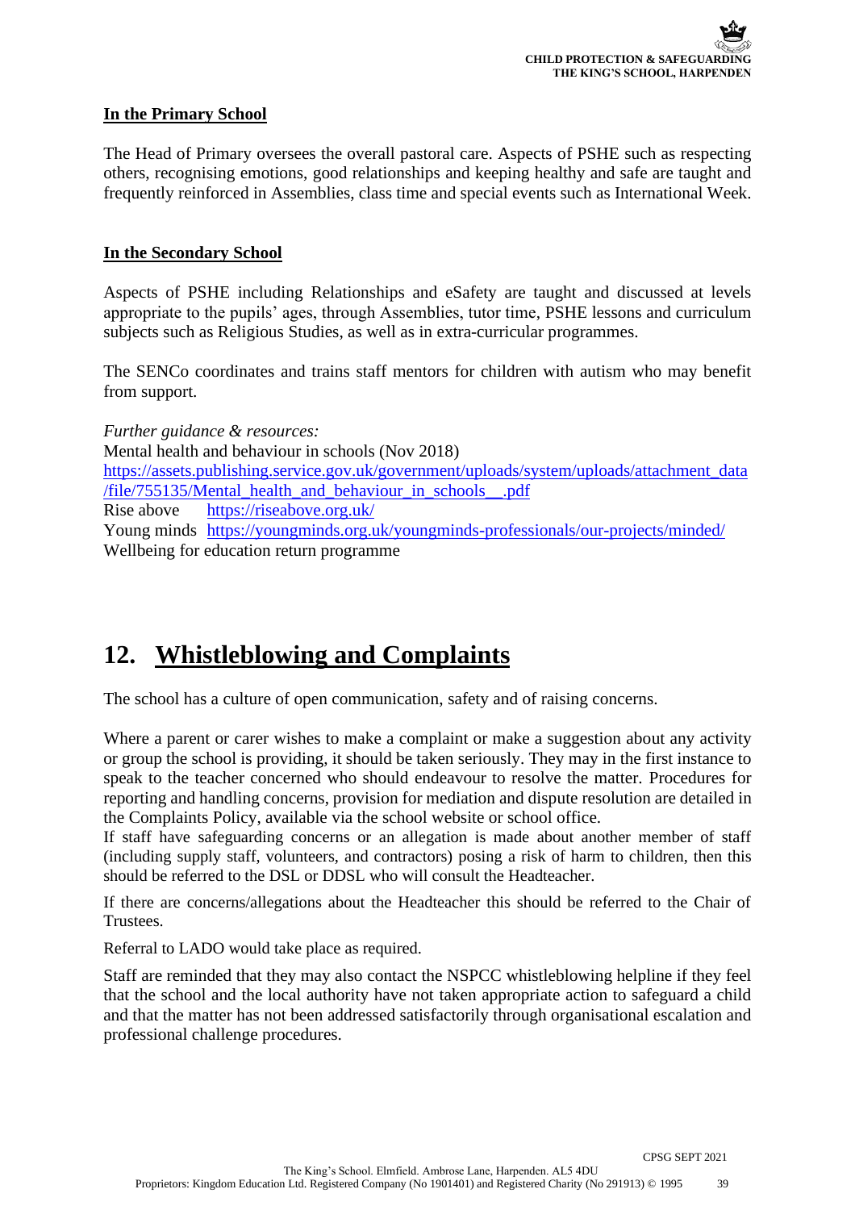**In the Primary School**

The Head of Primary oversees the overall pastoral care. Aspects of PSHE such as respecting others, recognising emotions, good relationships and keeping healthy and safe are taught and frequently reinforced in Assemblies, class time and special events such as International Week.

**In the Secondary School**

Aspects of PSHE including Relationships and eSafety are taught and discussed at levels appropriate to the pupils' ages, through Assemblies, tutor time, PSHE lessons and curriculum subjects such as Religious Studies, as well as in extra-curricular programmes.

The SENCo coordinates and trains staff mentors for children with autism who may benefit from support.

*Further guidance & resources:*
Mental health and behaviour in schools (Nov 2018)
[https://assets.publishing.service.gov.uk/government/uploads/system/uploads/attachment_data/file/755135/Mental_health_and_behaviour_in_schools__.pdf](https://assets.publishing.service.gov.uk/government/uploads/system/uploads/attachment_data/file/755135/Mental_health_and_behaviour_in_schools__.pdf)
Rise above [https://riseabove.org.uk/](https://riseabove.org.uk/)
Young minds [https://youngminds.org.uk/youngminds-professionals/our-projects/minded/](https://youngminds.org.uk/youngminds-professionals/our-projects/minded/)
Wellbeing for education return programme

# 12. Whistleblowing and Complaints

The school has a culture of open communication, safety and of raising concerns.

Where a parent or carer wishes to make a complaint or make a suggestion about any activity or group the school is providing, it should be taken seriously. They may in the first instance to speak to the teacher concerned who should endeavour to resolve the matter. Procedures for reporting and handling concerns, provision for mediation and dispute resolution are detailed in the Complaints Policy, available via the school website or school office.

If staff have safeguarding concerns or an allegation is made about another member of staff (including supply staff, volunteers, and contractors) posing a risk of harm to children, then this should be referred to the DSL or DDSL who will consult the Headteacher.

If there are concerns/allegations about the Headteacher this should be referred to the Chair of Trustees.

Referral to LADO would take place as required.

Staff are reminded that they may also contact the NSPCC whistleblowing helpline if they feel that the school and the local authority have not taken appropriate action to safeguard a child and that the matter has not been addressed satisfactorily through organisational escalation and professional challenge procedures.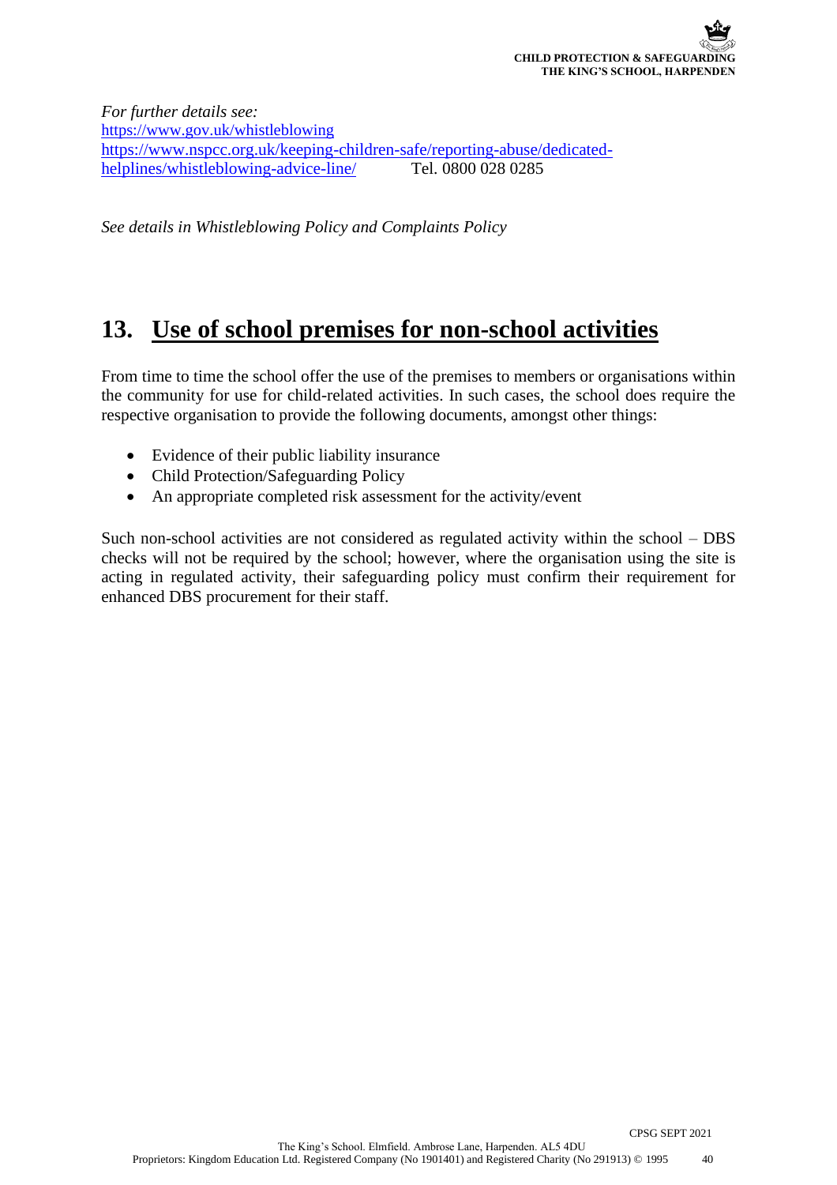*For further details see:*
https://www.gov.uk/whistleblowing
https://www.nspcc.org.uk/keeping-children-safe/reporting-abuse/dedicated-helplines/whistleblowing-advice-line/ Tel. 0800 028 0285

*See details in Whistleblowing Policy and Complaints Policy*

# 13. Use of school premises for non-school activities

From time to time the school offer the use of the premises to members or organisations within the community for use for child-related activities. In such cases, the school does require the respective organisation to provide the following documents, amongst other things:

- Evidence of their public liability insurance
- Child Protection/Safeguarding Policy
- An appropriate completed risk assessment for the activity/event

Such non-school activities are not considered as regulated activity within the school – DBS checks will not be required by the school; however, where the organisation using the site is acting in regulated activity, their safeguarding policy must confirm their requirement for enhanced DBS procurement for their staff.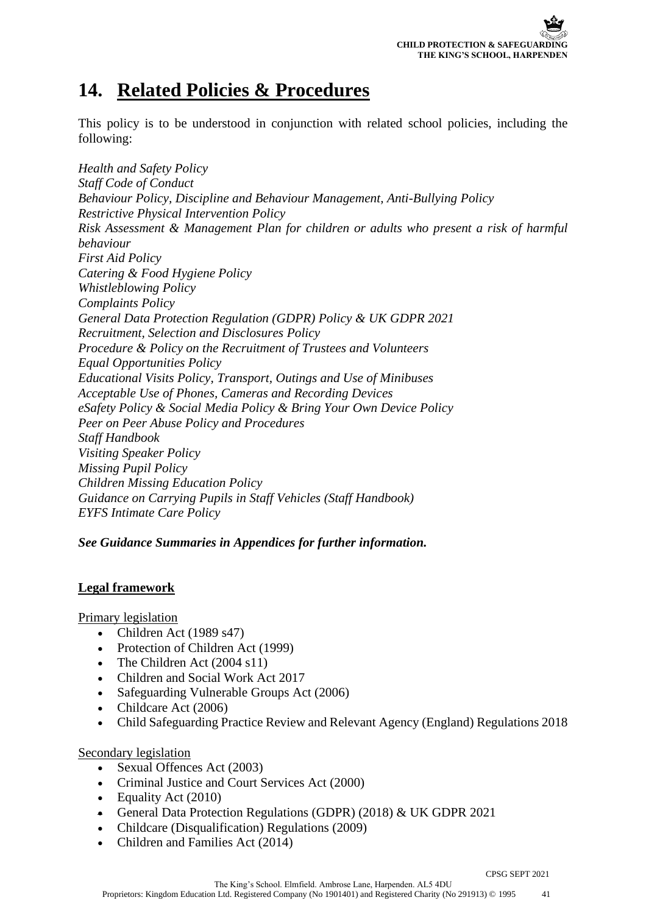# 14. Related Policies & Procedures

This policy is to be understood in conjunction with related school policies, including the following:

*Health and Safety Policy*
*Staff Code of Conduct*
*Behaviour Policy, Discipline and Behaviour Management, Anti-Bullying Policy*
*Restrictive Physical Intervention Policy*
*Risk Assessment & Management Plan for children or adults who present a risk of harmful behaviour*
*First Aid Policy*
*Catering & Food Hygiene Policy*
*Whistleblowing Policy*
*Complaints Policy*
*General Data Protection Regulation (GDPR) Policy & UK GDPR 2021*
*Recruitment, Selection and Disclosures Policy*
*Procedure & Policy on the Recruitment of Trustees and Volunteers*
*Equal Opportunities Policy*
*Educational Visits Policy, Transport, Outings and Use of Minibuses*
*Acceptable Use of Phones, Cameras and Recording Devices*
*eSafety Policy & Social Media Policy & Bring Your Own Device Policy*
*Peer on Peer Abuse Policy and Procedures*
*Staff Handbook*
*Visiting Speaker Policy*
*Missing Pupil Policy*
*Children Missing Education Policy*
*Guidance on Carrying Pupils in Staff Vehicles (Staff Handbook)*
*EYFS Intimate Care Policy*

***See Guidance Summaries in Appendices for further information.***

## Legal framework

Primary legislation

- Children Act (1989 s47)
- Protection of Children Act (1999)
- The Children Act (2004 s11)
- Children and Social Work Act 2017
- Safeguarding Vulnerable Groups Act (2006)
- Childcare Act (2006)
- Child Safeguarding Practice Review and Relevant Agency (England) Regulations 2018

Secondary legislation

- Sexual Offences Act (2003)
- Criminal Justice and Court Services Act (2000)
- Equality Act (2010)
- General Data Protection Regulations (GDPR) (2018) & UK GDPR 2021
- Childcare (Disqualification) Regulations (2009)
- Children and Families Act (2014)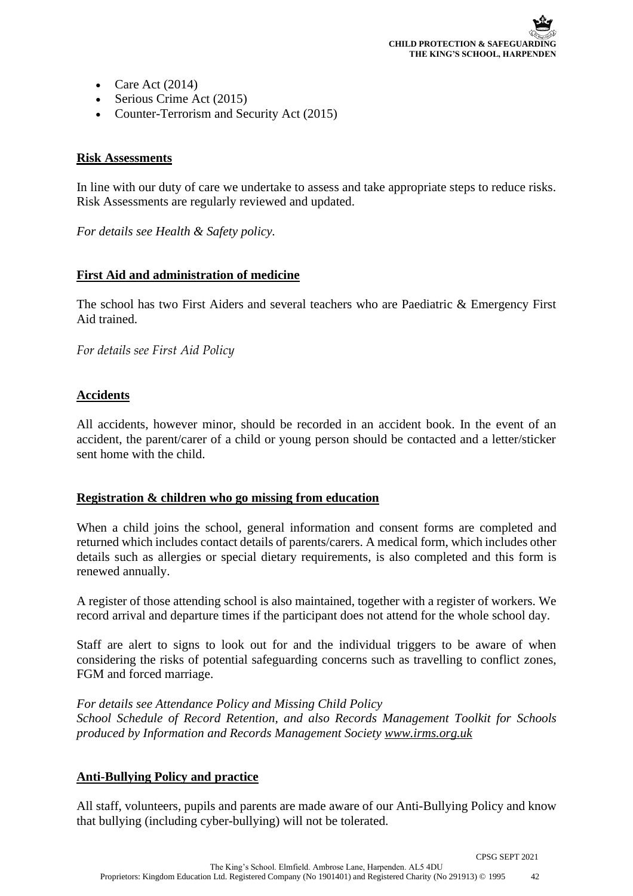- Care Act (2014)
- Serious Crime Act (2015)
- Counter-Terrorism and Security Act (2015)

**Risk Assessments**

In line with our duty of care we undertake to assess and take appropriate steps to reduce risks. Risk Assessments are regularly reviewed and updated.

*For details see Health & Safety policy.*

**First Aid and administration of medicine**

The school has two First Aiders and several teachers who are Paediatric & Emergency First Aid trained.

*For details see First Aid Policy*

**Accidents**

All accidents, however minor, should be recorded in an accident book. In the event of an accident, the parent/carer of a child or young person should be contacted and a letter/sticker sent home with the child.

**Registration & children who go missing from education**

When a child joins the school, general information and consent forms are completed and returned which includes contact details of parents/carers. A medical form, which includes other details such as allergies or special dietary requirements, is also completed and this form is renewed annually.

A register of those attending school is also maintained, together with a register of workers. We record arrival and departure times if the participant does not attend for the whole school day.

Staff are alert to signs to look out for and the individual triggers to be aware of when considering the risks of potential safeguarding concerns such as travelling to conflict zones, FGM and forced marriage.

*For details see Attendance Policy and Missing Child Policy*
*School Schedule of Record Retention, and also Records Management Toolkit for Schools produced by Information and Records Management Society www.irms.org.uk*

**Anti-Bullying Policy and practice**

All staff, volunteers, pupils and parents are made aware of our Anti-Bullying Policy and know that bullying (including cyber-bullying) will not be tolerated.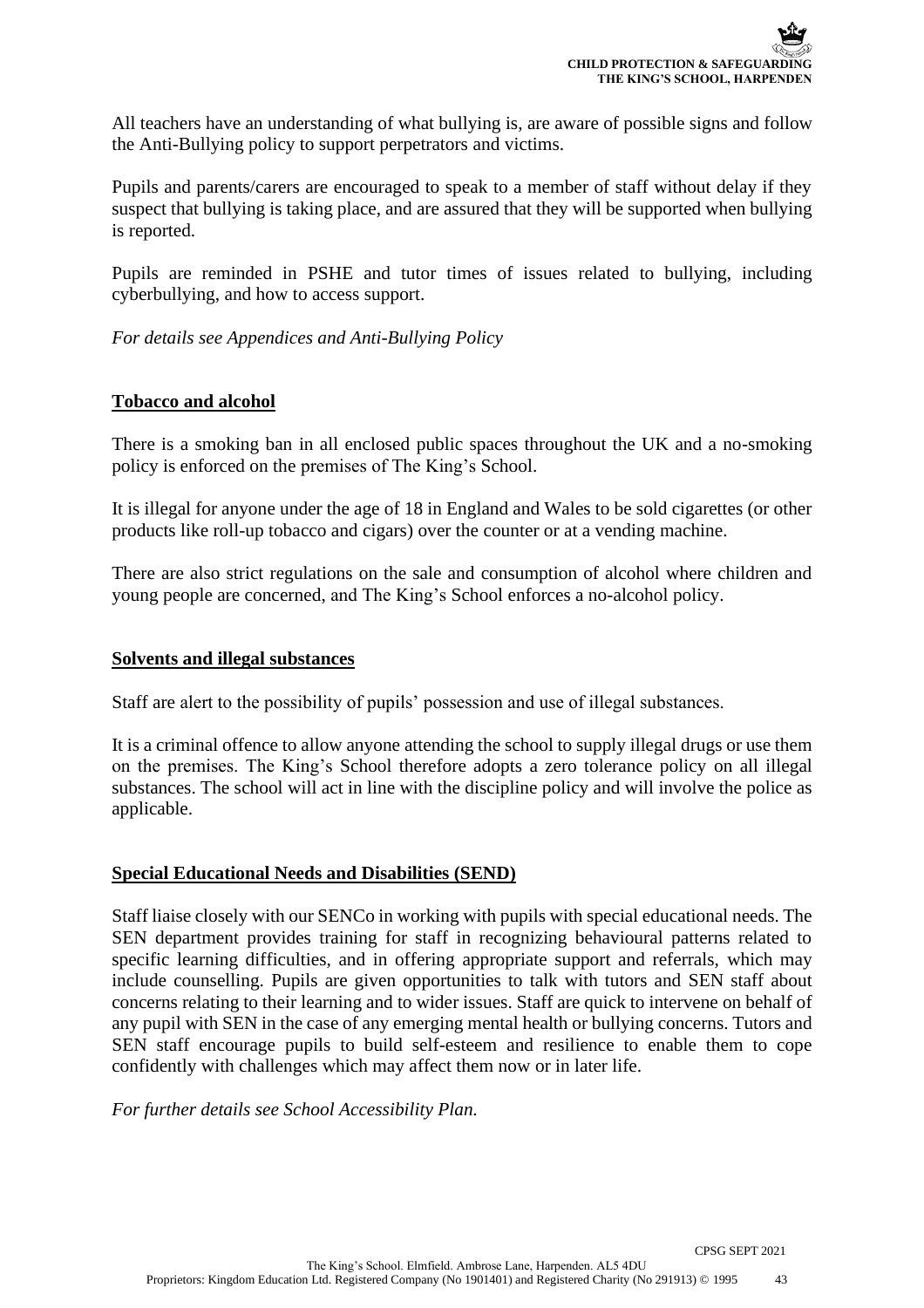All teachers have an understanding of what bullying is, are aware of possible signs and follow the Anti-Bullying policy to support perpetrators and victims.

Pupils and parents/carers are encouraged to speak to a member of staff without delay if they suspect that bullying is taking place, and are assured that they will be supported when bullying is reported.

Pupils are reminded in PSHE and tutor times of issues related to bullying, including cyberbullying, and how to access support.

*For details see Appendices and Anti-Bullying Policy*

**Tobacco and alcohol**

There is a smoking ban in all enclosed public spaces throughout the UK and a no-smoking policy is enforced on the premises of The King's School.

It is illegal for anyone under the age of 18 in England and Wales to be sold cigarettes (or other products like roll-up tobacco and cigars) over the counter or at a vending machine.

There are also strict regulations on the sale and consumption of alcohol where children and young people are concerned, and The King's School enforces a no-alcohol policy.

**Solvents and illegal substances**

Staff are alert to the possibility of pupils' possession and use of illegal substances.

It is a criminal offence to allow anyone attending the school to supply illegal drugs or use them on the premises. The King's School therefore adopts a zero tolerance policy on all illegal substances. The school will act in line with the discipline policy and will involve the police as applicable.

**Special Educational Needs and Disabilities (SEND)**

Staff liaise closely with our SENCo in working with pupils with special educational needs. The SEN department provides training for staff in recognizing behavioural patterns related to specific learning difficulties, and in offering appropriate support and referrals, which may include counselling. Pupils are given opportunities to talk with tutors and SEN staff about concerns relating to their learning and to wider issues. Staff are quick to intervene on behalf of any pupil with SEN in the case of any emerging mental health or bullying concerns. Tutors and SEN staff encourage pupils to build self-esteem and resilience to enable them to cope confidently with challenges which may affect them now or in later life.

*For further details see School Accessibility Plan.*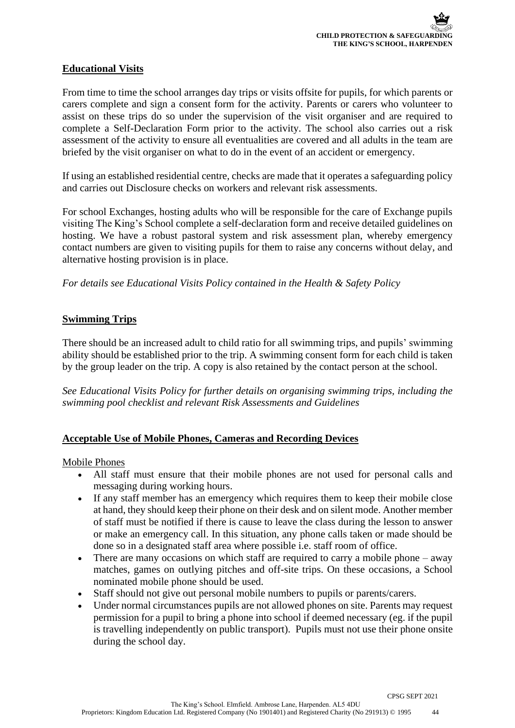## Educational Visits

From time to time the school arranges day trips or visits offsite for pupils, for which parents or carers complete and sign a consent form for the activity. Parents or carers who volunteer to assist on these trips do so under the supervision of the visit organiser and are required to complete a Self-Declaration Form prior to the activity. The school also carries out a risk assessment of the activity to ensure all eventualities are covered and all adults in the team are briefed by the visit organiser on what to do in the event of an accident or emergency.

If using an established residential centre, checks are made that it operates a safeguarding policy and carries out Disclosure checks on workers and relevant risk assessments.

For school Exchanges, hosting adults who will be responsible for the care of Exchange pupils visiting The King's School complete a self-declaration form and receive detailed guidelines on hosting. We have a robust pastoral system and risk assessment plan, whereby emergency contact numbers are given to visiting pupils for them to raise any concerns without delay, and alternative hosting provision is in place.

*For details see Educational Visits Policy contained in the Health & Safety Policy*

## Swimming Trips

There should be an increased adult to child ratio for all swimming trips, and pupils' swimming ability should be established prior to the trip. A swimming consent form for each child is taken by the group leader on the trip. A copy is also retained by the contact person at the school.

*See Educational Visits Policy for further details on organising swimming trips, including the swimming pool checklist and relevant Risk Assessments and Guidelines*

## Acceptable Use of Mobile Phones, Cameras and Recording Devices

### Mobile Phones

- All staff must ensure that their mobile phones are not used for personal calls and messaging during working hours.
- If any staff member has an emergency which requires them to keep their mobile close at hand, they should keep their phone on their desk and on silent mode. Another member of staff must be notified if there is cause to leave the class during the lesson to answer or make an emergency call. In this situation, any phone calls taken or made should be done so in a designated staff area where possible i.e. staff room of office.
- There are many occasions on which staff are required to carry a mobile phone – away matches, games on outlying pitches and off-site trips. On these occasions, a School nominated mobile phone should be used.
- Staff should not give out personal mobile numbers to pupils or parents/carers.
- Under normal circumstances pupils are not allowed phones on site. Parents may request permission for a pupil to bring a phone into school if deemed necessary (eg. if the pupil is travelling independently on public transport). Pupils must not use their phone onsite during the school day.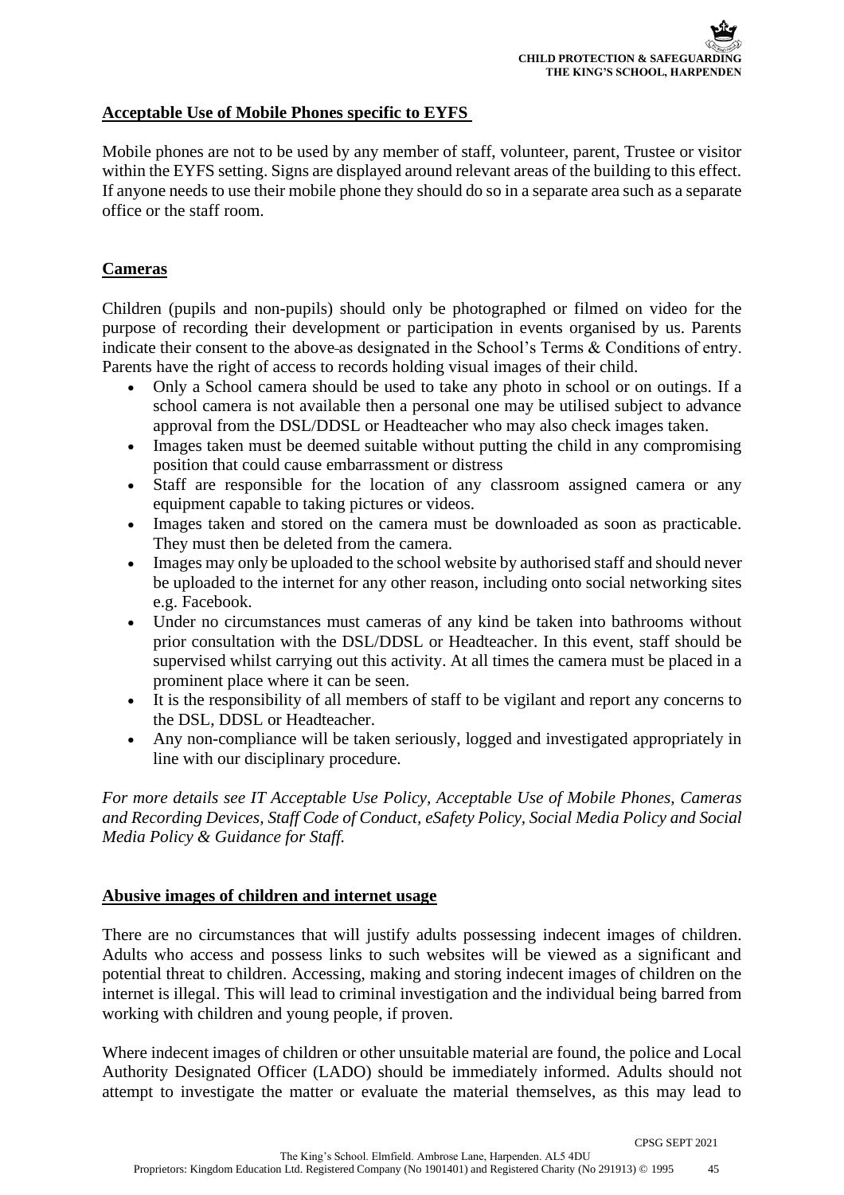**Acceptable Use of Mobile Phones specific to EYFS**

Mobile phones are not to be used by any member of staff, volunteer, parent, Trustee or visitor within the EYFS setting. Signs are displayed around relevant areas of the building to this effect. If anyone needs to use their mobile phone they should do so in a separate area such as a separate office or the staff room.

**Cameras**

Children (pupils and non-pupils) should only be photographed or filmed on video for the purpose of recording their development or participation in events organised by us. Parents indicate their consent to the above as designated in the School's Terms & Conditions of entry. Parents have the right of access to records holding visual images of their child.

- Only a School camera should be used to take any photo in school or on outings. If a school camera is not available then a personal one may be utilised subject to advance approval from the DSL/DDSL or Headteacher who may also check images taken.
- Images taken must be deemed suitable without putting the child in any compromising position that could cause embarrassment or distress
- Staff are responsible for the location of any classroom assigned camera or any equipment capable to taking pictures or videos.
- Images taken and stored on the camera must be downloaded as soon as practicable. They must then be deleted from the camera.
- Images may only be uploaded to the school website by authorised staff and should never be uploaded to the internet for any other reason, including onto social networking sites e.g. Facebook.
- Under no circumstances must cameras of any kind be taken into bathrooms without prior consultation with the DSL/DDSL or Headteacher. In this event, staff should be supervised whilst carrying out this activity. At all times the camera must be placed in a prominent place where it can be seen.
- It is the responsibility of all members of staff to be vigilant and report any concerns to the DSL, DDSL or Headteacher.
- Any non-compliance will be taken seriously, logged and investigated appropriately in line with our disciplinary procedure.

*For more details see IT Acceptable Use Policy, Acceptable Use of Mobile Phones, Cameras and Recording Devices, Staff Code of Conduct, eSafety Policy, Social Media Policy and Social Media Policy & Guidance for Staff.*

**Abusive images of children and internet usage**

There are no circumstances that will justify adults possessing indecent images of children. Adults who access and possess links to such websites will be viewed as a significant and potential threat to children. Accessing, making and storing indecent images of children on the internet is illegal. This will lead to criminal investigation and the individual being barred from working with children and young people, if proven.

Where indecent images of children or other unsuitable material are found, the police and Local Authority Designated Officer (LADO) should be immediately informed. Adults should not attempt to investigate the matter or evaluate the material themselves, as this may lead to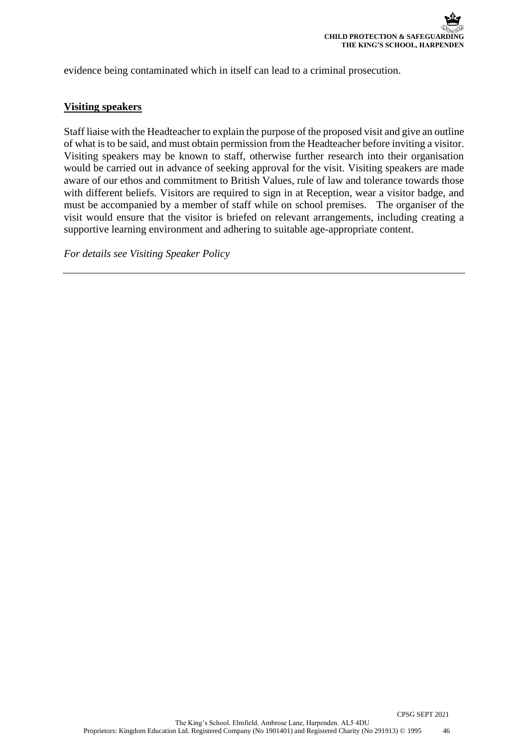evidence being contaminated which in itself can lead to a criminal prosecution.

## Visiting speakers

Staff liaise with the Headteacher to explain the purpose of the proposed visit and give an outline of what is to be said, and must obtain permission from the Headteacher before inviting a visitor. Visiting speakers may be known to staff, otherwise further research into their organisation would be carried out in advance of seeking approval for the visit. Visiting speakers are made aware of our ethos and commitment to British Values, rule of law and tolerance towards those with different beliefs. Visitors are required to sign in at Reception, wear a visitor badge, and must be accompanied by a member of staff while on school premises. The organiser of the visit would ensure that the visitor is briefed on relevant arrangements, including creating a supportive learning environment and adhering to suitable age-appropriate content.

*For details see Visiting Speaker Policy*

---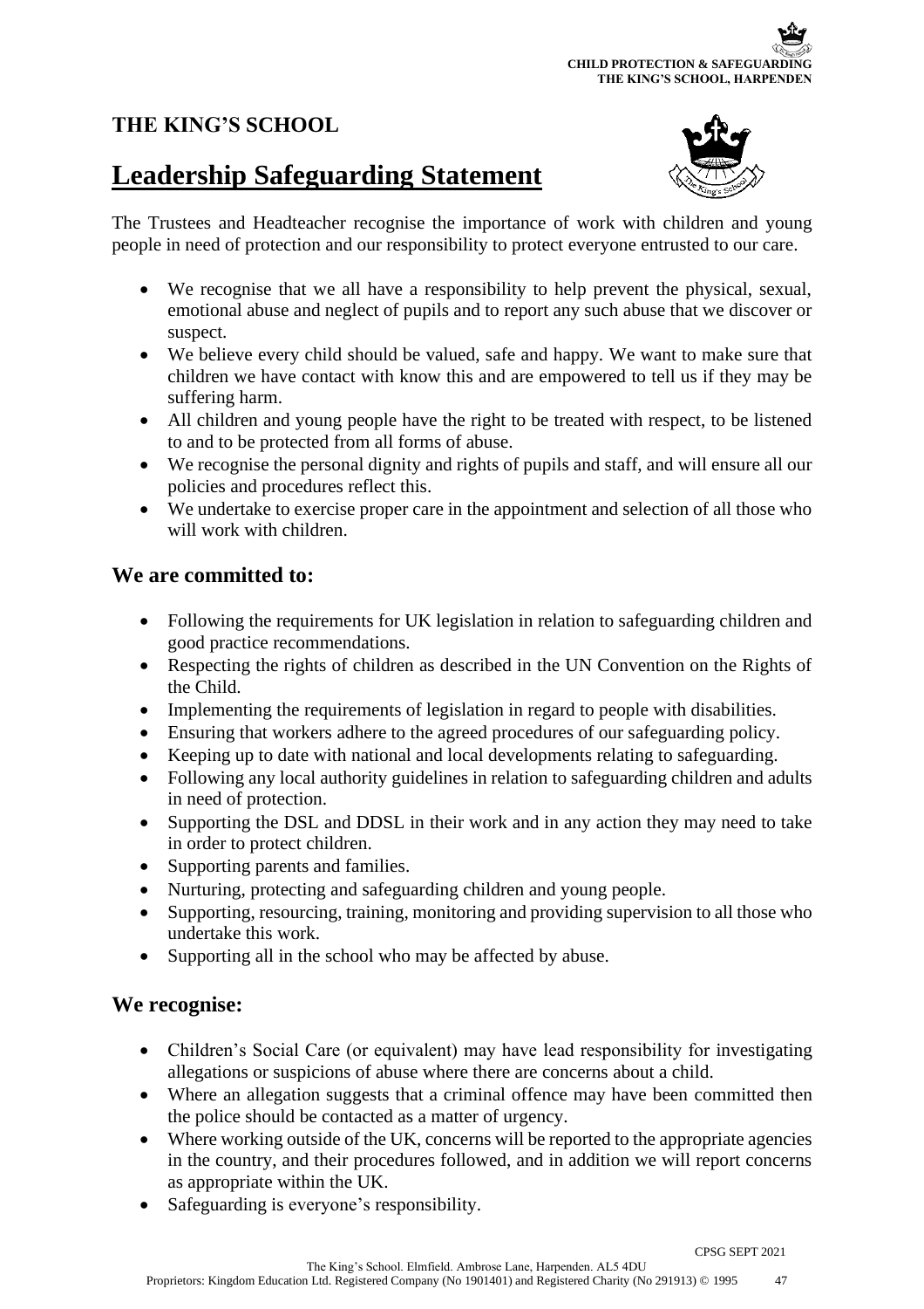# THE KING'S SCHOOL

## Leadership Safeguarding Statement

The Trustees and Headteacher recognise the importance of work with children and young people in need of protection and our responsibility to protect everyone entrusted to our care.

- We recognise that we all have a responsibility to help prevent the physical, sexual, emotional abuse and neglect of pupils and to report any such abuse that we discover or suspect.
- We believe every child should be valued, safe and happy. We want to make sure that children we have contact with know this and are empowered to tell us if they may be suffering harm.
- All children and young people have the right to be treated with respect, to be listened to and to be protected from all forms of abuse.
- We recognise the personal dignity and rights of pupils and staff, and will ensure all our policies and procedures reflect this.
- We undertake to exercise proper care in the appointment and selection of all those who will work with children.

### We are committed to:

- Following the requirements for UK legislation in relation to safeguarding children and good practice recommendations.
- Respecting the rights of children as described in the UN Convention on the Rights of the Child.
- Implementing the requirements of legislation in regard to people with disabilities.
- Ensuring that workers adhere to the agreed procedures of our safeguarding policy.
- Keeping up to date with national and local developments relating to safeguarding.
- Following any local authority guidelines in relation to safeguarding children and adults in need of protection.
- Supporting the DSL and DDSL in their work and in any action they may need to take in order to protect children.
- Supporting parents and families.
- Nurturing, protecting and safeguarding children and young people.
- Supporting, resourcing, training, monitoring and providing supervision to all those who undertake this work.
- Supporting all in the school who may be affected by abuse.

### We recognise:

- Children's Social Care (or equivalent) may have lead responsibility for investigating allegations or suspicions of abuse where there are concerns about a child.
- Where an allegation suggests that a criminal offence may have been committed then the police should be contacted as a matter of urgency.
- Where working outside of the UK, concerns will be reported to the appropriate agencies in the country, and their procedures followed, and in addition we will report concerns as appropriate within the UK.
- Safeguarding is everyone's responsibility.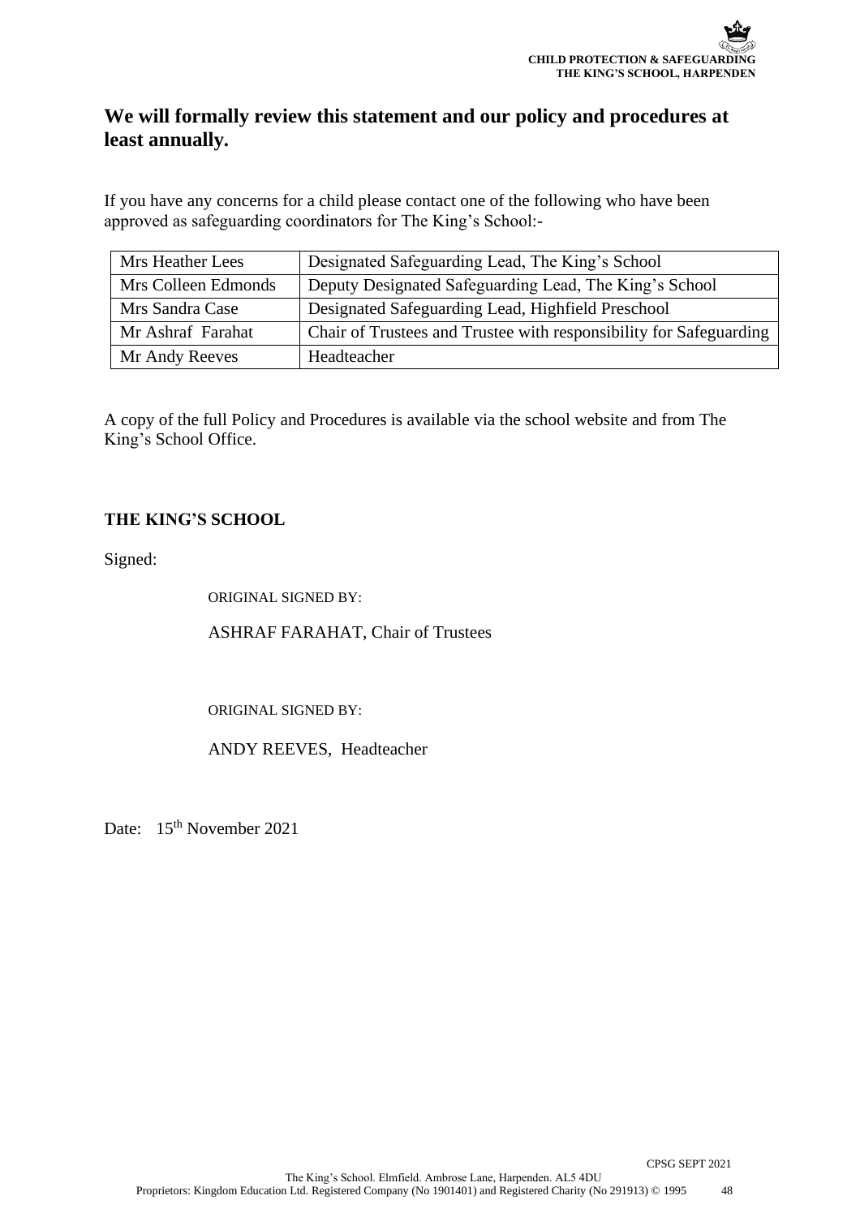## We will formally review this statement and our policy and procedures at least annually.

If you have any concerns for a child please contact one of the following who have been approved as safeguarding coordinators for The King's School:-

| Mrs Heather Lees | Designated Safeguarding Lead, The King's School |
|---|---|
| Mrs Colleen Edmonds | Deputy Designated Safeguarding Lead, The King's School |
| Mrs Sandra Case | Designated Safeguarding Lead, Highfield Preschool |
| Mr Ashraf Farahat | Chair of Trustees and Trustee with responsibility for Safeguarding |
| Mr Andy Reeves | Headteacher |

A copy of the full Policy and Procedures is available via the school website and from The King's School Office.

**THE KING'S SCHOOL**

Signed:

ORIGINAL SIGNED BY:

ASHRAF FARAHAT, Chair of Trustees

ORIGINAL SIGNED BY:

ANDY REEVES, Headteacher

Date: 15th November 2021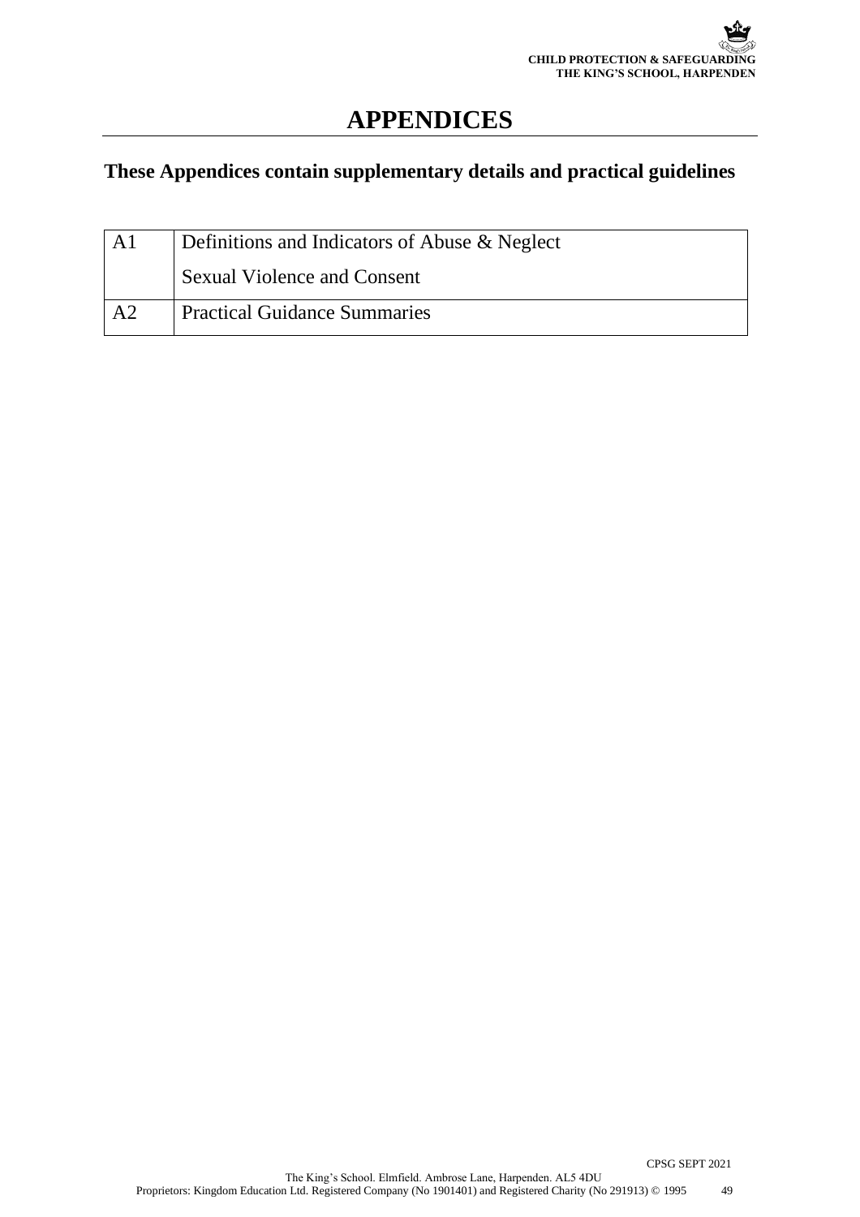# APPENDICES

## These Appendices contain supplementary details and practical guidelines

| | |
|---|---|
| A1 | Definitions and Indicators of Abuse & Neglect<br>Sexual Violence and Consent |
| A2 | Practical Guidance Summaries |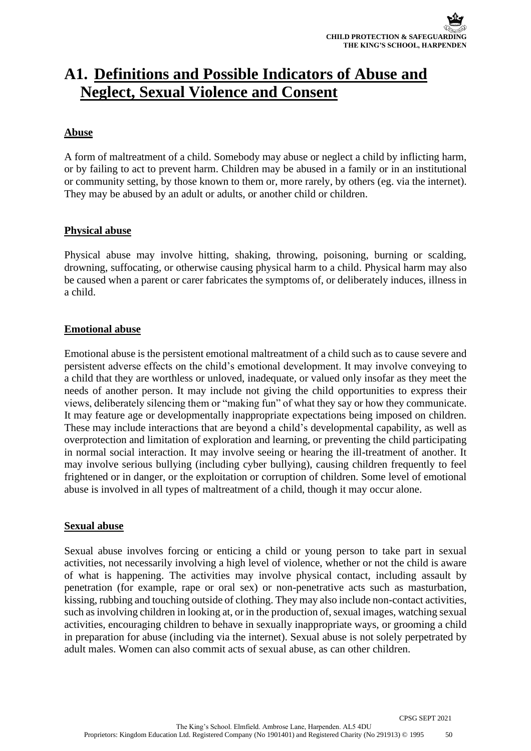# A1. Definitions and Possible Indicators of Abuse and Neglect, Sexual Violence and Consent

## Abuse

A form of maltreatment of a child. Somebody may abuse or neglect a child by inflicting harm, or by failing to act to prevent harm. Children may be abused in a family or in an institutional or community setting, by those known to them or, more rarely, by others (eg. via the internet). They may be abused by an adult or adults, or another child or children.

## Physical abuse

Physical abuse may involve hitting, shaking, throwing, poisoning, burning or scalding, drowning, suffocating, or otherwise causing physical harm to a child. Physical harm may also be caused when a parent or carer fabricates the symptoms of, or deliberately induces, illness in a child.

## Emotional abuse

Emotional abuse is the persistent emotional maltreatment of a child such as to cause severe and persistent adverse effects on the child's emotional development. It may involve conveying to a child that they are worthless or unloved, inadequate, or valued only insofar as they meet the needs of another person. It may include not giving the child opportunities to express their views, deliberately silencing them or "making fun" of what they say or how they communicate. It may feature age or developmentally inappropriate expectations being imposed on children. These may include interactions that are beyond a child's developmental capability, as well as overprotection and limitation of exploration and learning, or preventing the child participating in normal social interaction. It may involve seeing or hearing the ill-treatment of another. It may involve serious bullying (including cyber bullying), causing children frequently to feel frightened or in danger, or the exploitation or corruption of children. Some level of emotional abuse is involved in all types of maltreatment of a child, though it may occur alone.

## Sexual abuse

Sexual abuse involves forcing or enticing a child or young person to take part in sexual activities, not necessarily involving a high level of violence, whether or not the child is aware of what is happening. The activities may involve physical contact, including assault by penetration (for example, rape or oral sex) or non-penetrative acts such as masturbation, kissing, rubbing and touching outside of clothing. They may also include non-contact activities, such as involving children in looking at, or in the production of, sexual images, watching sexual activities, encouraging children to behave in sexually inappropriate ways, or grooming a child in preparation for abuse (including via the internet). Sexual abuse is not solely perpetrated by adult males. Women can also commit acts of sexual abuse, as can other children.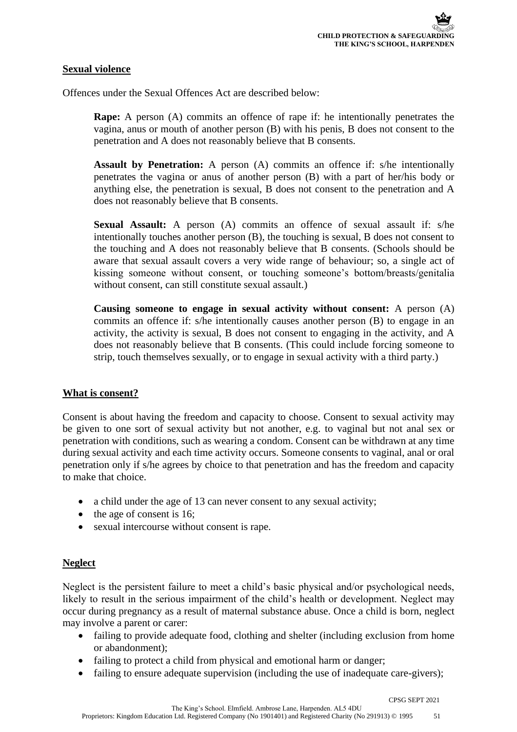## Sexual violence

Offences under the Sexual Offences Act are described below:

> **Rape:** A person (A) commits an offence of rape if: he intentionally penetrates the vagina, anus or mouth of another person (B) with his penis, B does not consent to the penetration and A does not reasonably believe that B consents.
>
> **Assault by Penetration:** A person (A) commits an offence if: s/he intentionally penetrates the vagina or anus of another person (B) with a part of her/his body or anything else, the penetration is sexual, B does not consent to the penetration and A does not reasonably believe that B consents.
>
> **Sexual Assault:** A person (A) commits an offence of sexual assault if: s/he intentionally touches another person (B), the touching is sexual, B does not consent to the touching and A does not reasonably believe that B consents. (Schools should be aware that sexual assault covers a very wide range of behaviour; so, a single act of kissing someone without consent, or touching someone's bottom/breasts/genitalia without consent, can still constitute sexual assault.)
>
> **Causing someone to engage in sexual activity without consent:** A person (A) commits an offence if: s/he intentionally causes another person (B) to engage in an activity, the activity is sexual, B does not consent to engaging in the activity, and A does not reasonably believe that B consents. (This could include forcing someone to strip, touch themselves sexually, or to engage in sexual activity with a third party.)

## What is consent?

Consent is about having the freedom and capacity to choose. Consent to sexual activity may be given to one sort of sexual activity but not another, e.g. to vaginal but not anal sex or penetration with conditions, such as wearing a condom. Consent can be withdrawn at any time during sexual activity and each time activity occurs. Someone consents to vaginal, anal or oral penetration only if s/he agrees by choice to that penetration and has the freedom and capacity to make that choice.

- a child under the age of 13 can never consent to any sexual activity;
- the age of consent is 16;
- sexual intercourse without consent is rape.

## Neglect

Neglect is the persistent failure to meet a child's basic physical and/or psychological needs, likely to result in the serious impairment of the child's health or development. Neglect may occur during pregnancy as a result of maternal substance abuse. Once a child is born, neglect may involve a parent or carer:

- failing to provide adequate food, clothing and shelter (including exclusion from home or abandonment);
- failing to protect a child from physical and emotional harm or danger;
- failing to ensure adequate supervision (including the use of inadequate care-givers);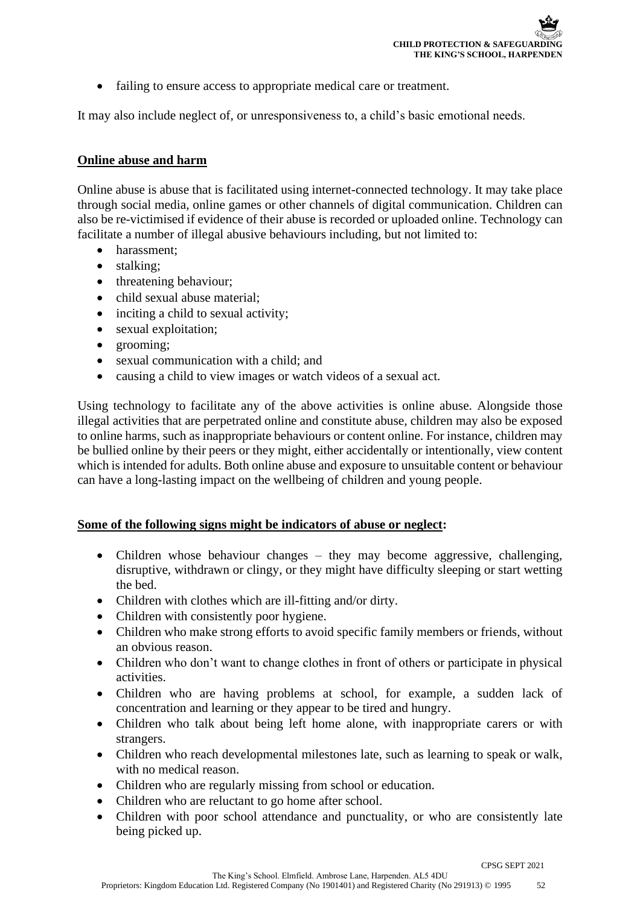- failing to ensure access to appropriate medical care or treatment.

It may also include neglect of, or unresponsiveness to, a child's basic emotional needs.

**Online abuse and harm**

Online abuse is abuse that is facilitated using internet-connected technology. It may take place through social media, online games or other channels of digital communication. Children can also be re-victimised if evidence of their abuse is recorded or uploaded online. Technology can facilitate a number of illegal abusive behaviours including, but not limited to:

- harassment;
- stalking;
- threatening behaviour;
- child sexual abuse material;
- inciting a child to sexual activity;
- sexual exploitation;
- grooming;
- sexual communication with a child; and
- causing a child to view images or watch videos of a sexual act.

Using technology to facilitate any of the above activities is online abuse. Alongside those illegal activities that are perpetrated online and constitute abuse, children may also be exposed to online harms, such as inappropriate behaviours or content online. For instance, children may be bullied online by their peers or they might, either accidentally or intentionally, view content which is intended for adults. Both online abuse and exposure to unsuitable content or behaviour can have a long-lasting impact on the wellbeing of children and young people.

**Some of the following signs might be indicators of abuse or neglect:**

- Children whose behaviour changes – they may become aggressive, challenging, disruptive, withdrawn or clingy, or they might have difficulty sleeping or start wetting the bed.
- Children with clothes which are ill-fitting and/or dirty.
- Children with consistently poor hygiene.
- Children who make strong efforts to avoid specific family members or friends, without an obvious reason.
- Children who don't want to change clothes in front of others or participate in physical activities.
- Children who are having problems at school, for example, a sudden lack of concentration and learning or they appear to be tired and hungry.
- Children who talk about being left home alone, with inappropriate carers or with strangers.
- Children who reach developmental milestones late, such as learning to speak or walk, with no medical reason.
- Children who are regularly missing from school or education.
- Children who are reluctant to go home after school.
- Children with poor school attendance and punctuality, or who are consistently late being picked up.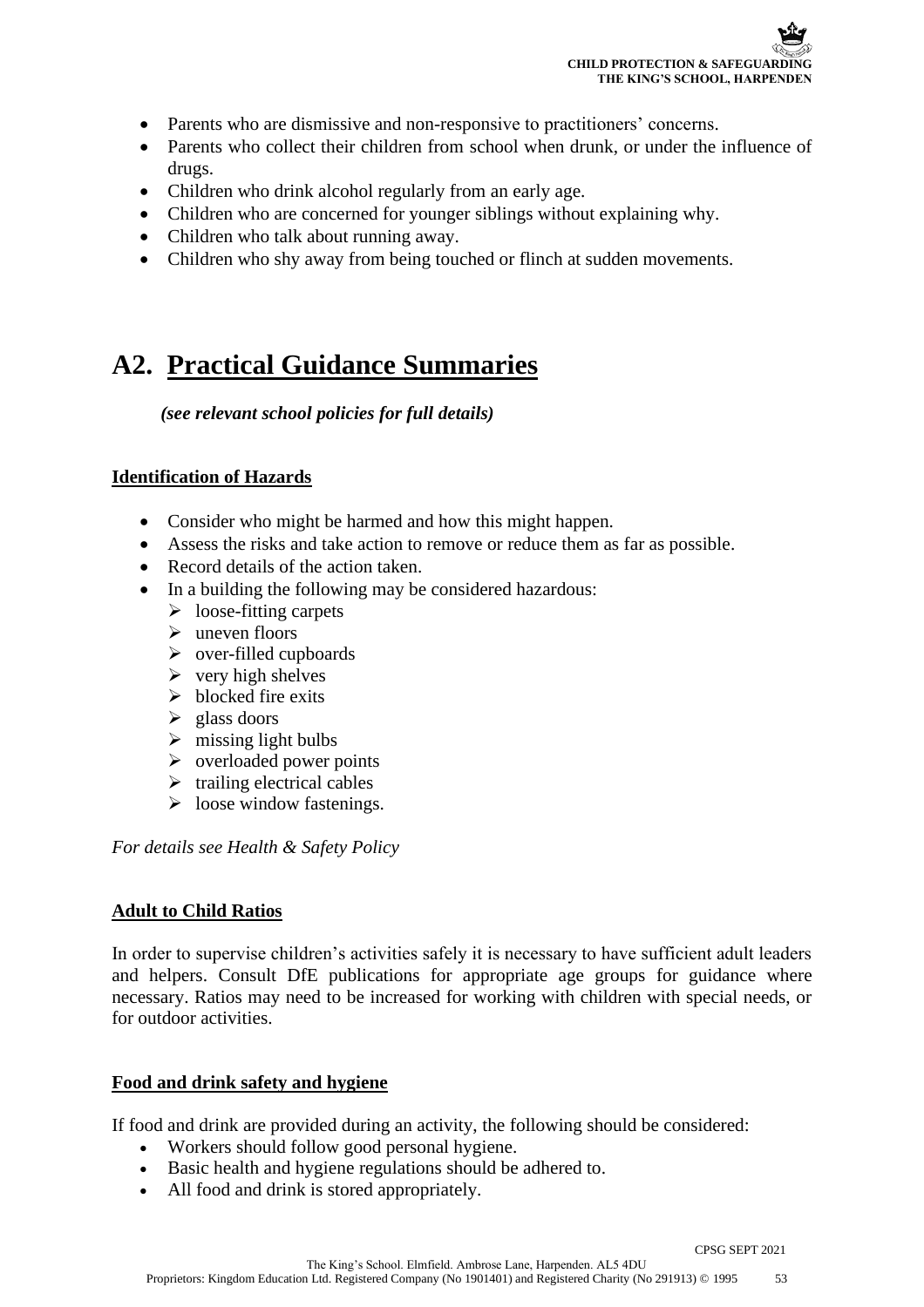- Parents who are dismissive and non-responsive to practitioners' concerns.
- Parents who collect their children from school when drunk, or under the influence of drugs.
- Children who drink alcohol regularly from an early age.
- Children who are concerned for younger siblings without explaining why.
- Children who talk about running away.
- Children who shy away from being touched or flinch at sudden movements.

# A2. Practical Guidance Summaries

*(see relevant school policies for full details)*

### Identification of Hazards

- Consider who might be harmed and how this might happen.
- Assess the risks and take action to remove or reduce them as far as possible.
- Record details of the action taken.
- In a building the following may be considered hazardous:
  - loose-fitting carpets
  - uneven floors
  - over-filled cupboards
  - very high shelves
  - blocked fire exits
  - glass doors
  - missing light bulbs
  - overloaded power points
  - trailing electrical cables
  - loose window fastenings.

*For details see Health & Safety Policy*

### Adult to Child Ratios

In order to supervise children's activities safely it is necessary to have sufficient adult leaders and helpers. Consult DfE publications for appropriate age groups for guidance where necessary. Ratios may need to be increased for working with children with special needs, or for outdoor activities.

### Food and drink safety and hygiene

If food and drink are provided during an activity, the following should be considered:

- Workers should follow good personal hygiene.
- Basic health and hygiene regulations should be adhered to.
- All food and drink is stored appropriately.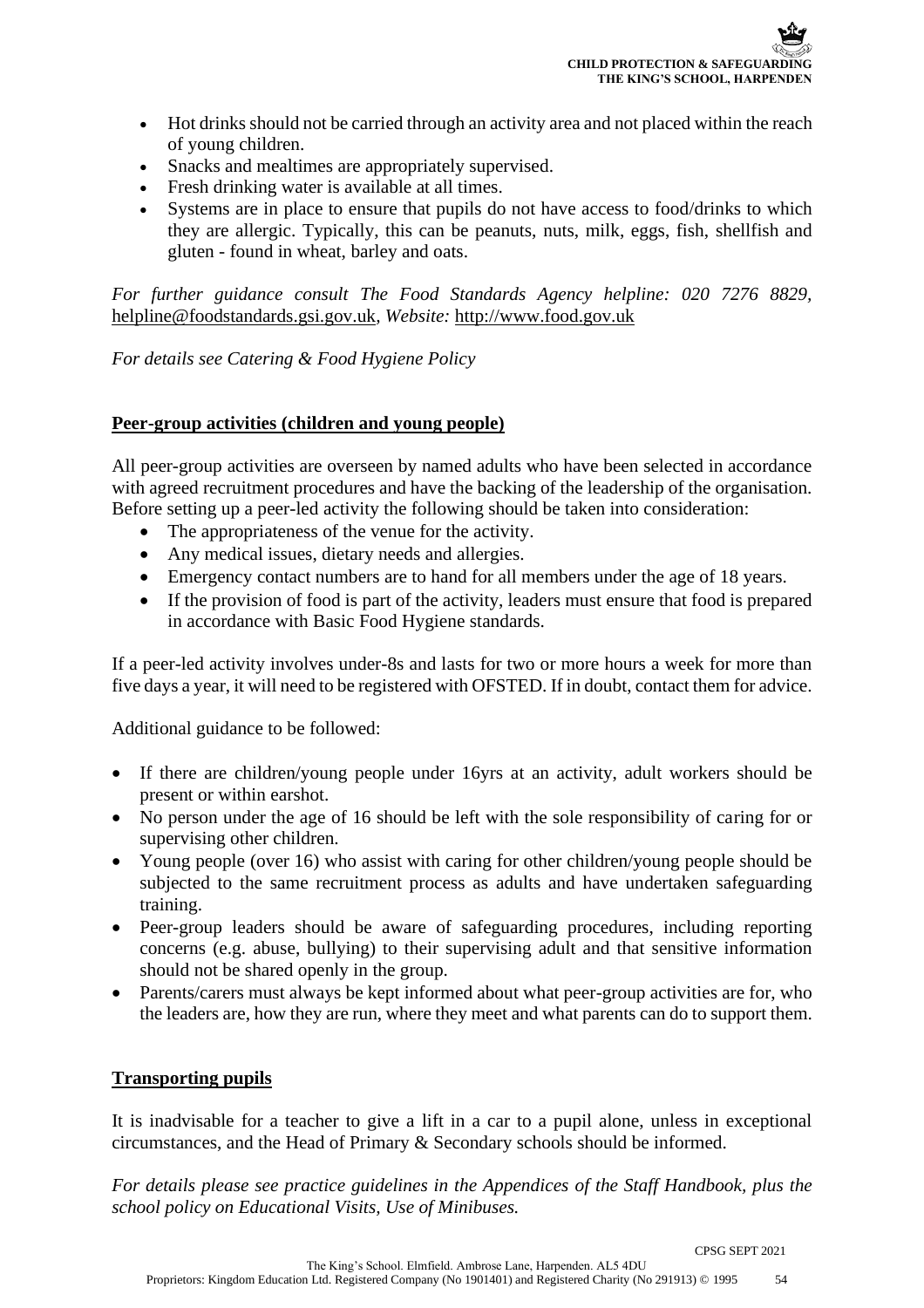- Hot drinks should not be carried through an activity area and not placed within the reach of young children.
- Snacks and mealtimes are appropriately supervised.
- Fresh drinking water is available at all times.
- Systems are in place to ensure that pupils do not have access to food/drinks to which they are allergic. Typically, this can be peanuts, nuts, milk, eggs, fish, shellfish and gluten - found in wheat, barley and oats.

*For further guidance consult The Food Standards Agency helpline: 020 7276 8829,* helpline@foodstandards.gsi.gov.uk*, Website:* http://www.food.gov.uk

*For details see Catering & Food Hygiene Policy*

## Peer-group activities (children and young people)

All peer-group activities are overseen by named adults who have been selected in accordance with agreed recruitment procedures and have the backing of the leadership of the organisation. Before setting up a peer-led activity the following should be taken into consideration:

- The appropriateness of the venue for the activity.
- Any medical issues, dietary needs and allergies.
- Emergency contact numbers are to hand for all members under the age of 18 years.
- If the provision of food is part of the activity, leaders must ensure that food is prepared in accordance with Basic Food Hygiene standards.

If a peer-led activity involves under-8s and lasts for two or more hours a week for more than five days a year, it will need to be registered with OFSTED. If in doubt, contact them for advice.

Additional guidance to be followed:

- If there are children/young people under 16yrs at an activity, adult workers should be present or within earshot.
- No person under the age of 16 should be left with the sole responsibility of caring for or supervising other children.
- Young people (over 16) who assist with caring for other children/young people should be subjected to the same recruitment process as adults and have undertaken safeguarding training.
- Peer-group leaders should be aware of safeguarding procedures, including reporting concerns (e.g. abuse, bullying) to their supervising adult and that sensitive information should not be shared openly in the group.
- Parents/carers must always be kept informed about what peer-group activities are for, who the leaders are, how they are run, where they meet and what parents can do to support them.

## Transporting pupils

It is inadvisable for a teacher to give a lift in a car to a pupil alone, unless in exceptional circumstances, and the Head of Primary & Secondary schools should be informed.

*For details please see practice guidelines in the Appendices of the Staff Handbook, plus the school policy on Educational Visits, Use of Minibuses.*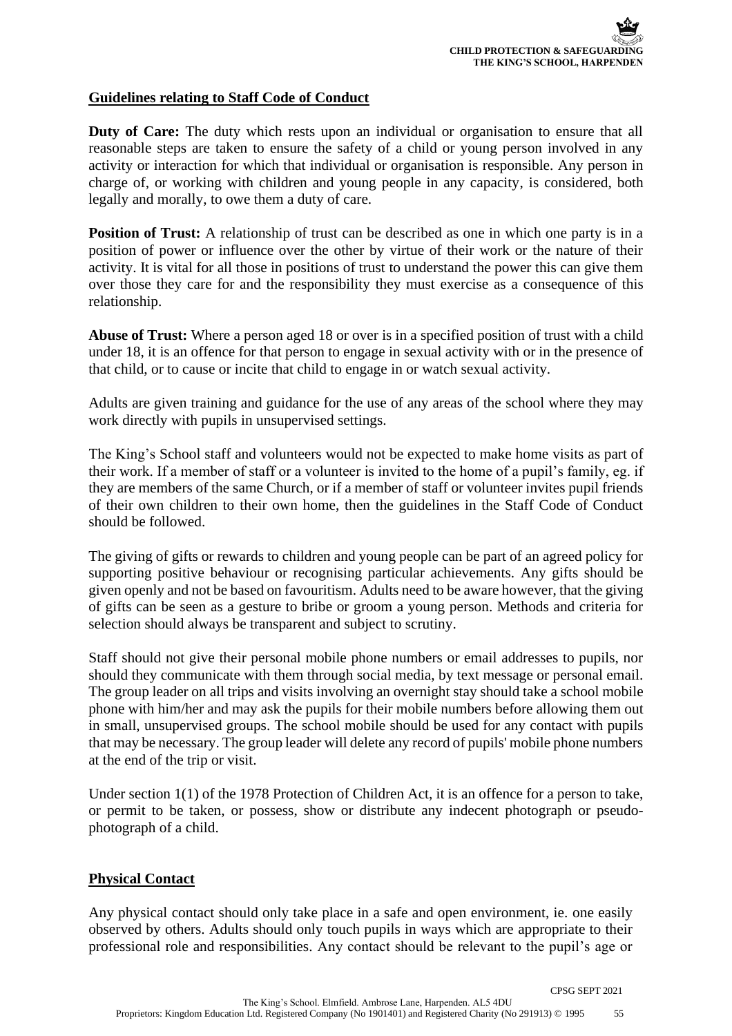## Guidelines relating to Staff Code of Conduct

**Duty of Care:** The duty which rests upon an individual or organisation to ensure that all reasonable steps are taken to ensure the safety of a child or young person involved in any activity or interaction for which that individual or organisation is responsible. Any person in charge of, or working with children and young people in any capacity, is considered, both legally and morally, to owe them a duty of care.

**Position of Trust:** A relationship of trust can be described as one in which one party is in a position of power or influence over the other by virtue of their work or the nature of their activity. It is vital for all those in positions of trust to understand the power this can give them over those they care for and the responsibility they must exercise as a consequence of this relationship.

**Abuse of Trust:** Where a person aged 18 or over is in a specified position of trust with a child under 18, it is an offence for that person to engage in sexual activity with or in the presence of that child, or to cause or incite that child to engage in or watch sexual activity.

Adults are given training and guidance for the use of any areas of the school where they may work directly with pupils in unsupervised settings.

The King's School staff and volunteers would not be expected to make home visits as part of their work. If a member of staff or a volunteer is invited to the home of a pupil's family, eg. if they are members of the same Church, or if a member of staff or volunteer invites pupil friends of their own children to their own home, then the guidelines in the Staff Code of Conduct should be followed.

The giving of gifts or rewards to children and young people can be part of an agreed policy for supporting positive behaviour or recognising particular achievements. Any gifts should be given openly and not be based on favouritism. Adults need to be aware however, that the giving of gifts can be seen as a gesture to bribe or groom a young person. Methods and criteria for selection should always be transparent and subject to scrutiny.

Staff should not give their personal mobile phone numbers or email addresses to pupils, nor should they communicate with them through social media, by text message or personal email. The group leader on all trips and visits involving an overnight stay should take a school mobile phone with him/her and may ask the pupils for their mobile numbers before allowing them out in small, unsupervised groups. The school mobile should be used for any contact with pupils that may be necessary. The group leader will delete any record of pupils' mobile phone numbers at the end of the trip or visit.

Under section 1(1) of the 1978 Protection of Children Act, it is an offence for a person to take, or permit to be taken, or possess, show or distribute any indecent photograph or pseudo-photograph of a child.

## Physical Contact

Any physical contact should only take place in a safe and open environment, ie. one easily observed by others. Adults should only touch pupils in ways which are appropriate to their professional role and responsibilities. Any contact should be relevant to the pupil's age or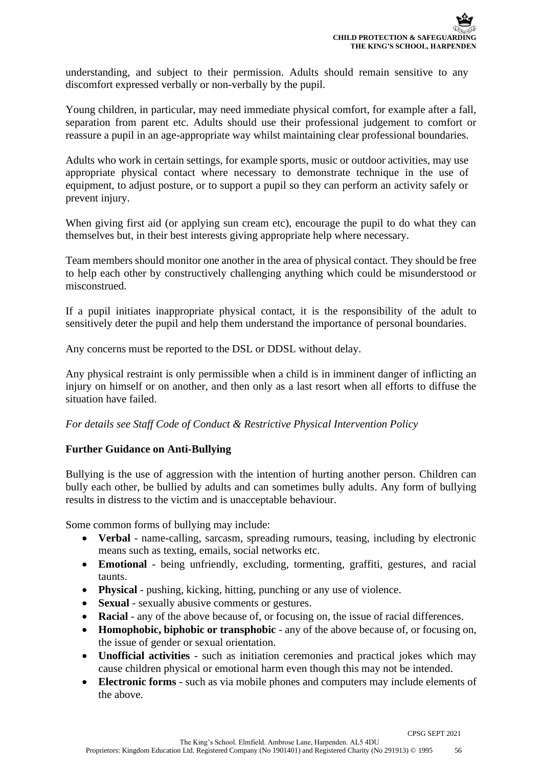understanding, and subject to their permission. Adults should remain sensitive to any discomfort expressed verbally or non-verbally by the pupil.

Young children, in particular, may need immediate physical comfort, for example after a fall, separation from parent etc. Adults should use their professional judgement to comfort or reassure a pupil in an age-appropriate way whilst maintaining clear professional boundaries.

Adults who work in certain settings, for example sports, music or outdoor activities, may use appropriate physical contact where necessary to demonstrate technique in the use of equipment, to adjust posture, or to support a pupil so they can perform an activity safely or prevent injury.

When giving first aid (or applying sun cream etc), encourage the pupil to do what they can themselves but, in their best interests giving appropriate help where necessary.

Team members should monitor one another in the area of physical contact. They should be free to help each other by constructively challenging anything which could be misunderstood or misconstrued.

If a pupil initiates inappropriate physical contact, it is the responsibility of the adult to sensitively deter the pupil and help them understand the importance of personal boundaries.

Any concerns must be reported to the DSL or DDSL without delay.

Any physical restraint is only permissible when a child is in imminent danger of inflicting an injury on himself or on another, and then only as a last resort when all efforts to diffuse the situation have failed.

*For details see Staff Code of Conduct & Restrictive Physical Intervention Policy*

**Further Guidance on Anti-Bullying**

Bullying is the use of aggression with the intention of hurting another person. Children can bully each other, be bullied by adults and can sometimes bully adults. Any form of bullying results in distress to the victim and is unacceptable behaviour.

Some common forms of bullying may include:

- **Verbal** - name-calling, sarcasm, spreading rumours, teasing, including by electronic means such as texting, emails, social networks etc.
- **Emotional** - being unfriendly, excluding, tormenting, graffiti, gestures, and racial taunts.
- **Physical** - pushing, kicking, hitting, punching or any use of violence.
- **Sexual** - sexually abusive comments or gestures.
- **Racial** - any of the above because of, or focusing on, the issue of racial differences.
- **Homophobic, biphobic or transphobic** - any of the above because of, or focusing on, the issue of gender or sexual orientation.
- **Unofficial activities** - such as initiation ceremonies and practical jokes which may cause children physical or emotional harm even though this may not be intended.
- **Electronic forms** - such as via mobile phones and computers may include elements of the above.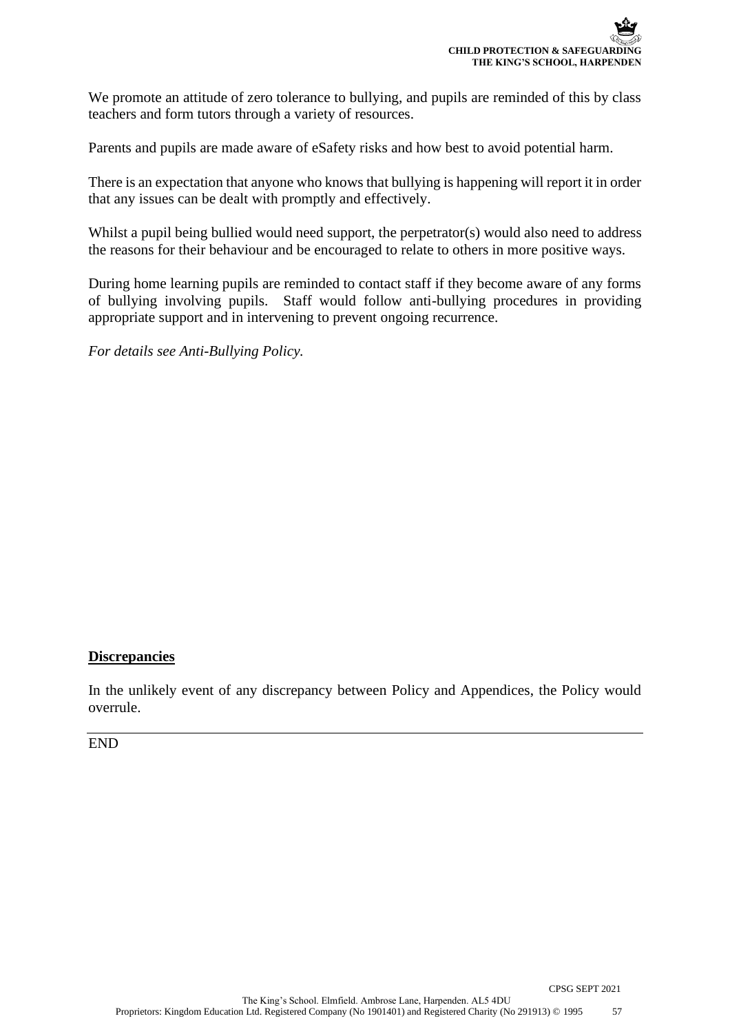We promote an attitude of zero tolerance to bullying, and pupils are reminded of this by class teachers and form tutors through a variety of resources.

Parents and pupils are made aware of eSafety risks and how best to avoid potential harm.

There is an expectation that anyone who knows that bullying is happening will report it in order that any issues can be dealt with promptly and effectively.

Whilst a pupil being bullied would need support, the perpetrator(s) would also need to address the reasons for their behaviour and be encouraged to relate to others in more positive ways.

During home learning pupils are reminded to contact staff if they become aware of any forms of bullying involving pupils. Staff would follow anti-bullying procedures in providing appropriate support and in intervening to prevent ongoing recurrence.

*For details see Anti-Bullying Policy.*

**Discrepancies**

In the unlikely event of any discrepancy between Policy and Appendices, the Policy would overrule.

---

END